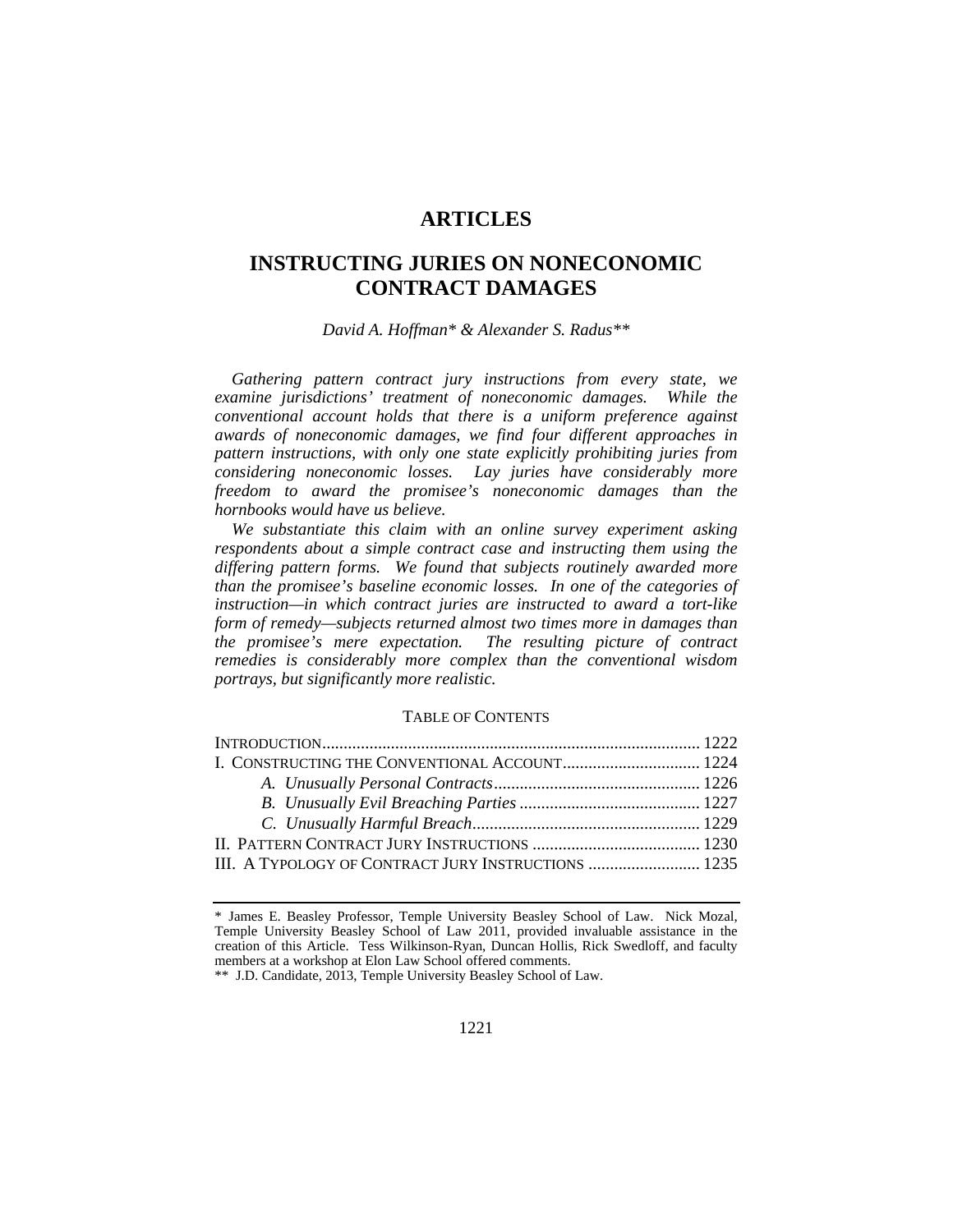# ARTICLES

## INSTRUCTING JURIES ON NONECONOMIC CONTRACT DAMAGES

*David A. Hoffman\* & Alexander S. Radus\*\**

*Gathering pattern contract jury instructions from every state, we examine jurisdictions' treatment of noneconomic damages. While the conventional account holds that there is a uniform preference against awards of noneconomic damages, we find four different approaches in pattern instructions, with only one state explicitly prohibiting juries from considering noneconomic losses. Lay juries have considerably more freedom to award the promisee's noneconomic damages than the hornbooks would have us believe.*

*We substantiate this claim with an online survey experiment asking respondents about a simple contract case and instructing them using the differing pattern forms. We found that subjects routinely awarded more than the promisee's baseline economic losses. In one of the categories of instruction—in which contract juries are instructed to award a tort-like form of remedy—subjects returned almost two times more in damages than the promisee's mere expectation. The resulting picture of contract remedies is considerably more complex than the conventional wisdom portrays, but significantly more realistic.*

TABLE OF CONTENTS

- INTRODUCTION ........ 1222
- I. CONSTRUCTING THE CONVENTIONAL ACCOUNT ........ 1224
  - *A. Unusually Personal Contracts* ........ 1226
  - *B. Unusually Evil Breaching Parties* ........ 1227
  - *C. Unusually Harmful Breach* ........ 1229
- II. PATTERN CONTRACT JURY INSTRUCTIONS ........ 1230
- III. A TYPOLOGY OF CONTRACT JURY INSTRUCTIONS ........ 1235

---

\* James E. Beasley Professor, Temple University Beasley School of Law. Nick Mozal, Temple University Beasley School of Law 2011, provided invaluable assistance in the creation of this Article. Tess Wilkinson-Ryan, Duncan Hollis, Rick Swedloff, and faculty members at a workshop at Elon Law School offered comments.

\*\* J.D. Candidate, 2013, Temple University Beasley School of Law.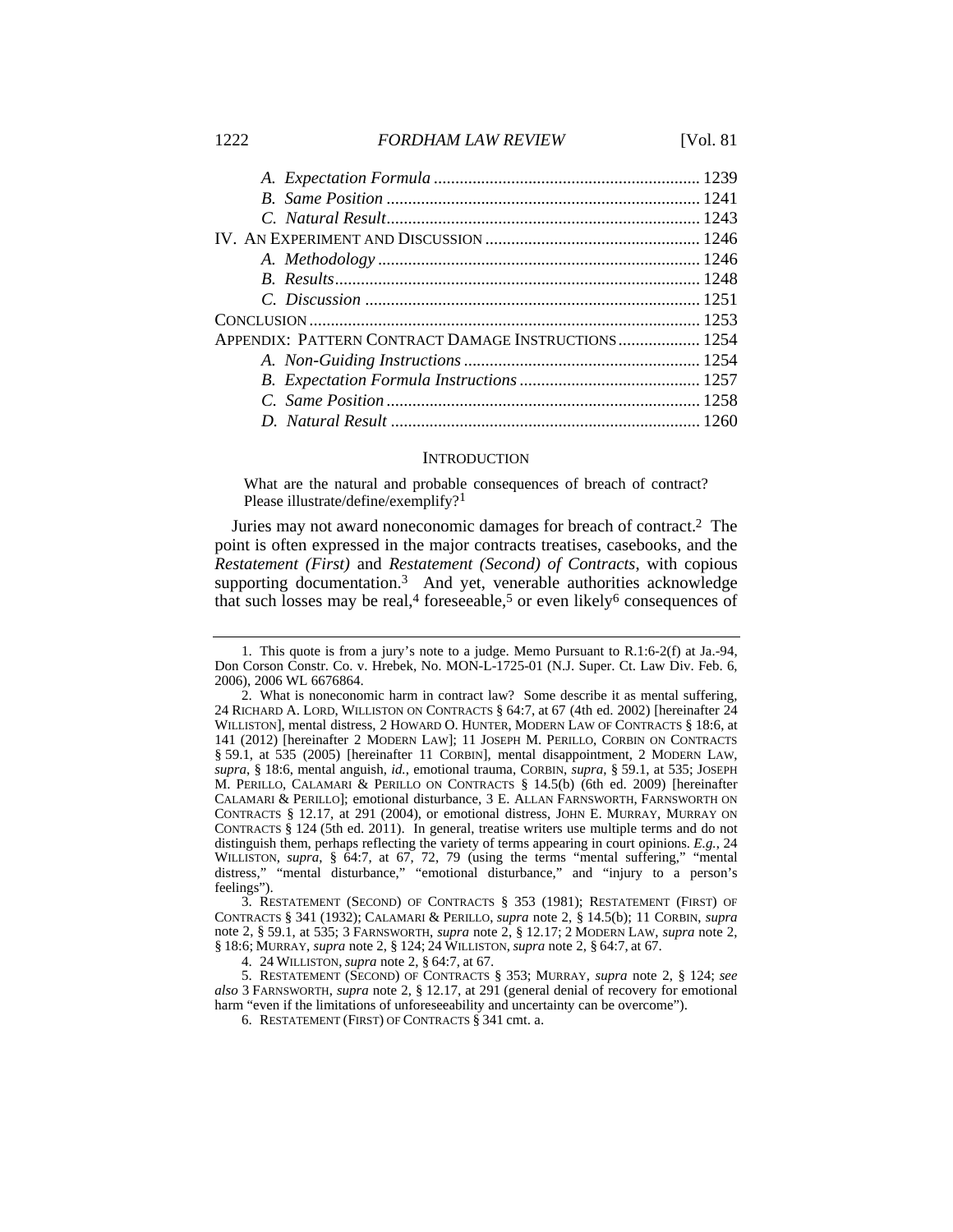*A. Expectation Formula* ............................................................. 1239
*B. Same Position* ......................................................................... 1241
*C. Natural Result*......................................................................... 1243
IV. AN EXPERIMENT AND DISCUSSION ................................................. 1246
*A. Methodology* ........................................................................... 1246
*B. Results*..................................................................................... 1248
*C. Discussion* .............................................................................. 1251
CONCLUSION .......................................................................................... 1253
APPENDIX: PATTERN CONTRACT DAMAGE INSTRUCTIONS................... 1254
*A. Non-Guiding Instructions*....................................................... 1254
*B. Expectation Formula Instructions*.......................................... 1257
*C. Same Position*......................................................................... 1258
*D. Natural Result* ........................................................................ 1260

## INTRODUCTION

> What are the natural and probable consequences of breach of contract? Please illustrate/define/exemplify?[1]

Juries may not award noneconomic damages for breach of contract.[2] The point is often expressed in the major contracts treatises, casebooks, and the *Restatement (First)* and *Restatement (Second) of Contracts*, with copious supporting documentation.[3] And yet, venerable authorities acknowledge that such losses may be real,[4] foreseeable,[5] or even likely[6] consequences of

---

1. This quote is from a jury's note to a judge. Memo Pursuant to R.1:6-2(f) at Ja.-94, Don Corson Constr. Co. v. Hrebek, No. MON-L-1725-01 (N.J. Super. Ct. Law Div. Feb. 6, 2006), 2006 WL 6676864.

2. What is noneconomic harm in contract law? Some describe it as mental suffering, 24 RICHARD A. LORD, WILLISTON ON CONTRACTS § 64:7, at 67 (4th ed. 2002) [hereinafter 24 WILLISTON], mental distress, 2 HOWARD O. HUNTER, MODERN LAW OF CONTRACTS § 18:6, at 141 (2012) [hereinafter 2 MODERN LAW]; 11 JOSEPH M. PERILLO, CORBIN ON CONTRACTS § 59.1, at 535 (2005) [hereinafter 11 CORBIN], mental disappointment, 2 MODERN LAW, *supra*, § 18:6, mental anguish, *id.*, emotional trauma, CORBIN, *supra*, § 59.1, at 535; JOSEPH M. PERILLO, CALAMARI & PERILLO ON CONTRACTS § 14.5(b) (6th ed. 2009) [hereinafter CALAMARI & PERILLO]; emotional disturbance, 3 E. ALLAN FARNSWORTH, FARNSWORTH ON CONTRACTS § 12.17, at 291 (2004), or emotional distress, JOHN E. MURRAY, MURRAY ON CONTRACTS § 124 (5th ed. 2011). In general, treatise writers use multiple terms and do not distinguish them, perhaps reflecting the variety of terms appearing in court opinions. *E.g.*, 24 WILLISTON, *supra*, § 64:7, at 67, 72, 79 (using the terms "mental suffering," "mental distress," "mental disturbance," "emotional disturbance," and "injury to a person's feelings").

3. RESTATEMENT (SECOND) OF CONTRACTS § 353 (1981); RESTATEMENT (FIRST) OF CONTRACTS § 341 (1932); CALAMARI & PERILLO, *supra* note 2, § 14.5(b); 11 CORBIN, *supra* note 2, § 59.1, at 535; 3 FARNSWORTH, *supra* note 2, § 12.17; 2 MODERN LAW, *supra* note 2, § 18:6; MURRAY, *supra* note 2, § 124; 24 WILLISTON, *supra* note 2, § 64:7, at 67.

4. 24 WILLISTON, *supra* note 2, § 64:7, at 67.

5. RESTATEMENT (SECOND) OF CONTRACTS § 353; MURRAY, *supra* note 2, § 124; *see also* 3 FARNSWORTH, *supra* note 2, § 12.17, at 291 (general denial of recovery for emotional harm "even if the limitations of unforeseeability and uncertainty can be overcome").

6. RESTATEMENT (FIRST) OF CONTRACTS § 341 cmt. a.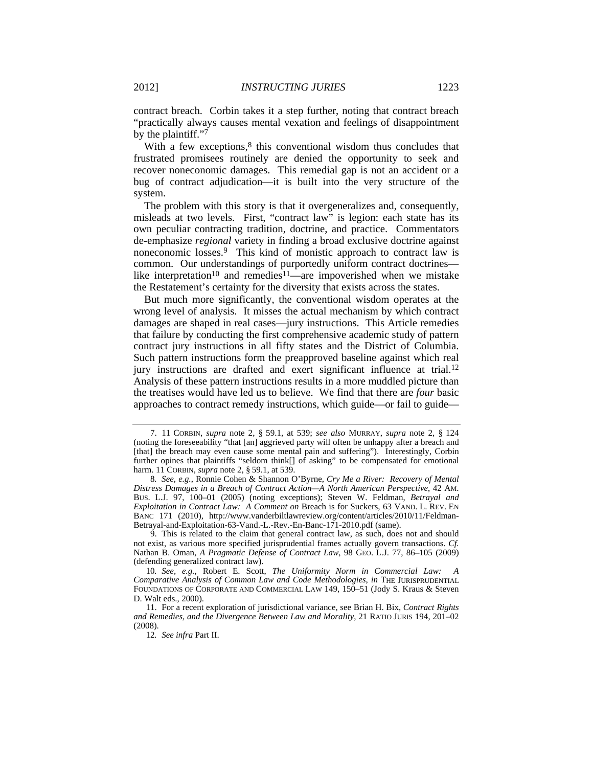contract breach. Corbin takes it a step further, noting that contract breach "practically always causes mental vexation and feelings of disappointment by the plaintiff."[7]

With a few exceptions,[8] this conventional wisdom thus concludes that frustrated promisees routinely are denied the opportunity to seek and recover noneconomic damages. This remedial gap is not an accident or a bug of contract adjudication—it is built into the very structure of the system.

The problem with this story is that it overgeneralizes and, consequently, misleads at two levels. First, "contract law" is legion: each state has its own peculiar contracting tradition, doctrine, and practice. Commentators de-emphasize *regional* variety in finding a broad exclusive doctrine against noneconomic losses.[9] This kind of monistic approach to contract law is common. Our understandings of purportedly uniform contract doctrines—like interpretation[10] and remedies[11]—are impoverished when we mistake the Restatement's certainty for the diversity that exists across the states.

But much more significantly, the conventional wisdom operates at the wrong level of analysis. It misses the actual mechanism by which contract damages are shaped in real cases—jury instructions. This Article remedies that failure by conducting the first comprehensive academic study of pattern contract jury instructions in all fifty states and the District of Columbia. Such pattern instructions form the preapproved baseline against which real jury instructions are drafted and exert significant influence at trial.[12] Analysis of these pattern instructions results in a more muddled picture than the treatises would have led us to believe. We find that there are *four* basic approaches to contract remedy instructions, which guide—or fail to guide—

---

7. 11 CORBIN, *supra* note 2, § 59.1, at 539; *see also* MURRAY, *supra* note 2, § 124 (noting the foreseeability "that [an] aggrieved party will often be unhappy after a breach and [that] the breach may even cause some mental pain and suffering"). Interestingly, Corbin further opines that plaintiffs "seldom think[] of asking" to be compensated for emotional harm. 11 CORBIN, *supra* note 2, § 59.1, at 539.

8. *See, e.g.*, Ronnie Cohen & Shannon O'Byrne, *Cry Me a River: Recovery of Mental Distress Damages in a Breach of Contract Action—A North American Perspective*, 42 AM. BUS. L.J. 97, 100–01 (2005) (noting exceptions); Steven W. Feldman, *Betrayal and Exploitation in Contract Law: A Comment on* Breach is for Suckers, 63 VAND. L. REV. EN BANC 171 (2010), http://www.vanderbiltlawreview.org/content/articles/2010/11/Feldman-Betrayal-and-Exploitation-63-Vand.-L.-Rev.-En-Banc-171-2010.pdf (same).

9. This is related to the claim that general contract law, as such, does not and should not exist, as various more specified jurisprudential frames actually govern transactions. *Cf.* Nathan B. Oman, *A Pragmatic Defense of Contract Law*, 98 GEO. L.J. 77, 86–105 (2009) (defending generalized contract law).

10. *See, e.g.*, Robert E. Scott, *The Uniformity Norm in Commercial Law: A Comparative Analysis of Common Law and Code Methodologies*, *in* THE JURISPRUDENTIAL FOUNDATIONS OF CORPORATE AND COMMERCIAL LAW 149, 150–51 (Jody S. Kraus & Steven D. Walt eds., 2000).

11. For a recent exploration of jurisdictional variance, see Brian H. Bix, *Contract Rights and Remedies, and the Divergence Between Law and Morality*, 21 RATIO JURIS 194, 201–02 (2008).

12. *See infra* Part II.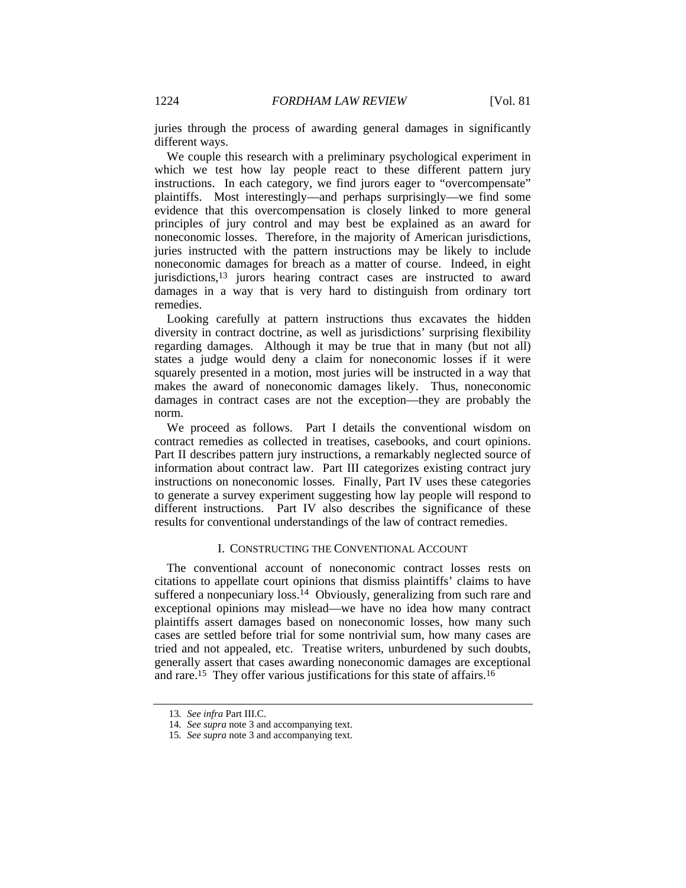juries through the process of awarding general damages in significantly different ways.

We couple this research with a preliminary psychological experiment in which we test how lay people react to these different pattern jury instructions. In each category, we find jurors eager to "overcompensate" plaintiffs. Most interestingly—and perhaps surprisingly—we find some evidence that this overcompensation is closely linked to more general principles of jury control and may best be explained as an award for noneconomic losses. Therefore, in the majority of American jurisdictions, juries instructed with the pattern instructions may be likely to include noneconomic damages for breach as a matter of course. Indeed, in eight jurisdictions,[13] jurors hearing contract cases are instructed to award damages in a way that is very hard to distinguish from ordinary tort remedies.

Looking carefully at pattern instructions thus excavates the hidden diversity in contract doctrine, as well as jurisdictions' surprising flexibility regarding damages. Although it may be true that in many (but not all) states a judge would deny a claim for noneconomic losses if it were squarely presented in a motion, most juries will be instructed in a way that makes the award of noneconomic damages likely. Thus, noneconomic damages in contract cases are not the exception—they are probably the norm.

We proceed as follows. Part I details the conventional wisdom on contract remedies as collected in treatises, casebooks, and court opinions. Part II describes pattern jury instructions, a remarkably neglected source of information about contract law. Part III categorizes existing contract jury instructions on noneconomic losses. Finally, Part IV uses these categories to generate a survey experiment suggesting how lay people will respond to different instructions. Part IV also describes the significance of these results for conventional understandings of the law of contract remedies.

## I. CONSTRUCTING THE CONVENTIONAL ACCOUNT

The conventional account of noneconomic contract losses rests on citations to appellate court opinions that dismiss plaintiffs' claims to have suffered a nonpecuniary loss.[14] Obviously, generalizing from such rare and exceptional opinions may mislead—we have no idea how many contract plaintiffs assert damages based on noneconomic losses, how many such cases are settled before trial for some nontrivial sum, how many cases are tried and not appealed, etc. Treatise writers, unburdened by such doubts, generally assert that cases awarding noneconomic damages are exceptional and rare.[15] They offer various justifications for this state of affairs.[16]

---

13. *See infra* Part III.C.

14. *See supra* note 3 and accompanying text.

15. *See supra* note 3 and accompanying text.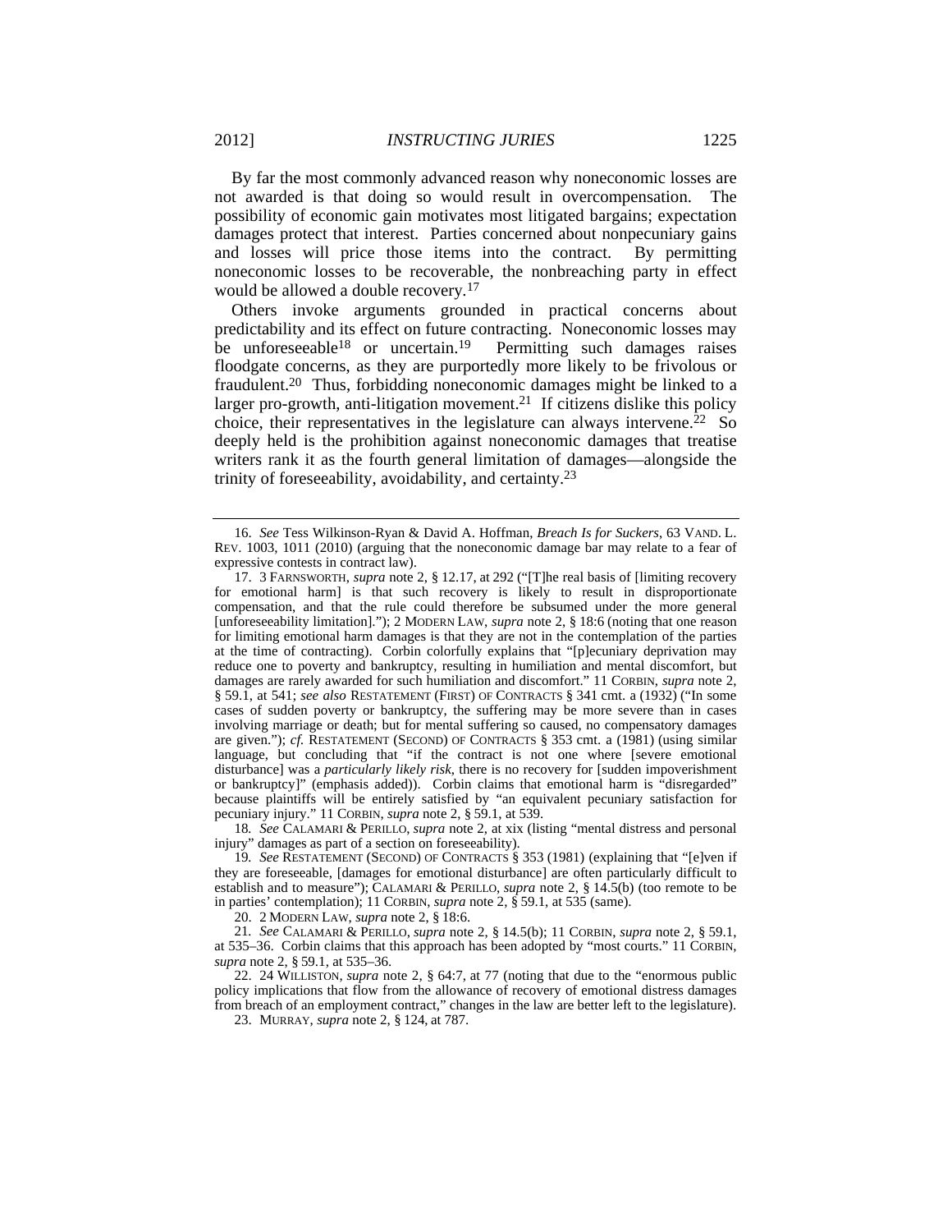By far the most commonly advanced reason why noneconomic losses are not awarded is that doing so would result in overcompensation. The possibility of economic gain motivates most litigated bargains; expectation damages protect that interest. Parties concerned about nonpecuniary gains and losses will price those items into the contract. By permitting noneconomic losses to be recoverable, the nonbreaching party in effect would be allowed a double recovery.[17]

Others invoke arguments grounded in practical concerns about predictability and its effect on future contracting. Noneconomic losses may be unforeseeable[18] or uncertain.[19] Permitting such damages raises floodgate concerns, as they are purportedly more likely to be frivolous or fraudulent.[20] Thus, forbidding noneconomic damages might be linked to a larger pro-growth, anti-litigation movement.[21] If citizens dislike this policy choice, their representatives in the legislature can always intervene.[22] So deeply held is the prohibition against noneconomic damages that treatise writers rank it as the fourth general limitation of damages—alongside the trinity of foreseeability, avoidability, and certainty.[23]

---

16. *See* Tess Wilkinson-Ryan & David A. Hoffman, *Breach Is for Suckers*, 63 VAND. L. REV. 1003, 1011 (2010) (arguing that the noneconomic damage bar may relate to a fear of expressive contests in contract law).

17. 3 FARNSWORTH, *supra* note 2, § 12.17, at 292 ("[T]he real basis of [limiting recovery for emotional harm] is that such recovery is likely to result in disproportionate compensation, and that the rule could therefore be subsumed under the more general [unforeseeability limitation]."); 2 MODERN LAW, *supra* note 2, § 18:6 (noting that one reason for limiting emotional harm damages is that they are not in the contemplation of the parties at the time of contracting). Corbin colorfully explains that "[p]ecuniary deprivation may reduce one to poverty and bankruptcy, resulting in humiliation and mental discomfort, but damages are rarely awarded for such humiliation and discomfort." 11 CORBIN, *supra* note 2, § 59.1, at 541; *see also* RESTATEMENT (FIRST) OF CONTRACTS § 341 cmt. a (1932) ("In some cases of sudden poverty or bankruptcy, the suffering may be more severe than in cases involving marriage or death; but for mental suffering so caused, no compensatory damages are given."); *cf.* RESTATEMENT (SECOND) OF CONTRACTS § 353 cmt. a (1981) (using similar language, but concluding that "if the contract is not one where [severe emotional disturbance] was a *particularly likely risk*, there is no recovery for [sudden impoverishment or bankruptcy]" (emphasis added)). Corbin claims that emotional harm is "disregarded" because plaintiffs will be entirely satisfied by "an equivalent pecuniary satisfaction for pecuniary injury." 11 CORBIN, *supra* note 2, § 59.1, at 539.

18. *See* CALAMARI & PERILLO, *supra* note 2, at xix (listing "mental distress and personal injury" damages as part of a section on foreseeability).

19. *See* RESTATEMENT (SECOND) OF CONTRACTS § 353 (1981) (explaining that "[e]ven if they are foreseeable, [damages for emotional disturbance] are often particularly difficult to establish and to measure"); CALAMARI & PERILLO, *supra* note 2, § 14.5(b) (too remote to be in parties' contemplation); 11 CORBIN, *supra* note 2, § 59.1, at 535 (same).

20. 2 MODERN LAW, *supra* note 2, § 18:6.

21. *See* CALAMARI & PERILLO, *supra* note 2, § 14.5(b); 11 CORBIN, *supra* note 2, § 59.1, at 535–36. Corbin claims that this approach has been adopted by "most courts." 11 CORBIN, *supra* note 2, § 59.1, at 535–36.

22. 24 WILLISTON, *supra* note 2, § 64:7, at 77 (noting that due to the "enormous public policy implications that flow from the allowance of recovery of emotional distress damages from breach of an employment contract," changes in the law are better left to the legislature).

23. MURRAY, *supra* note 2, § 124, at 787.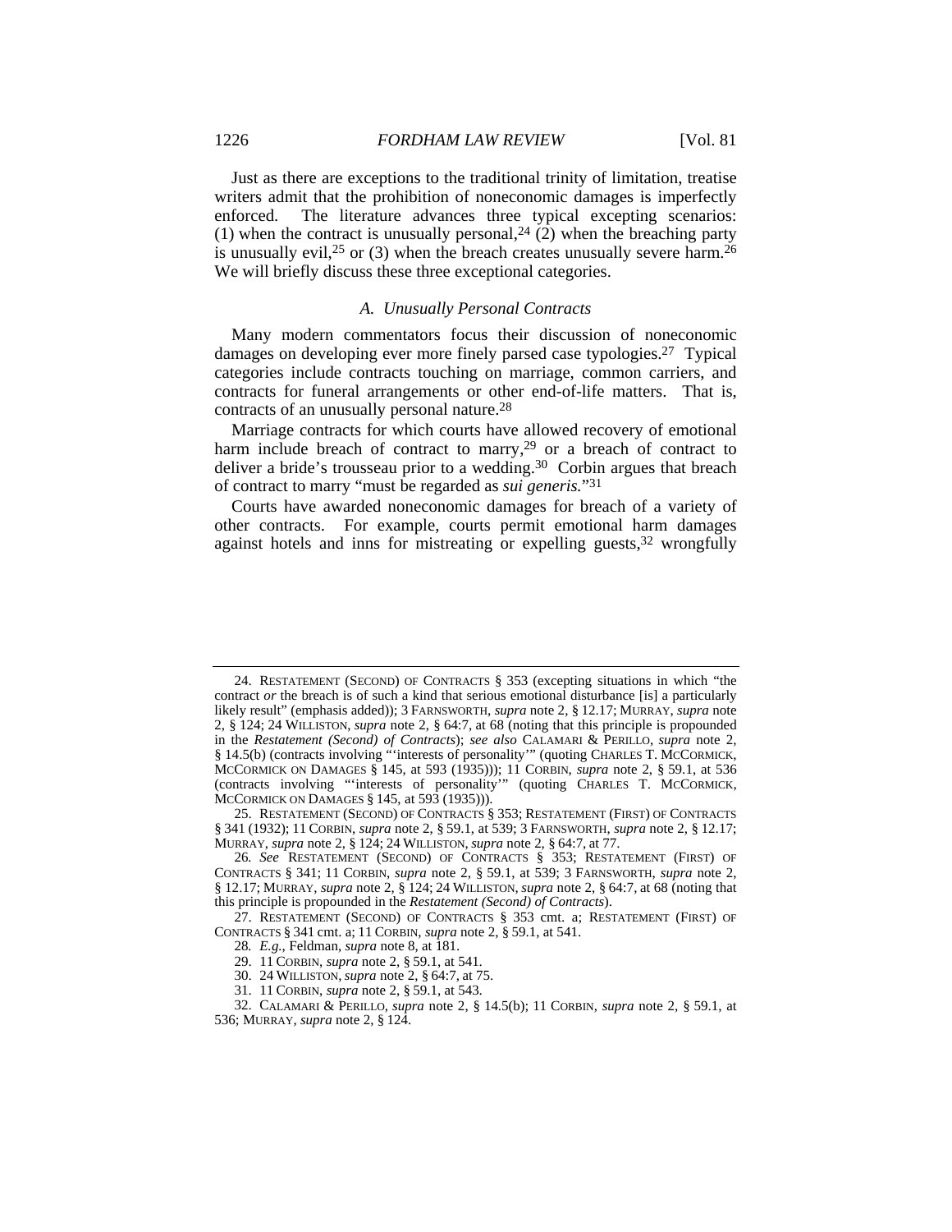Just as there are exceptions to the traditional trinity of limitation, treatise writers admit that the prohibition of noneconomic damages is imperfectly enforced. The literature advances three typical excepting scenarios: (1) when the contract is unusually personal,[24] (2) when the breaching party is unusually evil,[25] or (3) when the breach creates unusually severe harm.[26] We will briefly discuss these three exceptional categories.

### A. *Unusually Personal Contracts*

Many modern commentators focus their discussion of noneconomic damages on developing ever more finely parsed case typologies.[27] Typical categories include contracts touching on marriage, common carriers, and contracts for funeral arrangements or other end-of-life matters. That is, contracts of an unusually personal nature.[28]

Marriage contracts for which courts have allowed recovery of emotional harm include breach of contract to marry,[29] or a breach of contract to deliver a bride's trousseau prior to a wedding.[30] Corbin argues that breach of contract to marry "must be regarded as *sui generis.*"[31]

Courts have awarded noneconomic damages for breach of a variety of other contracts. For example, courts permit emotional harm damages against hotels and inns for mistreating or expelling guests,[32] wrongfully

---

24. RESTATEMENT (SECOND) OF CONTRACTS § 353 (excepting situations in which "the contract *or* the breach is of such a kind that serious emotional disturbance [is] a particularly likely result" (emphasis added)); 3 FARNSWORTH, *supra* note 2, § 12.17; MURRAY, *supra* note 2, § 124; 24 WILLISTON, *supra* note 2, § 64:7, at 68 (noting that this principle is propounded in the *Restatement (Second) of Contracts*); *see also* CALAMARI & PERILLO, *supra* note 2, § 14.5(b) (contracts involving "'interests of personality'" (quoting CHARLES T. MCCORMICK, MCCORMICK ON DAMAGES § 145, at 593 (1935))); 11 CORBIN, *supra* note 2, § 59.1, at 536 (contracts involving "'interests of personality'" (quoting CHARLES T. MCCORMICK, MCCORMICK ON DAMAGES § 145, at 593 (1935))).

25. RESTATEMENT (SECOND) OF CONTRACTS § 353; RESTATEMENT (FIRST) OF CONTRACTS § 341 (1932); 11 CORBIN, *supra* note 2, § 59.1, at 539; 3 FARNSWORTH, *supra* note 2, § 12.17; MURRAY, *supra* note 2, § 124; 24 WILLISTON, *supra* note 2, § 64:7, at 77.

26. *See* RESTATEMENT (SECOND) OF CONTRACTS § 353; RESTATEMENT (FIRST) OF CONTRACTS § 341; 11 CORBIN, *supra* note 2, § 59.1, at 539; 3 FARNSWORTH, *supra* note 2, § 12.17; MURRAY, *supra* note 2, § 124; 24 WILLISTON, *supra* note 2, § 64:7, at 68 (noting that this principle is propounded in the *Restatement (Second) of Contracts*).

27. RESTATEMENT (SECOND) OF CONTRACTS § 353 cmt. a; RESTATEMENT (FIRST) OF CONTRACTS § 341 cmt. a; 11 CORBIN, *supra* note 2, § 59.1, at 541.

28. *E.g.*, Feldman, *supra* note 8, at 181.

29. 11 CORBIN, *supra* note 2, § 59.1, at 541.

30. 24 WILLISTON, *supra* note 2, § 64:7, at 75.

31. 11 CORBIN, *supra* note 2, § 59.1, at 543.

32. CALAMARI & PERILLO, *supra* note 2, § 14.5(b); 11 CORBIN, *supra* note 2, § 59.1, at 536; MURRAY, *supra* note 2, § 124.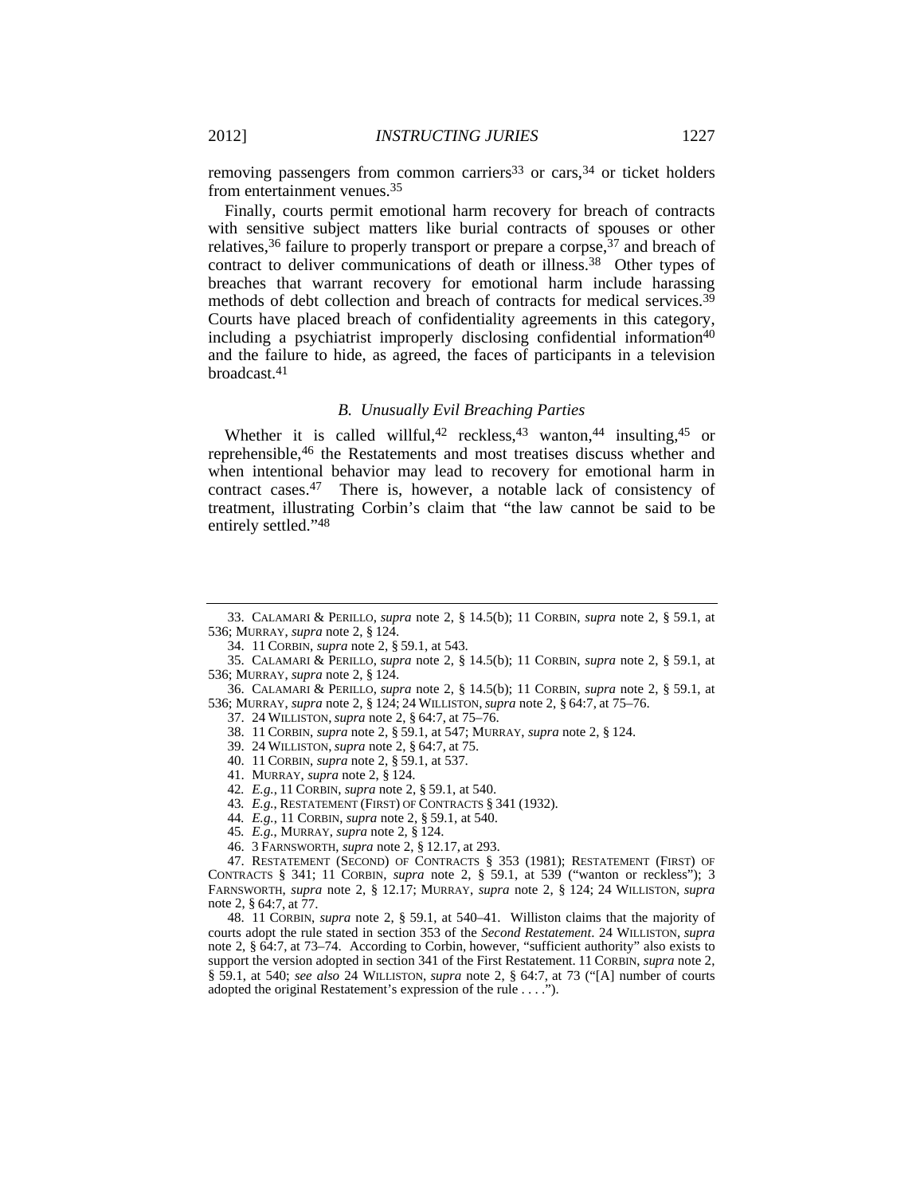removing passengers from common carriers[33] or cars,[34] or ticket holders from entertainment venues.[35]

Finally, courts permit emotional harm recovery for breach of contracts with sensitive subject matters like burial contracts of spouses or other relatives,[36] failure to properly transport or prepare a corpse,[37] and breach of contract to deliver communications of death or illness.[38] Other types of breaches that warrant recovery for emotional harm include harassing methods of debt collection and breach of contracts for medical services.[39] Courts have placed breach of confidentiality agreements in this category, including a psychiatrist improperly disclosing confidential information[40] and the failure to hide, as agreed, the faces of participants in a television broadcast.[41]

### *B. Unusually Evil Breaching Parties*

Whether it is called willful,[42] reckless,[43] wanton,[44] insulting,[45] or reprehensible,[46] the Restatements and most treatises discuss whether and when intentional behavior may lead to recovery for emotional harm in contract cases.[47] There is, however, a notable lack of consistency of treatment, illustrating Corbin's claim that "the law cannot be said to be entirely settled."[48]

---

33. CALAMARI & PERILLO, *supra* note 2, § 14.5(b); 11 CORBIN, *supra* note 2, § 59.1, at 536; MURRAY, *supra* note 2, § 124.

34. 11 CORBIN, *supra* note 2, § 59.1, at 543.

35. CALAMARI & PERILLO, *supra* note 2, § 14.5(b); 11 CORBIN, *supra* note 2, § 59.1, at 536; MURRAY, *supra* note 2, § 124.

36. CALAMARI & PERILLO, *supra* note 2, § 14.5(b); 11 CORBIN, *supra* note 2, § 59.1, at 536; MURRAY, *supra* note 2, § 124; 24 WILLISTON, *supra* note 2, § 64:7, at 75–76.

37. 24 WILLISTON, *supra* note 2, § 64:7, at 75–76.

38. 11 CORBIN, *supra* note 2, § 59.1, at 547; MURRAY, *supra* note 2, § 124.

39. 24 WILLISTON, *supra* note 2, § 64:7, at 75.

40. 11 CORBIN, *supra* note 2, § 59.1, at 537.

41. MURRAY, *supra* note 2, § 124.

42. *E.g.*, 11 CORBIN, *supra* note 2, § 59.1, at 540.

43. *E.g.*, RESTATEMENT (FIRST) OF CONTRACTS § 341 (1932).

44. *E.g.*, 11 CORBIN, *supra* note 2, § 59.1, at 540.

45. *E.g.*, MURRAY, *supra* note 2, § 124.

46. 3 FARNSWORTH, *supra* note 2, § 12.17, at 293.

47. RESTATEMENT (SECOND) OF CONTRACTS § 353 (1981); RESTATEMENT (FIRST) OF CONTRACTS § 341; 11 CORBIN, *supra* note 2, § 59.1, at 539 ("wanton or reckless"); 3 FARNSWORTH, *supra* note 2, § 12.17; MURRAY, *supra* note 2, § 124; 24 WILLISTON, *supra* note 2, § 64:7, at 77.

48. 11 CORBIN, *supra* note 2, § 59.1, at 540–41. Williston claims that the majority of courts adopt the rule stated in section 353 of the *Second Restatement*. 24 WILLISTON, *supra* note 2, § 64:7, at 73–74. According to Corbin, however, "sufficient authority" also exists to support the version adopted in section 341 of the First Restatement. 11 CORBIN, *supra* note 2, § 59.1, at 540; *see also* 24 WILLISTON, *supra* note 2, § 64:7, at 73 ("[A] number of courts adopted the original Restatement's expression of the rule . . . .").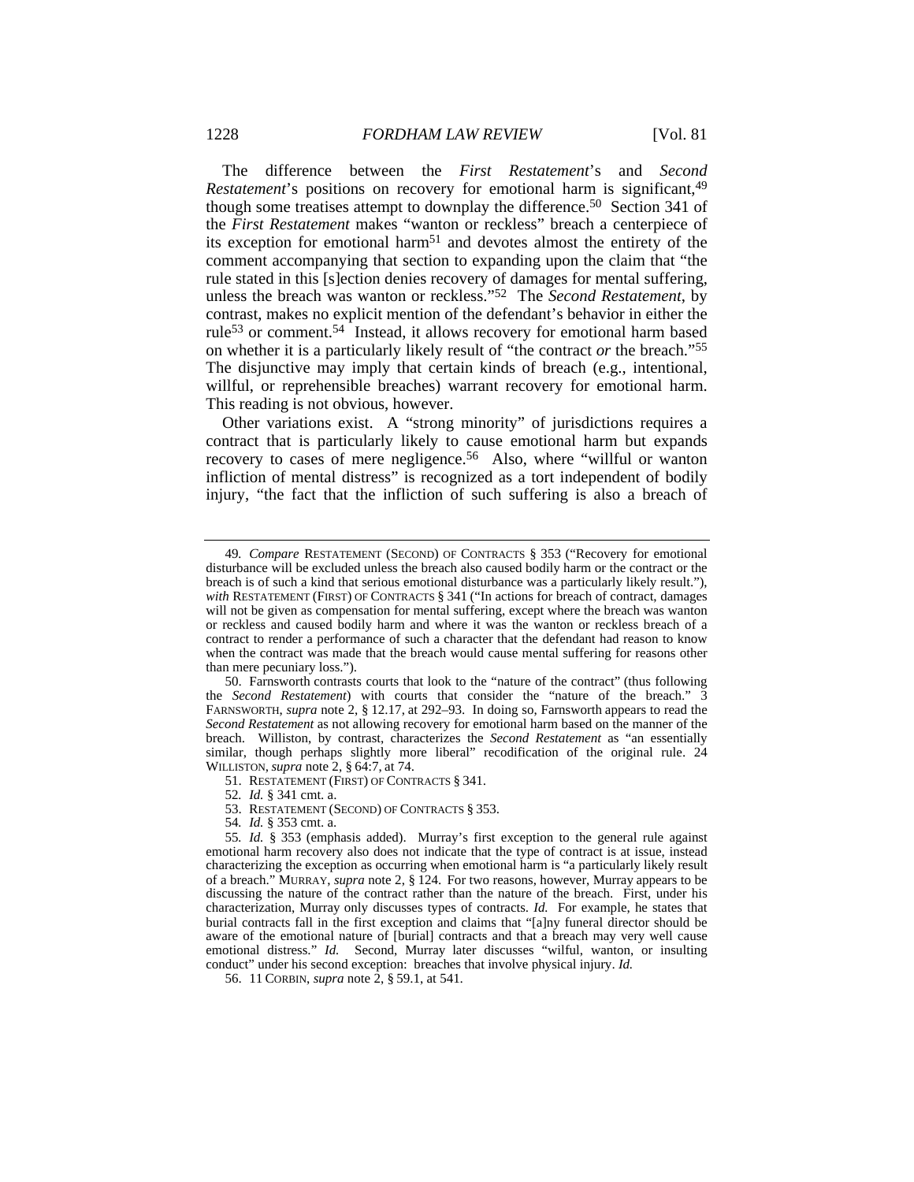The difference between the *First Restatement*'s and *Second Restatement*'s positions on recovery for emotional harm is significant,[49] though some treatises attempt to downplay the difference.[50] Section 341 of the *First Restatement* makes "wanton or reckless" breach a centerpiece of its exception for emotional harm[51] and devotes almost the entirety of the comment accompanying that section to expanding upon the claim that "the rule stated in this [s]ection denies recovery of damages for mental suffering, unless the breach was wanton or reckless."[52] The *Second Restatement*, by contrast, makes no explicit mention of the defendant's behavior in either the rule[53] or comment.[54] Instead, it allows recovery for emotional harm based on whether it is a particularly likely result of "the contract *or* the breach."[55] The disjunctive may imply that certain kinds of breach (e.g., intentional, willful, or reprehensible breaches) warrant recovery for emotional harm. This reading is not obvious, however.

Other variations exist. A "strong minority" of jurisdictions requires a contract that is particularly likely to cause emotional harm but expands recovery to cases of mere negligence.[56] Also, where "willful or wanton infliction of mental distress" is recognized as a tort independent of bodily injury, "the fact that the infliction of such suffering is also a breach of

---

49. *Compare* RESTATEMENT (SECOND) OF CONTRACTS § 353 ("Recovery for emotional disturbance will be excluded unless the breach also caused bodily harm or the contract or the breach is of such a kind that serious emotional disturbance was a particularly likely result."), *with* RESTATEMENT (FIRST) OF CONTRACTS § 341 ("In actions for breach of contract, damages will not be given as compensation for mental suffering, except where the breach was wanton or reckless and caused bodily harm and where it was the wanton or reckless breach of a contract to render a performance of such a character that the defendant had reason to know when the contract was made that the breach would cause mental suffering for reasons other than mere pecuniary loss.").

50. Farnsworth contrasts courts that look to the "nature of the contract" (thus following the *Second Restatement*) with courts that consider the "nature of the breach." 3 FARNSWORTH, *supra* note 2, § 12.17, at 292–93. In doing so, Farnsworth appears to read the *Second Restatement* as not allowing recovery for emotional harm based on the manner of the breach. Williston, by contrast, characterizes the *Second Restatement* as "an essentially similar, though perhaps slightly more liberal" recodification of the original rule. 24 WILLISTON, *supra* note 2, § 64:7, at 74.

51. RESTATEMENT (FIRST) OF CONTRACTS § 341.

52. *Id.* § 341 cmt. a.

53. RESTATEMENT (SECOND) OF CONTRACTS § 353.

54. *Id.* § 353 cmt. a.

55. *Id.* § 353 (emphasis added). Murray's first exception to the general rule against emotional harm recovery also does not indicate that the type of contract is at issue, instead characterizing the exception as occurring when emotional harm is "a particularly likely result of a breach." MURRAY, *supra* note 2, § 124. For two reasons, however, Murray appears to be discussing the nature of the contract rather than the nature of the breach. First, under his characterization, Murray only discusses types of contracts. *Id.* For example, he states that burial contracts fall in the first exception and claims that "[a]ny funeral director should be aware of the emotional nature of [burial] contracts and that a breach may very well cause emotional distress." *Id.* Second, Murray later discusses "wilful, wanton, or insulting conduct" under his second exception: breaches that involve physical injury. *Id.*

56. 11 CORBIN, *supra* note 2, § 59.1, at 541.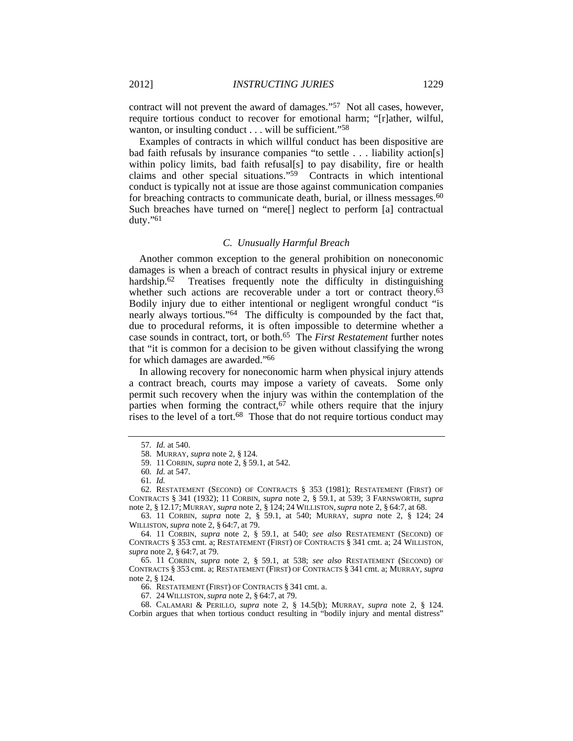contract will not prevent the award of damages."[57] Not all cases, however, require tortious conduct to recover for emotional harm; "[r]ather, wilful, wanton, or insulting conduct . . . will be sufficient."[58]

Examples of contracts in which willful conduct has been dispositive are bad faith refusals by insurance companies "to settle . . . liability action[s] within policy limits, bad faith refusal[s] to pay disability, fire or health claims and other special situations."[59] Contracts in which intentional conduct is typically not at issue are those against communication companies for breaching contracts to communicate death, burial, or illness messages.[60] Such breaches have turned on "mere[] neglect to perform [a] contractual duty."[61]

### C. *Unusually Harmful Breach*

Another common exception to the general prohibition on noneconomic damages is when a breach of contract results in physical injury or extreme hardship.[62] Treatises frequently note the difficulty in distinguishing whether such actions are recoverable under a tort or contract theory.[63] Bodily injury due to either intentional or negligent wrongful conduct "is nearly always tortious."[64] The difficulty is compounded by the fact that, due to procedural reforms, it is often impossible to determine whether a case sounds in contract, tort, or both.[65] The *First Restatement* further notes that "it is common for a decision to be given without classifying the wrong for which damages are awarded."[66]

In allowing recovery for noneconomic harm when physical injury attends a contract breach, courts may impose a variety of caveats. Some only permit such recovery when the injury was within the contemplation of the parties when forming the contract,[67] while others require that the injury rises to the level of a tort.[68] Those that do not require tortious conduct may

---

57. *Id.* at 540.

58. MURRAY, *supra* note 2, § 124.

59. 11 CORBIN, *supra* note 2, § 59.1, at 542.

60. *Id.* at 547.

61. *Id.*

62. RESTATEMENT (SECOND) OF CONTRACTS § 353 (1981); RESTATEMENT (FIRST) OF CONTRACTS § 341 (1932); 11 CORBIN, *supra* note 2, § 59.1, at 539; 3 FARNSWORTH, *supra* note 2, § 12.17; MURRAY, *supra* note 2, § 124; 24 WILLISTON, *supra* note 2, § 64:7, at 68.

63. 11 CORBIN, *supra* note 2, § 59.1, at 540; MURRAY, *supra* note 2, § 124; 24 WILLISTON, *supra* note 2, § 64:7, at 79.

64. 11 CORBIN, *supra* note 2, § 59.1, at 540; *see also* RESTATEMENT (SECOND) OF CONTRACTS § 353 cmt. a; RESTATEMENT (FIRST) OF CONTRACTS § 341 cmt. a; 24 WILLISTON, *supra* note 2, § 64:7, at 79.

65. 11 CORBIN, *supra* note 2, § 59.1, at 538; *see also* RESTATEMENT (SECOND) OF CONTRACTS § 353 cmt. a; RESTATEMENT (FIRST) OF CONTRACTS § 341 cmt. a; MURRAY, *supra* note 2, § 124.

66. RESTATEMENT (FIRST) OF CONTRACTS § 341 cmt. a.

67. 24 WILLISTON, *supra* note 2, § 64:7, at 79.

68. CALAMARI & PERILLO, *supra* note 2, § 14.5(b); MURRAY, *supra* note 2, § 124. Corbin argues that when tortious conduct resulting in "bodily injury and mental distress"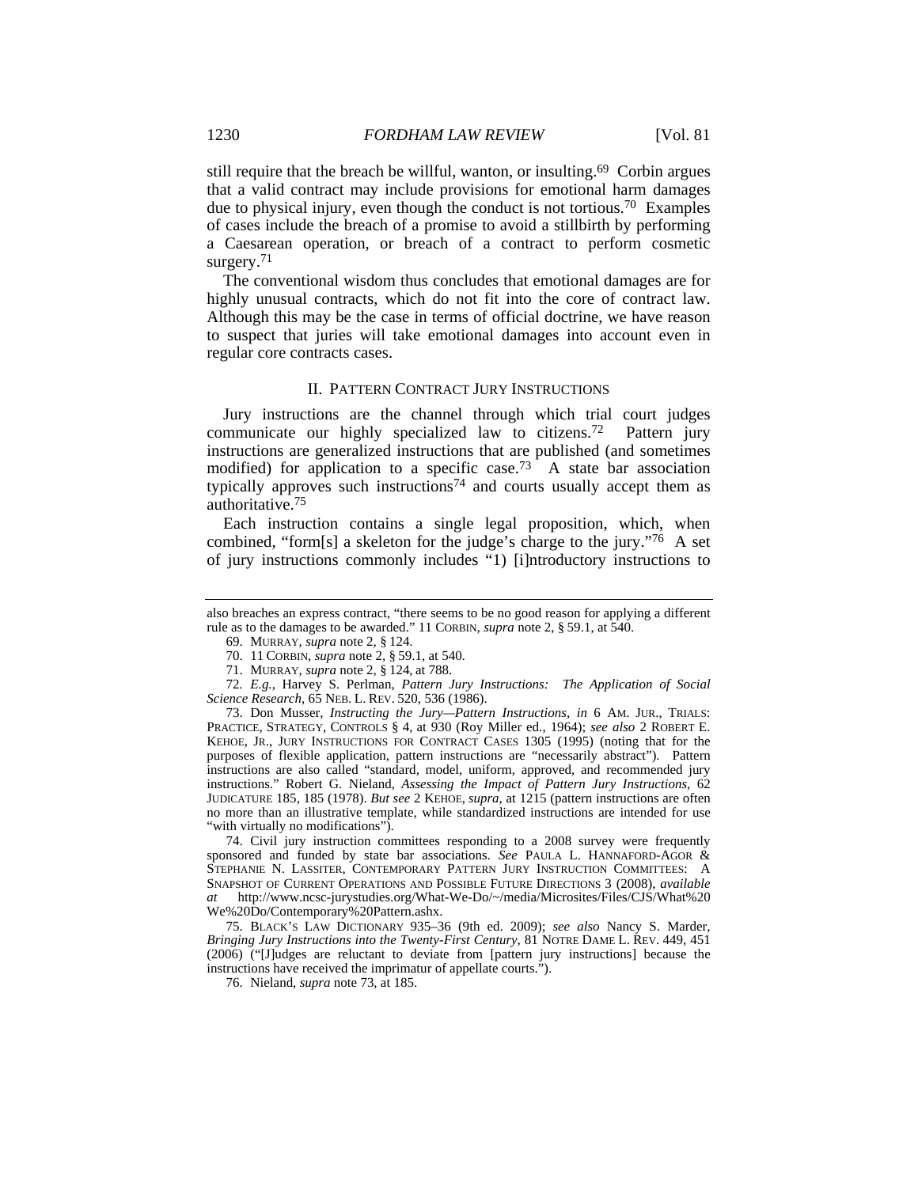still require that the breach be willful, wanton, or insulting.[69] Corbin argues that a valid contract may include provisions for emotional harm damages due to physical injury, even though the conduct is not tortious.[70] Examples of cases include the breach of a promise to avoid a stillbirth by performing a Caesarean operation, or breach of a contract to perform cosmetic surgery.[71]

The conventional wisdom thus concludes that emotional damages are for highly unusual contracts, which do not fit into the core of contract law. Although this may be the case in terms of official doctrine, we have reason to suspect that juries will take emotional damages into account even in regular core contracts cases.

## II. PATTERN CONTRACT JURY INSTRUCTIONS

Jury instructions are the channel through which trial court judges communicate our highly specialized law to citizens.[72] Pattern jury instructions are generalized instructions that are published (and sometimes modified) for application to a specific case.[73] A state bar association typically approves such instructions[74] and courts usually accept them as authoritative.[75]

Each instruction contains a single legal proposition, which, when combined, "form[s] a skeleton for the judge's charge to the jury."[76] A set of jury instructions commonly includes "1) [i]ntroductory instructions to

---

also breaches an express contract, "there seems to be no good reason for applying a different rule as to the damages to be awarded." 11 CORBIN, *supra* note 2, § 59.1, at 540.

69. MURRAY, *supra* note 2, § 124.

70. 11 CORBIN, *supra* note 2, § 59.1, at 540.

71. MURRAY, *supra* note 2, § 124, at 788.

72. *E.g.*, Harvey S. Perlman, *Pattern Jury Instructions: The Application of Social Science Research*, 65 NEB. L. REV. 520, 536 (1986).

73. Don Musser, *Instructing the Jury—Pattern Instructions*, *in* 6 AM. JUR., TRIALS: PRACTICE, STRATEGY, CONTROLS § 4, at 930 (Roy Miller ed., 1964); *see also* 2 ROBERT E. KEHOE, JR., JURY INSTRUCTIONS FOR CONTRACT CASES 1305 (1995) (noting that for the purposes of flexible application, pattern instructions are "necessarily abstract"). Pattern instructions are also called "standard, model, uniform, approved, and recommended jury instructions." Robert G. Nieland, *Assessing the Impact of Pattern Jury Instructions*, 62 JUDICATURE 185, 185 (1978). *But see* 2 KEHOE, *supra*, at 1215 (pattern instructions are often no more than an illustrative template, while standardized instructions are intended for use "with virtually no modifications").

74. Civil jury instruction committees responding to a 2008 survey were frequently sponsored and funded by state bar associations. *See* PAULA L. HANNAFORD-AGOR & STEPHANIE N. LASSITER, CONTEMPORARY PATTERN JURY INSTRUCTION COMMITTEES: A SNAPSHOT OF CURRENT OPERATIONS AND POSSIBLE FUTURE DIRECTIONS 3 (2008), *available at* http://www.ncsc-jurystudies.org/What-We-Do/~/media/Microsites/Files/CJS/What%20We%20Do/Contemporary%20Pattern.ashx.

75. BLACK'S LAW DICTIONARY 935–36 (9th ed. 2009); *see also* Nancy S. Marder, *Bringing Jury Instructions into the Twenty-First Century*, 81 NOTRE DAME L. REV. 449, 451 (2006) ("[J]udges are reluctant to deviate from [pattern jury instructions] because the instructions have received the imprimatur of appellate courts.").

76. Nieland, *supra* note 73, at 185.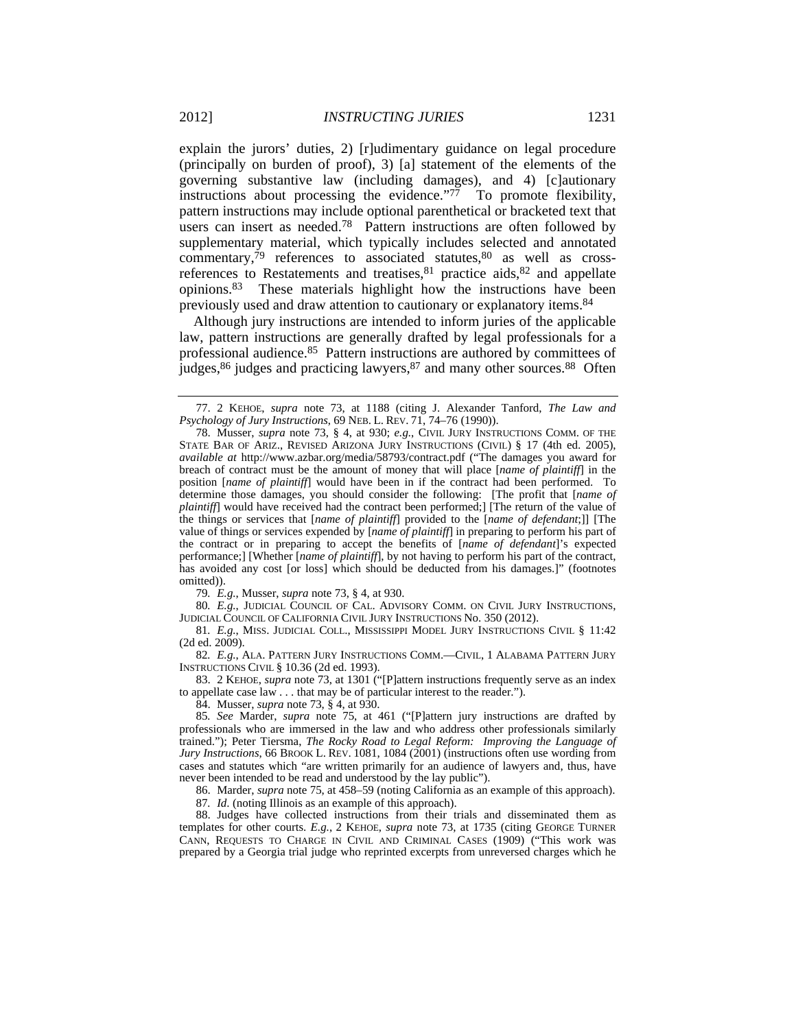explain the jurors' duties, 2) [r]udimentary guidance on legal procedure (principally on burden of proof), 3) [a] statement of the elements of the governing substantive law (including damages), and 4) [c]autionary instructions about processing the evidence."[77] To promote flexibility, pattern instructions may include optional parenthetical or bracketed text that users can insert as needed.[78] Pattern instructions are often followed by supplementary material, which typically includes selected and annotated commentary,[79] references to associated statutes,[80] as well as cross-references to Restatements and treatises,[81] practice aids,[82] and appellate opinions.[83] These materials highlight how the instructions have been previously used and draw attention to cautionary or explanatory items.[84]

Although jury instructions are intended to inform juries of the applicable law, pattern instructions are generally drafted by legal professionals for a professional audience.[85] Pattern instructions are authored by committees of judges,[86] judges and practicing lawyers,[87] and many other sources.[88] Often

---

77. 2 KEHOE, *supra* note 73, at 1188 (citing J. Alexander Tanford, *The Law and Psychology of Jury Instructions*, 69 NEB. L. REV. 71, 74–76 (1990)).

78. Musser, *supra* note 73, § 4, at 930; *e.g.*, CIVIL JURY INSTRUCTIONS COMM. OF THE STATE BAR OF ARIZ., REVISED ARIZONA JURY INSTRUCTIONS (CIVIL) § 17 (4th ed. 2005), *available at* http://www.azbar.org/media/58793/contract.pdf ("The damages you award for breach of contract must be the amount of money that will place [*name of plaintiff*] in the position [*name of plaintiff*] would have been in if the contract had been performed. To determine those damages, you should consider the following: [The profit that [*name of plaintiff*] would have received had the contract been performed;] [The return of the value of the things or services that [*name of plaintiff*] provided to the [*name of defendant*;]] [The value of things or services expended by [*name of plaintiff*] in preparing to perform his part of the contract or in preparing to accept the benefits of [*name of defendant*]'s expected performance;] [Whether [*name of plaintiff*], by not having to perform his part of the contract, has avoided any cost [or loss] which should be deducted from his damages.]" (footnotes omitted)).

79. *E.g.*, Musser, *supra* note 73, § 4, at 930.

80. *E.g.*, JUDICIAL COUNCIL OF CAL. ADVISORY COMM. ON CIVIL JURY INSTRUCTIONS, JUDICIAL COUNCIL OF CALIFORNIA CIVIL JURY INSTRUCTIONS No. 350 (2012).

81. *E.g.*, MISS. JUDICIAL COLL., MISSISSIPPI MODEL JURY INSTRUCTIONS CIVIL § 11:42 (2d ed. 2009).

82. *E.g.*, ALA. PATTERN JURY INSTRUCTIONS COMM.—CIVIL, 1 ALABAMA PATTERN JURY INSTRUCTIONS CIVIL § 10.36 (2d ed. 1993).

83. 2 KEHOE, *supra* note 73, at 1301 ("[P]attern instructions frequently serve as an index to appellate case law . . . that may be of particular interest to the reader.").

84. Musser, *supra* note 73, § 4, at 930.

85. *See* Marder, *supra* note 75, at 461 ("[P]attern jury instructions are drafted by professionals who are immersed in the law and who address other professionals similarly trained."); Peter Tiersma, *The Rocky Road to Legal Reform: Improving the Language of Jury Instructions*, 66 BROOK L. REV. 1081, 1084 (2001) (instructions often use wording from cases and statutes which "are written primarily for an audience of lawyers and, thus, have never been intended to be read and understood by the lay public").

86. Marder, *supra* note 75, at 458–59 (noting California as an example of this approach).

87. *Id.* (noting Illinois as an example of this approach).

88. Judges have collected instructions from their trials and disseminated them as templates for other courts. *E.g.*, 2 KEHOE, *supra* note 73, at 1735 (citing GEORGE TURNER CANN, REQUESTS TO CHARGE IN CIVIL AND CRIMINAL CASES (1909) ("This work was prepared by a Georgia trial judge who reprinted excerpts from unreversed charges which he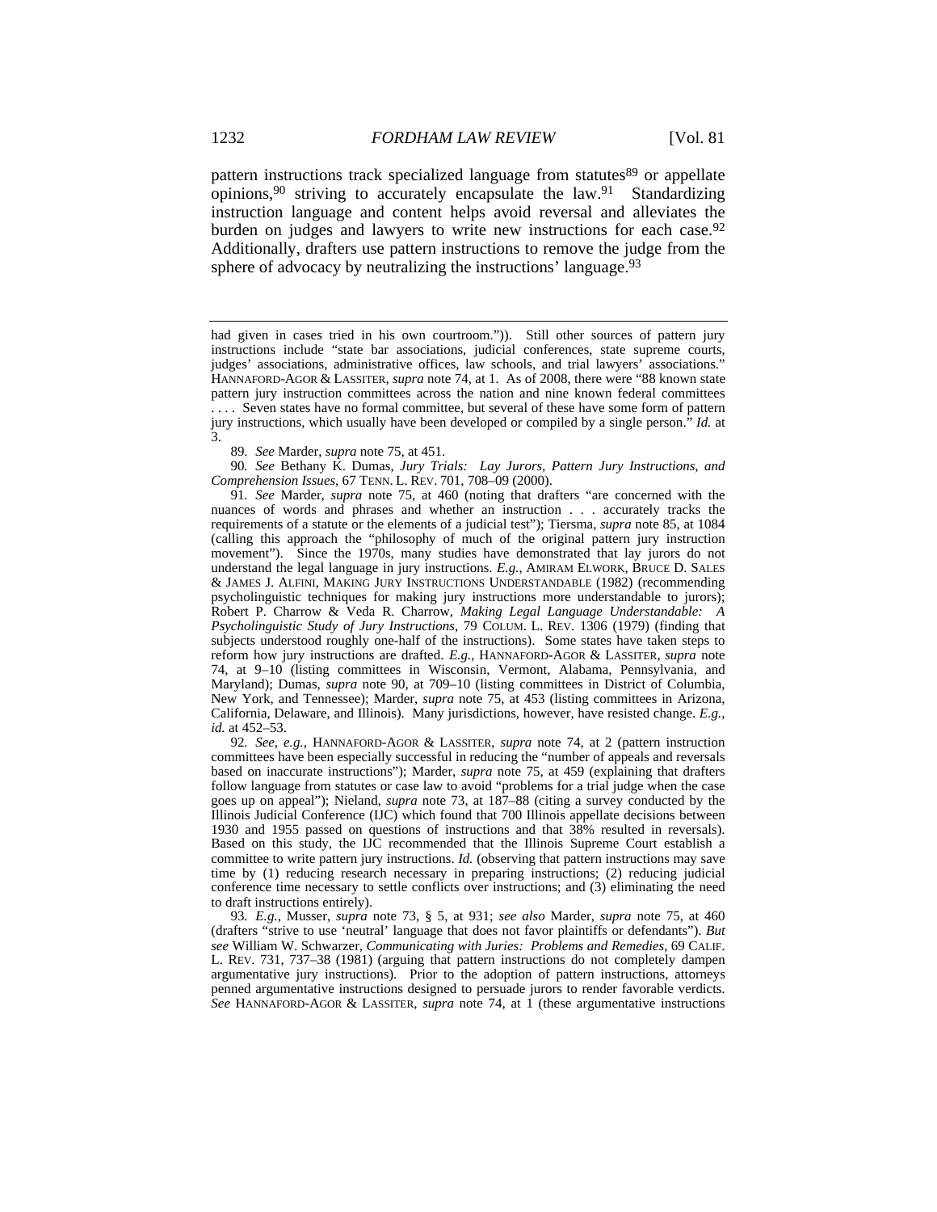pattern instructions track specialized language from statutes[89] or appellate opinions,[90] striving to accurately encapsulate the law.[91] Standardizing instruction language and content helps avoid reversal and alleviates the burden on judges and lawyers to write new instructions for each case.[92] Additionally, drafters use pattern instructions to remove the judge from the sphere of advocacy by neutralizing the instructions' language.[93]

---

had given in cases tried in his own courtroom.")). Still other sources of pattern jury instructions include "state bar associations, judicial conferences, state supreme courts, judges' associations, administrative offices, law schools, and trial lawyers' associations." HANNAFORD-AGOR & LASSITER, *supra* note 74, at 1. As of 2008, there were "88 known state pattern jury instruction committees across the nation and nine known federal committees . . . . Seven states have no formal committee, but several of these have some form of pattern jury instructions, which usually have been developed or compiled by a single person." *Id.* at 3.

89. *See* Marder, *supra* note 75, at 451.

90. *See* Bethany K. Dumas, *Jury Trials: Lay Jurors, Pattern Jury Instructions, and Comprehension Issues*, 67 TENN. L. REV. 701, 708–09 (2000).

91. *See* Marder, *supra* note 75, at 460 (noting that drafters "are concerned with the nuances of words and phrases and whether an instruction . . . accurately tracks the requirements of a statute or the elements of a judicial test"); Tiersma, *supra* note 85, at 1084 (calling this approach the "philosophy of much of the original pattern jury instruction movement"). Since the 1970s, many studies have demonstrated that lay jurors do not understand the legal language in jury instructions. *E.g.*, AMIRAM ELWORK, BRUCE D. SALES & JAMES J. ALFINI, MAKING JURY INSTRUCTIONS UNDERSTANDABLE (1982) (recommending psycholinguistic techniques for making jury instructions more understandable to jurors); Robert P. Charrow & Veda R. Charrow, *Making Legal Language Understandable: A Psycholinguistic Study of Jury Instructions*, 79 COLUM. L. REV. 1306 (1979) (finding that subjects understood roughly one-half of the instructions). Some states have taken steps to reform how jury instructions are drafted. *E.g.*, HANNAFORD-AGOR & LASSITER, *supra* note 74, at 9–10 (listing committees in Wisconsin, Vermont, Alabama, Pennsylvania, and Maryland); Dumas, *supra* note 90, at 709–10 (listing committees in District of Columbia, New York, and Tennessee); Marder, *supra* note 75, at 453 (listing committees in Arizona, California, Delaware, and Illinois). Many jurisdictions, however, have resisted change. *E.g.*, *id.* at 452–53.

92. *See, e.g.*, HANNAFORD-AGOR & LASSITER, *supra* note 74, at 2 (pattern instruction committees have been especially successful in reducing the "number of appeals and reversals based on inaccurate instructions"); Marder, *supra* note 75, at 459 (explaining that drafters follow language from statutes or case law to avoid "problems for a trial judge when the case goes up on appeal"); Nieland, *supra* note 73, at 187–88 (citing a survey conducted by the Illinois Judicial Conference (IJC) which found that 700 Illinois appellate decisions between 1930 and 1955 passed on questions of instructions and that 38% resulted in reversals). Based on this study, the IJC recommended that the Illinois Supreme Court establish a committee to write pattern jury instructions. *Id.* (observing that pattern instructions may save time by (1) reducing research necessary in preparing instructions; (2) reducing judicial conference time necessary to settle conflicts over instructions; and (3) eliminating the need to draft instructions entirely).

93. *E.g.*, Musser, *supra* note 73, § 5, at 931; *see also* Marder, *supra* note 75, at 460 (drafters "strive to use 'neutral' language that does not favor plaintiffs or defendants"). *But see* William W. Schwarzer, *Communicating with Juries: Problems and Remedies*, 69 CALIF. L. REV. 731, 737–38 (1981) (arguing that pattern instructions do not completely dampen argumentative jury instructions). Prior to the adoption of pattern instructions, attorneys penned argumentative instructions designed to persuade jurors to render favorable verdicts. *See* HANNAFORD-AGOR & LASSITER, *supra* note 74, at 1 (these argumentative instructions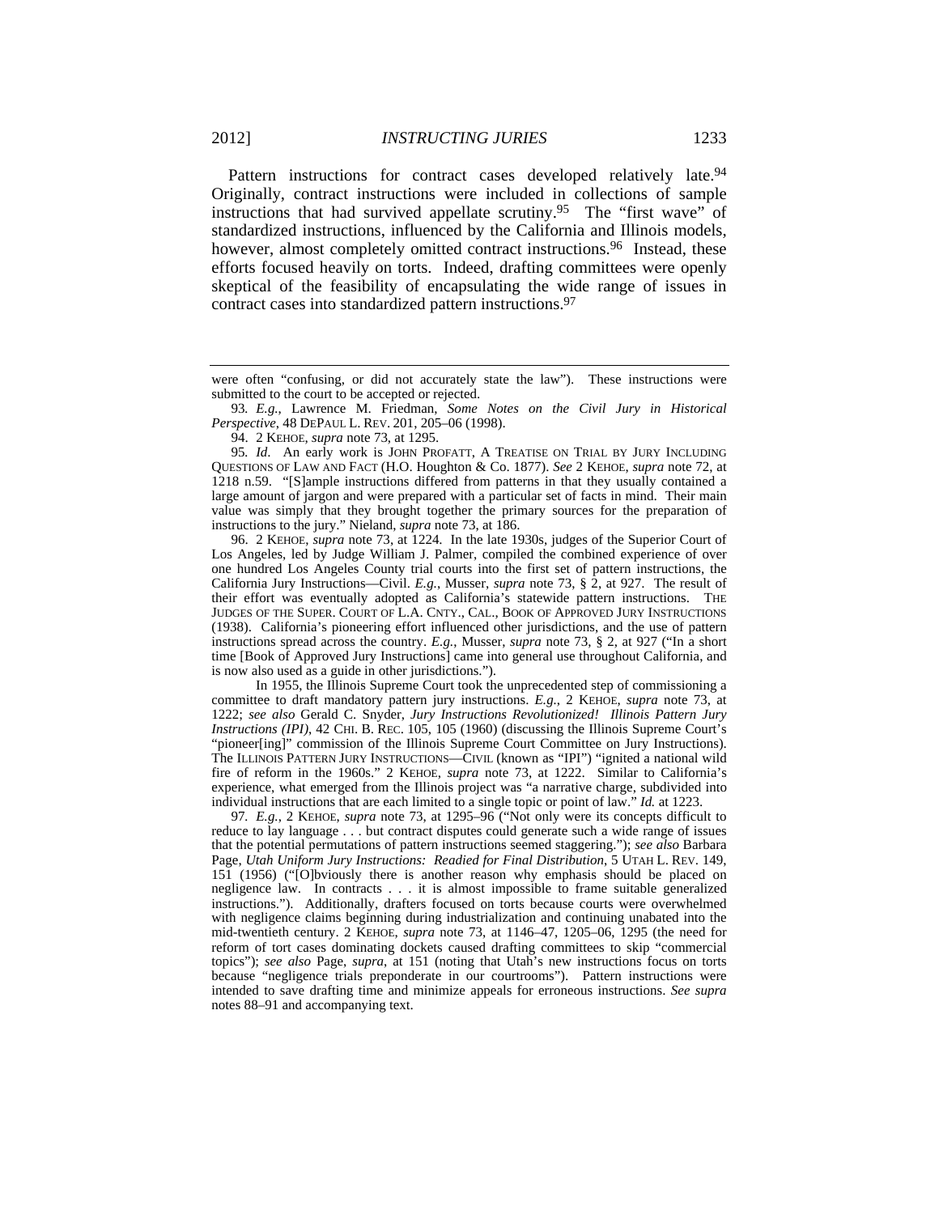Pattern instructions for contract cases developed relatively late.[94] Originally, contract instructions were included in collections of sample instructions that had survived appellate scrutiny.[95] The "first wave" of standardized instructions, influenced by the California and Illinois models, however, almost completely omitted contract instructions.[96] Instead, these efforts focused heavily on torts. Indeed, drafting committees were openly skeptical of the feasibility of encapsulating the wide range of issues in contract cases into standardized pattern instructions.[97]

---

were often "confusing, or did not accurately state the law"). These instructions were submitted to the court to be accepted or rejected.

93. *E.g.*, Lawrence M. Friedman, *Some Notes on the Civil Jury in Historical Perspective*, 48 DEPAUL L. REV. 201, 205–06 (1998).

94. 2 KEHOE, *supra* note 73, at 1295.

95. *Id*. An early work is JOHN PROFATT, A TREATISE ON TRIAL BY JURY INCLUDING QUESTIONS OF LAW AND FACT (H.O. Houghton & Co. 1877). *See* 2 KEHOE, *supra* note 72, at 1218 n.59. "[S]ample instructions differed from patterns in that they usually contained a large amount of jargon and were prepared with a particular set of facts in mind. Their main value was simply that they brought together the primary sources for the preparation of instructions to the jury." Nieland, *supra* note 73, at 186.

96. 2 KEHOE, *supra* note 73, at 1224. In the late 1930s, judges of the Superior Court of Los Angeles, led by Judge William J. Palmer, compiled the combined experience of over one hundred Los Angeles County trial courts into the first set of pattern instructions, the California Jury Instructions—Civil. *E.g.*, Musser, *supra* note 73, § 2, at 927. The result of their effort was eventually adopted as California's statewide pattern instructions. THE JUDGES OF THE SUPER. COURT OF L.A. CNTY., CAL., BOOK OF APPROVED JURY INSTRUCTIONS (1938). California's pioneering effort influenced other jurisdictions, and the use of pattern instructions spread across the country. *E.g.*, Musser, *supra* note 73, § 2, at 927 ("In a short time [Book of Approved Jury Instructions] came into general use throughout California, and is now also used as a guide in other jurisdictions.").

In 1955, the Illinois Supreme Court took the unprecedented step of commissioning a committee to draft mandatory pattern jury instructions. *E.g.*, 2 KEHOE, *supra* note 73, at 1222; *see also* Gerald C. Snyder, *Jury Instructions Revolutionized! Illinois Pattern Jury Instructions (IPI)*, 42 CHI. B. REC. 105, 105 (1960) (discussing the Illinois Supreme Court's "pioneer[ing]" commission of the Illinois Supreme Court Committee on Jury Instructions). The ILLINOIS PATTERN JURY INSTRUCTIONS—CIVIL (known as "IPI") "ignited a national wild fire of reform in the 1960s." 2 KEHOE, *supra* note 73, at 1222. Similar to California's experience, what emerged from the Illinois project was "a narrative charge, subdivided into individual instructions that are each limited to a single topic or point of law." *Id.* at 1223.

97. *E.g.*, 2 KEHOE, *supra* note 73, at 1295–96 ("Not only were its concepts difficult to reduce to lay language . . . but contract disputes could generate such a wide range of issues that the potential permutations of pattern instructions seemed staggering."); *see also* Barbara Page, *Utah Uniform Jury Instructions: Readied for Final Distribution*, 5 UTAH L. REV. 149, 151 (1956) ("[O]bviously there is another reason why emphasis should be placed on negligence law. In contracts . . . it is almost impossible to frame suitable generalized instructions."). Additionally, drafters focused on torts because courts were overwhelmed with negligence claims beginning during industrialization and continuing unabated into the mid-twentieth century. 2 KEHOE, *supra* note 73, at 1146–47, 1205–06, 1295 (the need for reform of tort cases dominating dockets caused drafting committees to skip "commercial topics"); *see also* Page, *supra*, at 151 (noting that Utah's new instructions focus on torts because "negligence trials preponderate in our courtrooms"). Pattern instructions were intended to save drafting time and minimize appeals for erroneous instructions. *See supra* notes 88–91 and accompanying text.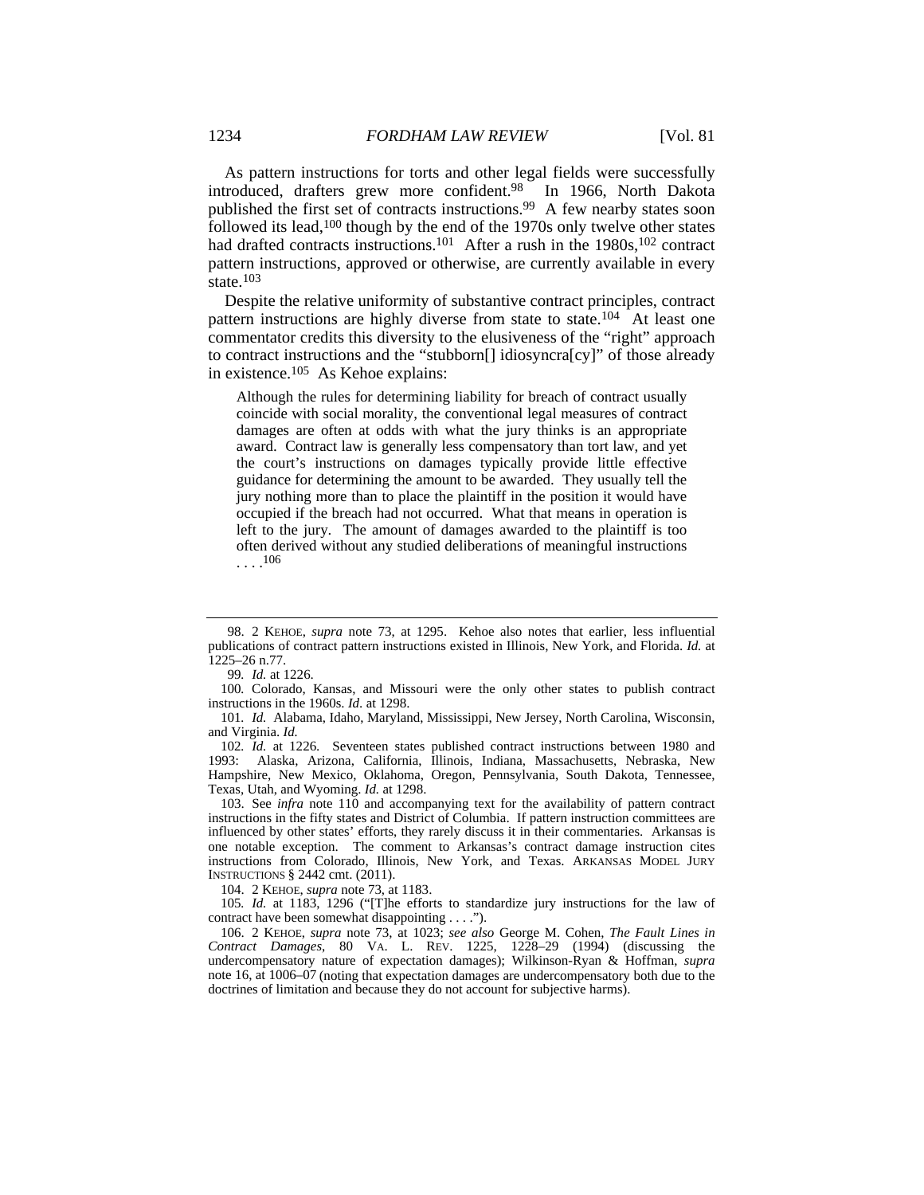As pattern instructions for torts and other legal fields were successfully introduced, drafters grew more confident.[98] In 1966, North Dakota published the first set of contracts instructions.[99] A few nearby states soon followed its lead,[100] though by the end of the 1970s only twelve other states had drafted contracts instructions.[101] After a rush in the 1980s,[102] contract pattern instructions, approved or otherwise, are currently available in every state.[103]

Despite the relative uniformity of substantive contract principles, contract pattern instructions are highly diverse from state to state.[104] At least one commentator credits this diversity to the elusiveness of the "right" approach to contract instructions and the "stubborn[] idiosyncra[cy]" of those already in existence.[105] As Kehoe explains:

> Although the rules for determining liability for breach of contract usually coincide with social morality, the conventional legal measures of contract damages are often at odds with what the jury thinks is an appropriate award. Contract law is generally less compensatory than tort law, and yet the court's instructions on damages typically provide little effective guidance for determining the amount to be awarded. They usually tell the jury nothing more than to place the plaintiff in the position it would have occupied if the breach had not occurred. What that means in operation is left to the jury. The amount of damages awarded to the plaintiff is too often derived without any studied deliberations of meaningful instructions . . . .[106]

---

98. 2 KEHOE, *supra* note 73, at 1295. Kehoe also notes that earlier, less influential publications of contract pattern instructions existed in Illinois, New York, and Florida. *Id.* at 1225–26 n.77.

99. *Id.* at 1226.

100. Colorado, Kansas, and Missouri were the only other states to publish contract instructions in the 1960s. *Id.* at 1298.

101. *Id.* Alabama, Idaho, Maryland, Mississippi, New Jersey, North Carolina, Wisconsin, and Virginia. *Id.*

102. *Id.* at 1226. Seventeen states published contract instructions between 1980 and 1993: Alaska, Arizona, California, Illinois, Indiana, Massachusetts, Nebraska, New Hampshire, New Mexico, Oklahoma, Oregon, Pennsylvania, South Dakota, Tennessee, Texas, Utah, and Wyoming. *Id.* at 1298.

103. See *infra* note 110 and accompanying text for the availability of pattern contract instructions in the fifty states and District of Columbia. If pattern instruction committees are influenced by other states' efforts, they rarely discuss it in their commentaries. Arkansas is one notable exception. The comment to Arkansas's contract damage instruction cites instructions from Colorado, Illinois, New York, and Texas. ARKANSAS MODEL JURY INSTRUCTIONS § 2442 cmt. (2011).

104. 2 KEHOE, *supra* note 73, at 1183.

105. *Id.* at 1183, 1296 ("[T]he efforts to standardize jury instructions for the law of contract have been somewhat disappointing . . . .").

106. 2 KEHOE, *supra* note 73, at 1023; *see also* George M. Cohen, *The Fault Lines in Contract Damages*, 80 VA. L. REV. 1225, 1228–29 (1994) (discussing the undercompensatory nature of expectation damages); Wilkinson-Ryan & Hoffman, *supra* note 16, at 1006–07 (noting that expectation damages are undercompensatory both due to the doctrines of limitation and because they do not account for subjective harms).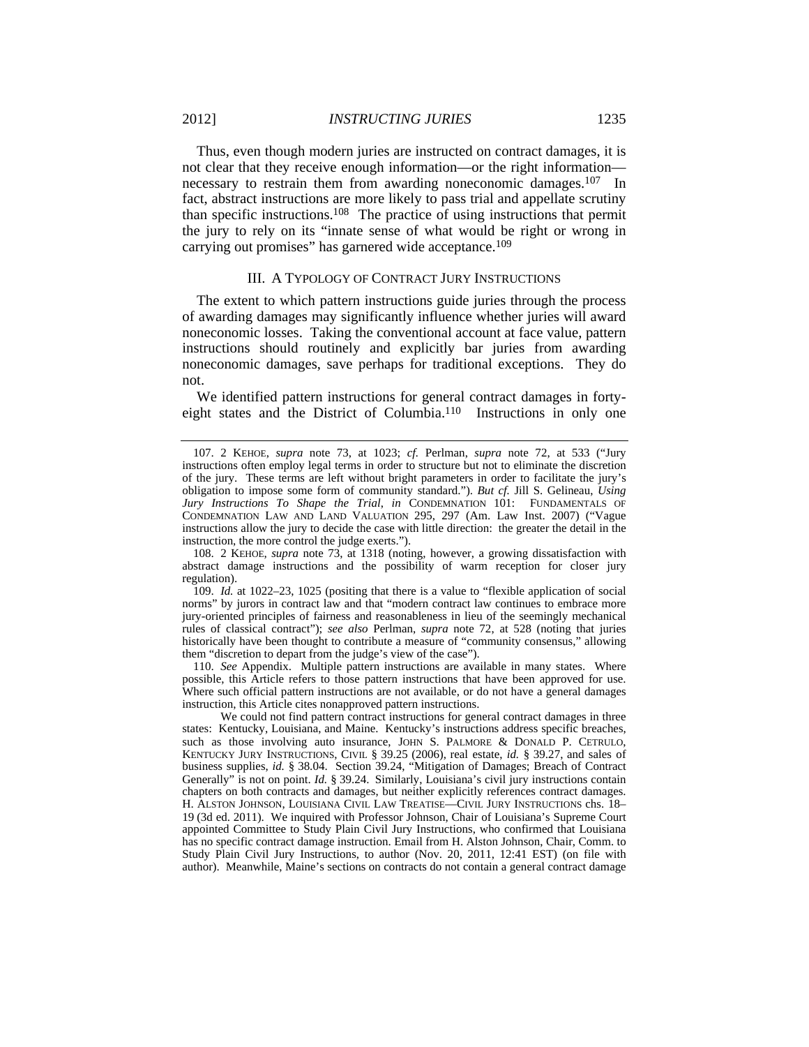Thus, even though modern juries are instructed on contract damages, it is not clear that they receive enough information—or the right information—necessary to restrain them from awarding noneconomic damages.[107] In fact, abstract instructions are more likely to pass trial and appellate scrutiny than specific instructions.[108] The practice of using instructions that permit the jury to rely on its "innate sense of what would be right or wrong in carrying out promises" has garnered wide acceptance.[109]

## III. A TYPOLOGY OF CONTRACT JURY INSTRUCTIONS

The extent to which pattern instructions guide juries through the process of awarding damages may significantly influence whether juries will award noneconomic losses. Taking the conventional account at face value, pattern instructions should routinely and explicitly bar juries from awarding noneconomic damages, save perhaps for traditional exceptions. They do not.

We identified pattern instructions for general contract damages in forty-eight states and the District of Columbia.[110] Instructions in only one

---

107. 2 KEHOE, *supra* note 73, at 1023; *cf.* Perlman, *supra* note 72, at 533 ("Jury instructions often employ legal terms in order to structure but not to eliminate the discretion of the jury. These terms are left without bright parameters in order to facilitate the jury's obligation to impose some form of community standard."). *But cf.* Jill S. Gelineau, *Using Jury Instructions To Shape the Trial*, *in* CONDEMNATION 101: FUNDAMENTALS OF CONDEMNATION LAW AND LAND VALUATION 295, 297 (Am. Law Inst. 2007) ("Vague instructions allow the jury to decide the case with little direction: the greater the detail in the instruction, the more control the judge exerts.").

108. 2 KEHOE, *supra* note 73, at 1318 (noting, however, a growing dissatisfaction with abstract damage instructions and the possibility of warm reception for closer jury regulation).

109. *Id.* at 1022–23, 1025 (positing that there is a value to "flexible application of social norms" by jurors in contract law and that "modern contract law continues to embrace more jury-oriented principles of fairness and reasonableness in lieu of the seemingly mechanical rules of classical contract"); *see also* Perlman, *supra* note 72, at 528 (noting that juries historically have been thought to contribute a measure of "community consensus," allowing them "discretion to depart from the judge's view of the case").

110. *See* Appendix. Multiple pattern instructions are available in many states. Where possible, this Article refers to those pattern instructions that have been approved for use. Where such official pattern instructions are not available, or do not have a general damages instruction, this Article cites nonapproved pattern instructions.

We could not find pattern contract instructions for general contract damages in three states: Kentucky, Louisiana, and Maine. Kentucky's instructions address specific breaches, such as those involving auto insurance, JOHN S. PALMORE & DONALD P. CETRULO, KENTUCKY JURY INSTRUCTIONS, CIVIL § 39.25 (2006), real estate, *id.* § 39.27, and sales of business supplies, *id.* § 38.04. Section 39.24, "Mitigation of Damages; Breach of Contract Generally" is not on point. *Id.* § 39.24. Similarly, Louisiana's civil jury instructions contain chapters on both contracts and damages, but neither explicitly references contract damages. H. ALSTON JOHNSON, LOUISIANA CIVIL LAW TREATISE—CIVIL JURY INSTRUCTIONS chs. 18–19 (3d ed. 2011). We inquired with Professor Johnson, Chair of Louisiana's Supreme Court appointed Committee to Study Plain Civil Jury Instructions, who confirmed that Louisiana has no specific contract damage instruction. Email from H. Alston Johnson, Chair, Comm. to Study Plain Civil Jury Instructions, to author (Nov. 20, 2011, 12:41 EST) (on file with author). Meanwhile, Maine's sections on contracts do not contain a general contract damage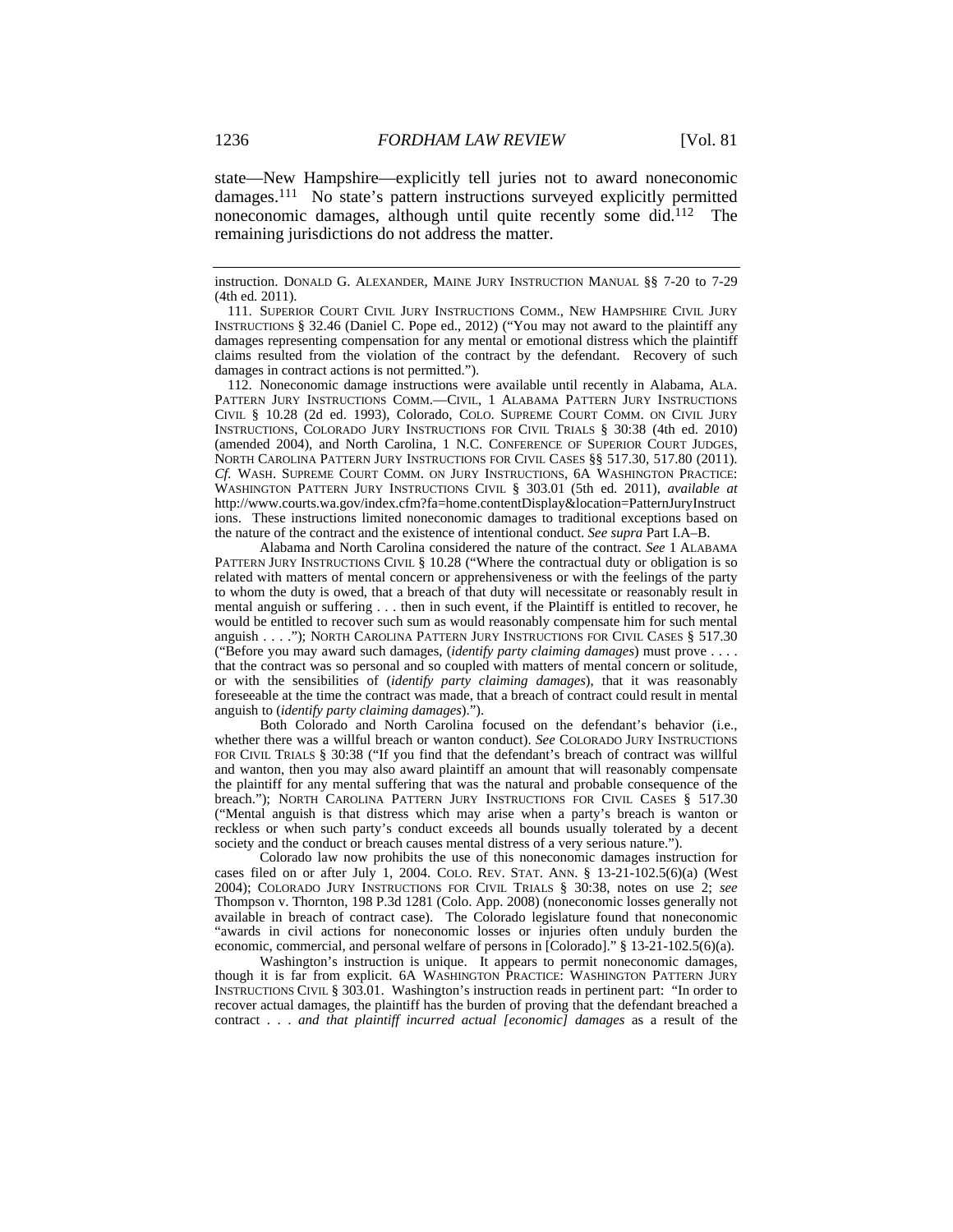state—New Hampshire—explicitly tell juries not to award noneconomic damages.[111] No state's pattern instructions surveyed explicitly permitted noneconomic damages, although until quite recently some did.[112] The remaining jurisdictions do not address the matter.

---

instruction. DONALD G. ALEXANDER, MAINE JURY INSTRUCTION MANUAL §§ 7-20 to 7-29 (4th ed. 2011).

111. SUPERIOR COURT CIVIL JURY INSTRUCTIONS COMM., NEW HAMPSHIRE CIVIL JURY INSTRUCTIONS § 32.46 (Daniel C. Pope ed., 2012) ("You may not award to the plaintiff any damages representing compensation for any mental or emotional distress which the plaintiff claims resulted from the violation of the contract by the defendant. Recovery of such damages in contract actions is not permitted.").

112. Noneconomic damage instructions were available until recently in Alabama, ALA. PATTERN JURY INSTRUCTIONS COMM.—CIVIL, 1 ALABAMA PATTERN JURY INSTRUCTIONS CIVIL § 10.28 (2d ed. 1993), Colorado, COLO. SUPREME COURT COMM. ON CIVIL JURY INSTRUCTIONS, COLORADO JURY INSTRUCTIONS FOR CIVIL TRIALS § 30:38 (4th ed. 2010) (amended 2004), and North Carolina, 1 N.C. CONFERENCE OF SUPERIOR COURT JUDGES, NORTH CAROLINA PATTERN JURY INSTRUCTIONS FOR CIVIL CASES §§ 517.30, 517.80 (2011). *Cf.* WASH. SUPREME COURT COMM. ON JURY INSTRUCTIONS, 6A WASHINGTON PRACTICE: WASHINGTON PATTERN JURY INSTRUCTIONS CIVIL § 303.01 (5th ed. 2011), *available at* http://www.courts.wa.gov/index.cfm?fa=home.contentDisplay&location=PatternJuryInstructions. These instructions limited noneconomic damages to traditional exceptions based on the nature of the contract and the existence of intentional conduct. *See supra* Part I.A–B.

Alabama and North Carolina considered the nature of the contract. *See* 1 ALABAMA PATTERN JURY INSTRUCTIONS CIVIL § 10.28 ("Where the contractual duty or obligation is so related with matters of mental concern or apprehensiveness or with the feelings of the party to whom the duty is owed, that a breach of that duty will necessitate or reasonably result in mental anguish or suffering . . . then in such event, if the Plaintiff is entitled to recover, he would be entitled to recover such sum as would reasonably compensate him for such mental anguish . . . ."); NORTH CAROLINA PATTERN JURY INSTRUCTIONS FOR CIVIL CASES § 517.30 ("Before you may award such damages, (*identify party claiming damages*) must prove . . . . that the contract was so personal and so coupled with matters of mental concern or solitude, or with the sensibilities of (*identify party claiming damages*), that it was reasonably foreseeable at the time the contract was made, that a breach of contract could result in mental anguish to (*identify party claiming damages*).").

Both Colorado and North Carolina focused on the defendant's behavior (i.e., whether there was a willful breach or wanton conduct). *See* COLORADO JURY INSTRUCTIONS FOR CIVIL TRIALS § 30:38 ("If you find that the defendant's breach of contract was willful and wanton, then you may also award plaintiff an amount that will reasonably compensate the plaintiff for any mental suffering that was the natural and probable consequence of the breach."); NORTH CAROLINA PATTERN JURY INSTRUCTIONS FOR CIVIL CASES § 517.30 ("Mental anguish is that distress which may arise when a party's breach is wanton or reckless or when such party's conduct exceeds all bounds usually tolerated by a decent society and the conduct or breach causes mental distress of a very serious nature.").

Colorado law now prohibits the use of this noneconomic damages instruction for cases filed on or after July 1, 2004. COLO. REV. STAT. ANN. § 13-21-102.5(6)(a) (West 2004); COLORADO JURY INSTRUCTIONS FOR CIVIL TRIALS § 30:38, notes on use 2; *see* Thompson v. Thornton, 198 P.3d 1281 (Colo. App. 2008) (noneconomic losses generally not available in breach of contract case). The Colorado legislature found that noneconomic "awards in civil actions for noneconomic losses or injuries often unduly burden the economic, commercial, and personal welfare of persons in [Colorado]." § 13-21-102.5(6)(a).

Washington's instruction is unique. It appears to permit noneconomic damages, though it is far from explicit. 6A WASHINGTON PRACTICE: WASHINGTON PATTERN JURY INSTRUCTIONS CIVIL § 303.01. Washington's instruction reads in pertinent part: "In order to recover actual damages, the plaintiff has the burden of proving that the defendant breached a contract . . . *and that plaintiff incurred actual [economic] damages* as a result of the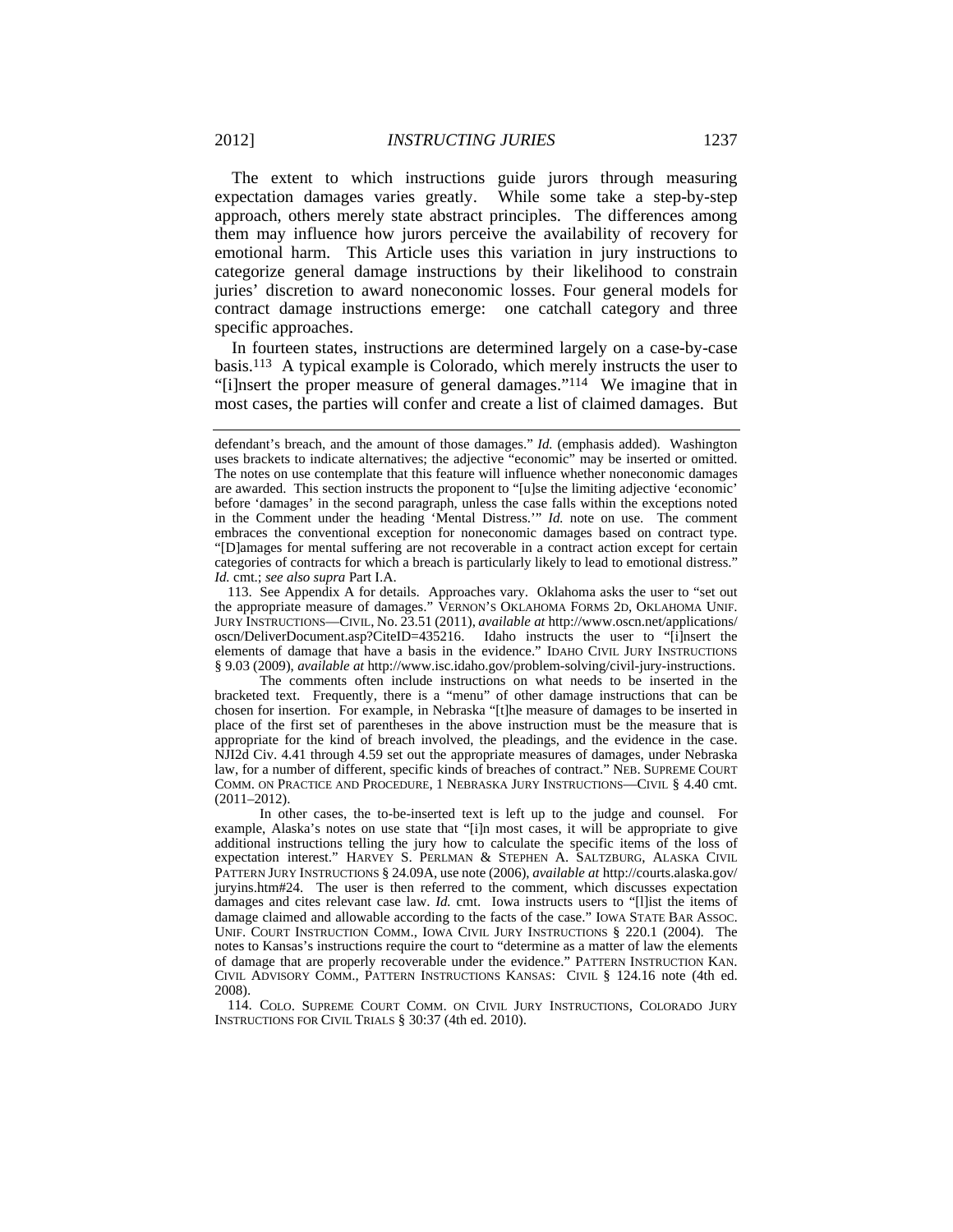The extent to which instructions guide jurors through measuring expectation damages varies greatly. While some take a step-by-step approach, others merely state abstract principles. The differences among them may influence how jurors perceive the availability of recovery for emotional harm. This Article uses this variation in jury instructions to categorize general damage instructions by their likelihood to constrain juries' discretion to award noneconomic losses. Four general models for contract damage instructions emerge: one catchall category and three specific approaches.

In fourteen states, instructions are determined largely on a case-by-case basis.[113] A typical example is Colorado, which merely instructs the user to "[i]nsert the proper measure of general damages."[114] We imagine that in most cases, the parties will confer and create a list of claimed damages. But

---

defendant's breach, and the amount of those damages." *Id.* (emphasis added). Washington uses brackets to indicate alternatives; the adjective "economic" may be inserted or omitted. The notes on use contemplate that this feature will influence whether noneconomic damages are awarded. This section instructs the proponent to "[u]se the limiting adjective 'economic' before 'damages' in the second paragraph, unless the case falls within the exceptions noted in the Comment under the heading 'Mental Distress.'" *Id.* note on use. The comment embraces the conventional exception for noneconomic damages based on contract type. "[D]amages for mental suffering are not recoverable in a contract action except for certain categories of contracts for which a breach is particularly likely to lead to emotional distress." *Id.* cmt.; *see also supra* Part I.A.

113. See Appendix A for details. Approaches vary. Oklahoma asks the user to "set out the appropriate measure of damages." VERNON'S OKLAHOMA FORMS 2D, OKLAHOMA UNIF. JURY INSTRUCTIONS—CIVIL, No. 23.51 (2011), *available at* http://www.oscn.net/applications/oscn/DeliverDocument.asp?CiteID=435216. Idaho instructs the user to "[i]nsert the elements of damage that have a basis in the evidence." IDAHO CIVIL JURY INSTRUCTIONS § 9.03 (2009), *available at* http://www.isc.idaho.gov/problem-solving/civil-jury-instructions.

The comments often include instructions on what needs to be inserted in the bracketed text. Frequently, there is a "menu" of other damage instructions that can be chosen for insertion. For example, in Nebraska "[t]he measure of damages to be inserted in place of the first set of parentheses in the above instruction must be the measure that is appropriate for the kind of breach involved, the pleadings, and the evidence in the case. NJI2d Civ. 4.41 through 4.59 set out the appropriate measures of damages, under Nebraska law, for a number of different, specific kinds of breaches of contract." NEB. SUPREME COURT COMM. ON PRACTICE AND PROCEDURE, 1 NEBRASKA JURY INSTRUCTIONS—CIVIL § 4.40 cmt. (2011–2012).

In other cases, the to-be-inserted text is left up to the judge and counsel. For example, Alaska's notes on use state that "[i]n most cases, it will be appropriate to give additional instructions telling the jury how to calculate the specific items of the loss of expectation interest." HARVEY S. PERLMAN & STEPHEN A. SALTZBURG, ALASKA CIVIL PATTERN JURY INSTRUCTIONS § 24.09A, use note (2006), *available at* http://courts.alaska.gov/juryins.htm#24. The user is then referred to the comment, which discusses expectation damages and cites relevant case law. *Id.* cmt. Iowa instructs users to "[l]ist the items of damage claimed and allowable according to the facts of the case." IOWA STATE BAR ASSOC. UNIF. COURT INSTRUCTION COMM., IOWA CIVIL JURY INSTRUCTIONS § 220.1 (2004). The notes to Kansas's instructions require the court to "determine as a matter of law the elements of damage that are properly recoverable under the evidence." PATTERN INSTRUCTION KAN. CIVIL ADVISORY COMM., PATTERN INSTRUCTIONS KANSAS: CIVIL § 124.16 note (4th ed. 2008).

114. COLO. SUPREME COURT COMM. ON CIVIL JURY INSTRUCTIONS, COLORADO JURY INSTRUCTIONS FOR CIVIL TRIALS § 30:37 (4th ed. 2010).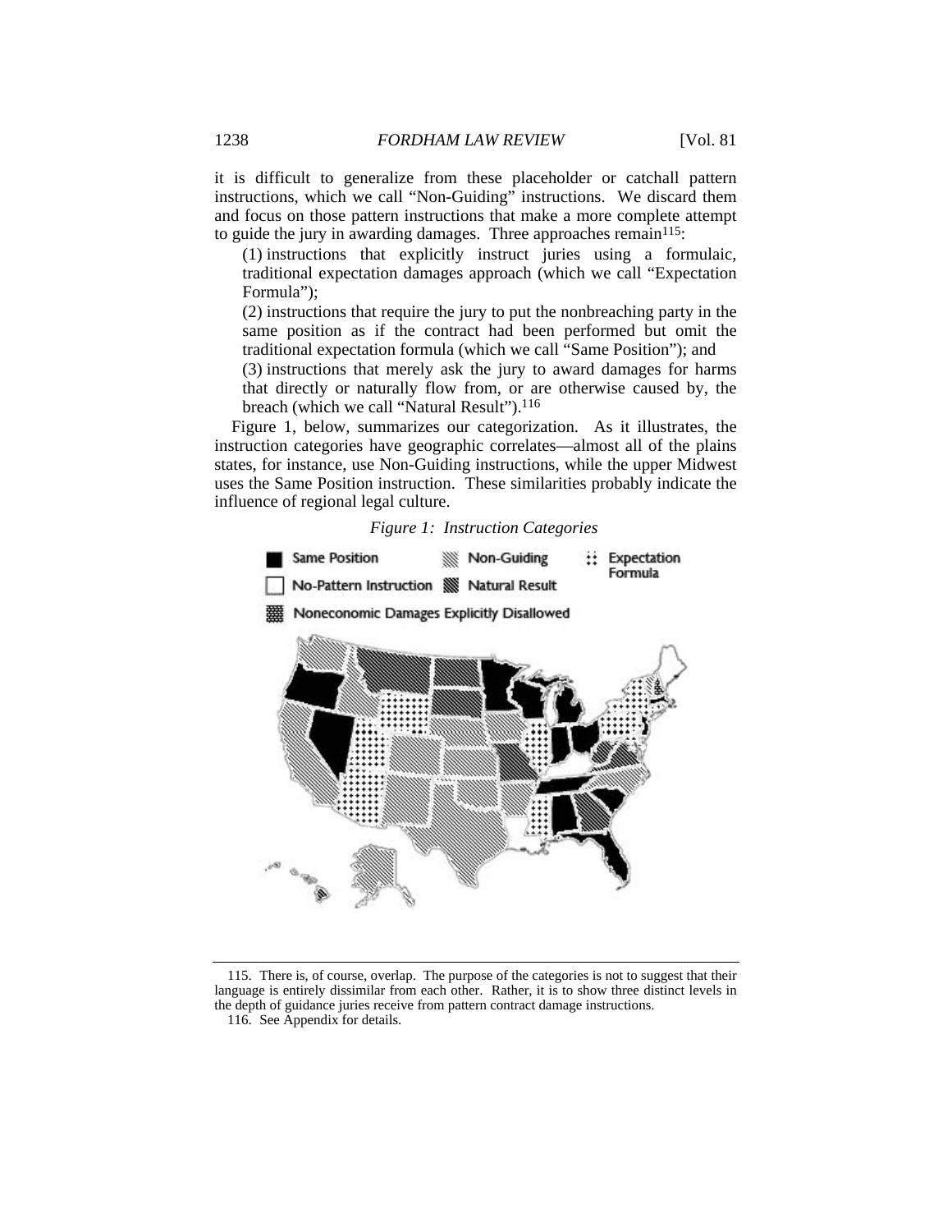it is difficult to generalize from these placeholder or catchall pattern instructions, which we call "Non-Guiding" instructions. We discard them and focus on those pattern instructions that make a more complete attempt to guide the jury in awarding damages. Three approaches remain[115]:

(1) instructions that explicitly instruct juries using a formulaic, traditional expectation damages approach (which we call "Expectation Formula");

(2) instructions that require the jury to put the nonbreaching party in the same position as if the contract had been performed but omit the traditional expectation formula (which we call "Same Position"); and

(3) instructions that merely ask the jury to award damages for harms that directly or naturally flow from, or are otherwise caused by, the breach (which we call "Natural Result").[116]

Figure 1, below, summarizes our categorization. As it illustrates, the instruction categories have geographic correlates—almost all of the plains states, for instance, use Non-Guiding instructions, while the upper Midwest uses the Same Position instruction. These similarities probably indicate the influence of regional legal culture.

*Figure 1: Instruction Categories*

Same Position | Non-Guiding | Expectation Formula | No-Pattern Instruction | Natural Result | Noneconomic Damages Explicitly Disallowed

---

115. There is, of course, overlap. The purpose of the categories is not to suggest that their language is entirely dissimilar from each other. Rather, it is to show three distinct levels in the depth of guidance juries receive from pattern contract damage instructions.

116. See Appendix for details.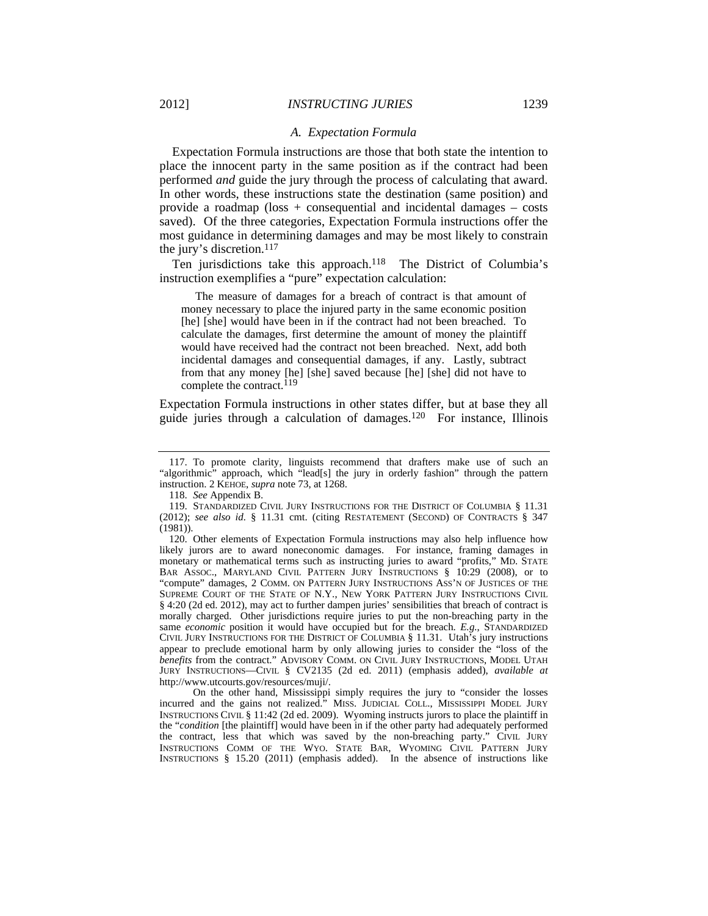### A. Expectation Formula

Expectation Formula instructions are those that both state the intention to place the innocent party in the same position as if the contract had been performed *and* guide the jury through the process of calculating that award. In other words, these instructions state the destination (same position) and provide a roadmap (loss + consequential and incidental damages – costs saved). Of the three categories, Expectation Formula instructions offer the most guidance in determining damages and may be most likely to constrain the jury's discretion.[117]

Ten jurisdictions take this approach.[118] The District of Columbia's instruction exemplifies a "pure" expectation calculation:

> The measure of damages for a breach of contract is that amount of money necessary to place the injured party in the same economic position [he] [she] would have been in if the contract had not been breached. To calculate the damages, first determine the amount of money the plaintiff would have received had the contract not been breached. Next, add both incidental damages and consequential damages, if any. Lastly, subtract from that any money [he] [she] saved because [he] [she] did not have to complete the contract.[119]

Expectation Formula instructions in other states differ, but at base they all guide juries through a calculation of damages.[120] For instance, Illinois

---

117. To promote clarity, linguists recommend that drafters make use of such an "algorithmic" approach, which "lead[s] the jury in orderly fashion" through the pattern instruction. 2 KEHOE, *supra* note 73, at 1268.

118. *See* Appendix B.

119. STANDARDIZED CIVIL JURY INSTRUCTIONS FOR THE DISTRICT OF COLUMBIA § 11.31 (2012); *see also id.* § 11.31 cmt. (citing RESTATEMENT (SECOND) OF CONTRACTS § 347 (1981)).

120. Other elements of Expectation Formula instructions may also help influence how likely jurors are to award noneconomic damages. For instance, framing damages in monetary or mathematical terms such as instructing juries to award "profits," MD. STATE BAR ASSOC., MARYLAND CIVIL PATTERN JURY INSTRUCTIONS § 10:29 (2008), or to "compute" damages, 2 COMM. ON PATTERN JURY INSTRUCTIONS ASS'N OF JUSTICES OF THE SUPREME COURT OF THE STATE OF N.Y., NEW YORK PATTERN JURY INSTRUCTIONS CIVIL § 4:20 (2d ed. 2012), may act to further dampen juries' sensibilities that breach of contract is morally charged. Other jurisdictions require juries to put the non-breaching party in the same *economic* position it would have occupied but for the breach. *E.g.*, STANDARDIZED CIVIL JURY INSTRUCTIONS FOR THE DISTRICT OF COLUMBIA § 11.31. Utah's jury instructions appear to preclude emotional harm by only allowing juries to consider the "loss of the *benefits* from the contract." ADVISORY COMM. ON CIVIL JURY INSTRUCTIONS, MODEL UTAH JURY INSTRUCTIONS—CIVIL § CV2135 (2d ed. 2011) (emphasis added), *available at* http://www.utcourts.gov/resources/muji/.

On the other hand, Mississippi simply requires the jury to "consider the losses incurred and the gains not realized." MISS. JUDICIAL COLL., MISSISSIPPI MODEL JURY INSTRUCTIONS CIVIL § 11:42 (2d ed. 2009). Wyoming instructs jurors to place the plaintiff in the "*condition* [the plaintiff] would have been in if the other party had adequately performed the contract, less that which was saved by the non-breaching party." CIVIL JURY INSTRUCTIONS COMM OF THE WYO. STATE BAR, WYOMING CIVIL PATTERN JURY INSTRUCTIONS § 15.20 (2011) (emphasis added). In the absence of instructions like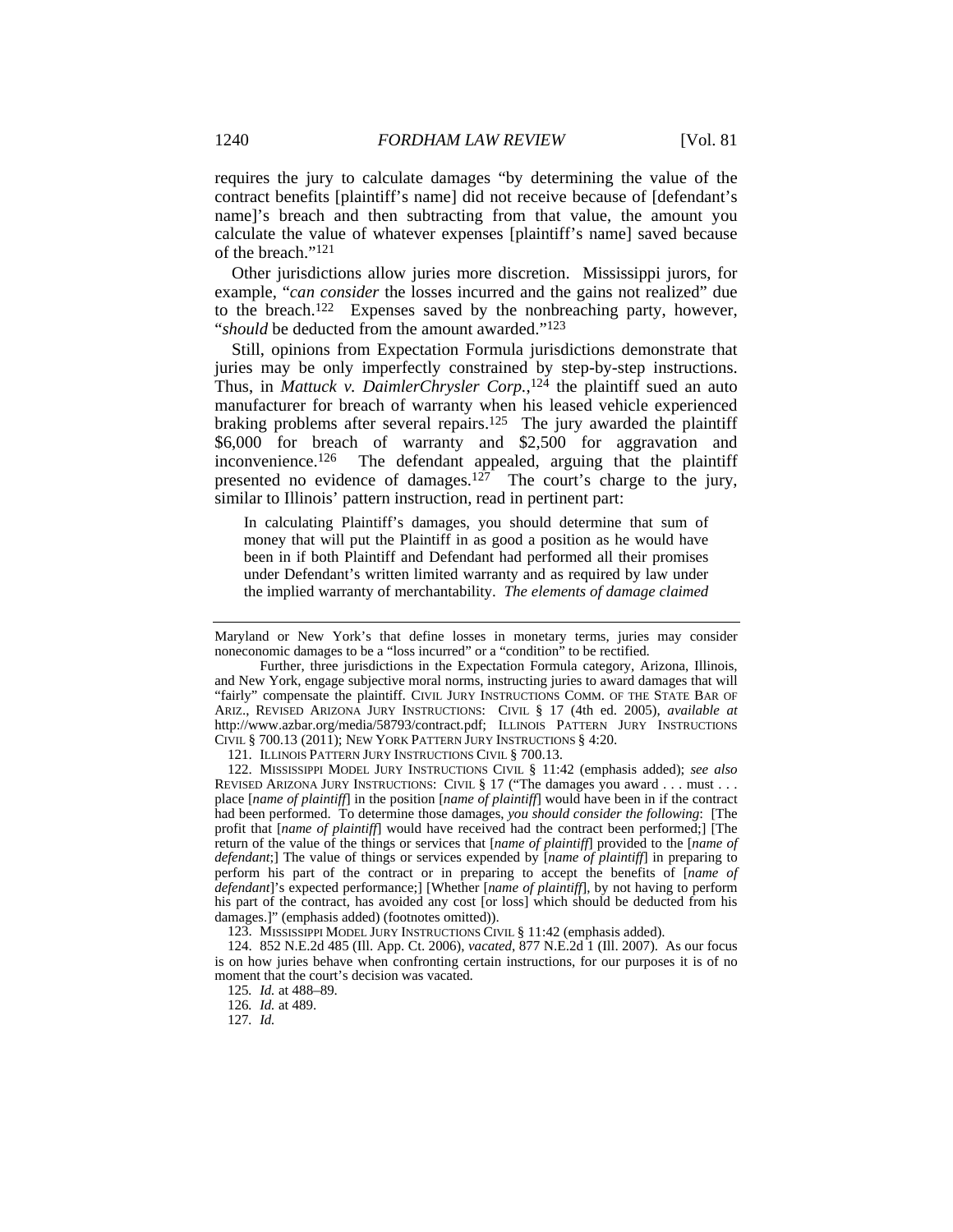requires the jury to calculate damages "by determining the value of the contract benefits [plaintiff's name] did not receive because of [defendant's name]'s breach and then subtracting from that value, the amount you calculate the value of whatever expenses [plaintiff's name] saved because of the breach."[121]

Other jurisdictions allow juries more discretion. Mississippi jurors, for example, "*can consider* the losses incurred and the gains not realized" due to the breach.[122] Expenses saved by the nonbreaching party, however, "*should* be deducted from the amount awarded."[123]

Still, opinions from Expectation Formula jurisdictions demonstrate that juries may be only imperfectly constrained by step-by-step instructions. Thus, in *Mattuck v. DaimlerChrysler Corp.*,[124] the plaintiff sued an auto manufacturer for breach of warranty when his leased vehicle experienced braking problems after several repairs.[125] The jury awarded the plaintiff $6,000 for breach of warranty and $2,500 for aggravation and inconvenience.[126] The defendant appealed, arguing that the plaintiff presented no evidence of damages.[127] The court's charge to the jury, similar to Illinois' pattern instruction, read in pertinent part:

> In calculating Plaintiff's damages, you should determine that sum of money that will put the Plaintiff in as good a position as he would have been in if both Plaintiff and Defendant had performed all their promises under Defendant's written limited warranty and as required by law under the implied warranty of merchantability. *The elements of damage claimed*

---

Maryland or New York's that define losses in monetary terms, juries may consider noneconomic damages to be a "loss incurred" or a "condition" to be rectified.

Further, three jurisdictions in the Expectation Formula category, Arizona, Illinois, and New York, engage subjective moral norms, instructing juries to award damages that will "fairly" compensate the plaintiff. CIVIL JURY INSTRUCTIONS COMM. OF THE STATE BAR OF ARIZ., REVISED ARIZONA JURY INSTRUCTIONS: CIVIL § 17 (4th ed. 2005), *available at* http://www.azbar.org/media/58793/contract.pdf; ILLINOIS PATTERN JURY INSTRUCTIONS CIVIL § 700.13 (2011); NEW YORK PATTERN JURY INSTRUCTIONS § 4:20.

121. ILLINOIS PATTERN JURY INSTRUCTIONS CIVIL § 700.13.

122. MISSISSIPPI MODEL JURY INSTRUCTIONS CIVIL § 11:42 (emphasis added); *see also* REVISED ARIZONA JURY INSTRUCTIONS: CIVIL § 17 ("The damages you award . . . must . . . place [*name of plaintiff*] in the position [*name of plaintiff*] would have been in if the contract had been performed. To determine those damages, *you should consider the following*: [The profit that [*name of plaintiff*] would have received had the contract been performed;] [The return of the value of the things or services that [*name of plaintiff*] provided to the [*name of defendant*;] The value of things or services expended by [*name of plaintiff*] in preparing to perform his part of the contract or in preparing to accept the benefits of [*name of defendant*]'s expected performance;] [Whether [*name of plaintiff*], by not having to perform his part of the contract, has avoided any cost [or loss] which should be deducted from his damages.]" (emphasis added) (footnotes omitted)).

123. MISSISSIPPI MODEL JURY INSTRUCTIONS CIVIL § 11:42 (emphasis added).

124. 852 N.E.2d 485 (Ill. App. Ct. 2006), *vacated*, 877 N.E.2d 1 (Ill. 2007). As our focus is on how juries behave when confronting certain instructions, for our purposes it is of no moment that the court's decision was vacated.

125. *Id.* at 488–89.

126. *Id.* at 489.

127. *Id.*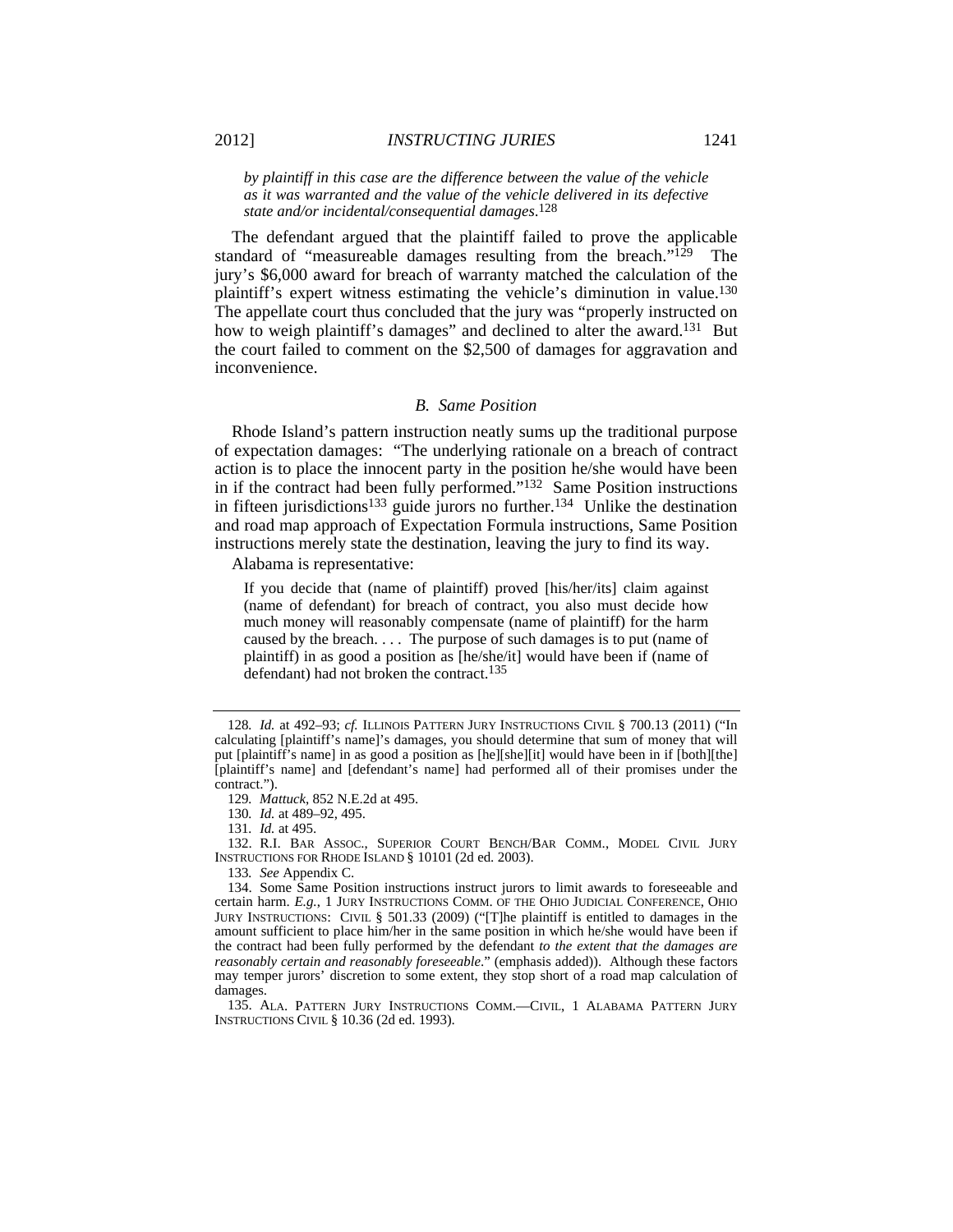*by plaintiff in this case are the difference between the value of the vehicle as it was warranted and the value of the vehicle delivered in its defective state and/or incidental/consequential damages*.[128]

The defendant argued that the plaintiff failed to prove the applicable standard of "measureable damages resulting from the breach."[129] The jury's $6,000 award for breach of warranty matched the calculation of the plaintiff's expert witness estimating the vehicle's diminution in value.[130] The appellate court thus concluded that the jury was "properly instructed on how to weigh plaintiff's damages" and declined to alter the award.[131] But the court failed to comment on the $2,500 of damages for aggravation and inconvenience.

### *B. Same Position*

Rhode Island's pattern instruction neatly sums up the traditional purpose of expectation damages: "The underlying rationale on a breach of contract action is to place the innocent party in the position he/she would have been in if the contract had been fully performed."[132] Same Position instructions in fifteen jurisdictions[133] guide jurors no further.[134] Unlike the destination and road map approach of Expectation Formula instructions, Same Position instructions merely state the destination, leaving the jury to find its way.

Alabama is representative:

> If you decide that (name of plaintiff) proved [his/her/its] claim against (name of defendant) for breach of contract, you also must decide how much money will reasonably compensate (name of plaintiff) for the harm caused by the breach. . . . The purpose of such damages is to put (name of plaintiff) in as good a position as [he/she/it] would have been if (name of defendant) had not broken the contract.[135]

---

128. *Id.* at 492–93; *cf.* ILLINOIS PATTERN JURY INSTRUCTIONS CIVIL § 700.13 (2011) ("In calculating [plaintiff's name]'s damages, you should determine that sum of money that will put [plaintiff's name] in as good a position as [he][she][it] would have been in if [both][the] [plaintiff's name] and [defendant's name] had performed all of their promises under the contract.").

129. *Mattuck*, 852 N.E.2d at 495.

130. *Id.* at 489–92, 495.

131. *Id.* at 495.

132. R.I. BAR ASSOC., SUPERIOR COURT BENCH/BAR COMM., MODEL CIVIL JURY INSTRUCTIONS FOR RHODE ISLAND § 10101 (2d ed. 2003).

133. *See* Appendix C.

134. Some Same Position instructions instruct jurors to limit awards to foreseeable and certain harm. *E.g.*, 1 JURY INSTRUCTIONS COMM. OF THE OHIO JUDICIAL CONFERENCE, OHIO JURY INSTRUCTIONS: CIVIL § 501.33 (2009) ("[T]he plaintiff is entitled to damages in the amount sufficient to place him/her in the same position in which he/she would have been if the contract had been fully performed by the defendant *to the extent that the damages are reasonably certain and reasonably foreseeable*." (emphasis added)). Although these factors may temper jurors' discretion to some extent, they stop short of a road map calculation of damages.

135. ALA. PATTERN JURY INSTRUCTIONS COMM.—CIVIL, 1 ALABAMA PATTERN JURY INSTRUCTIONS CIVIL § 10.36 (2d ed. 1993).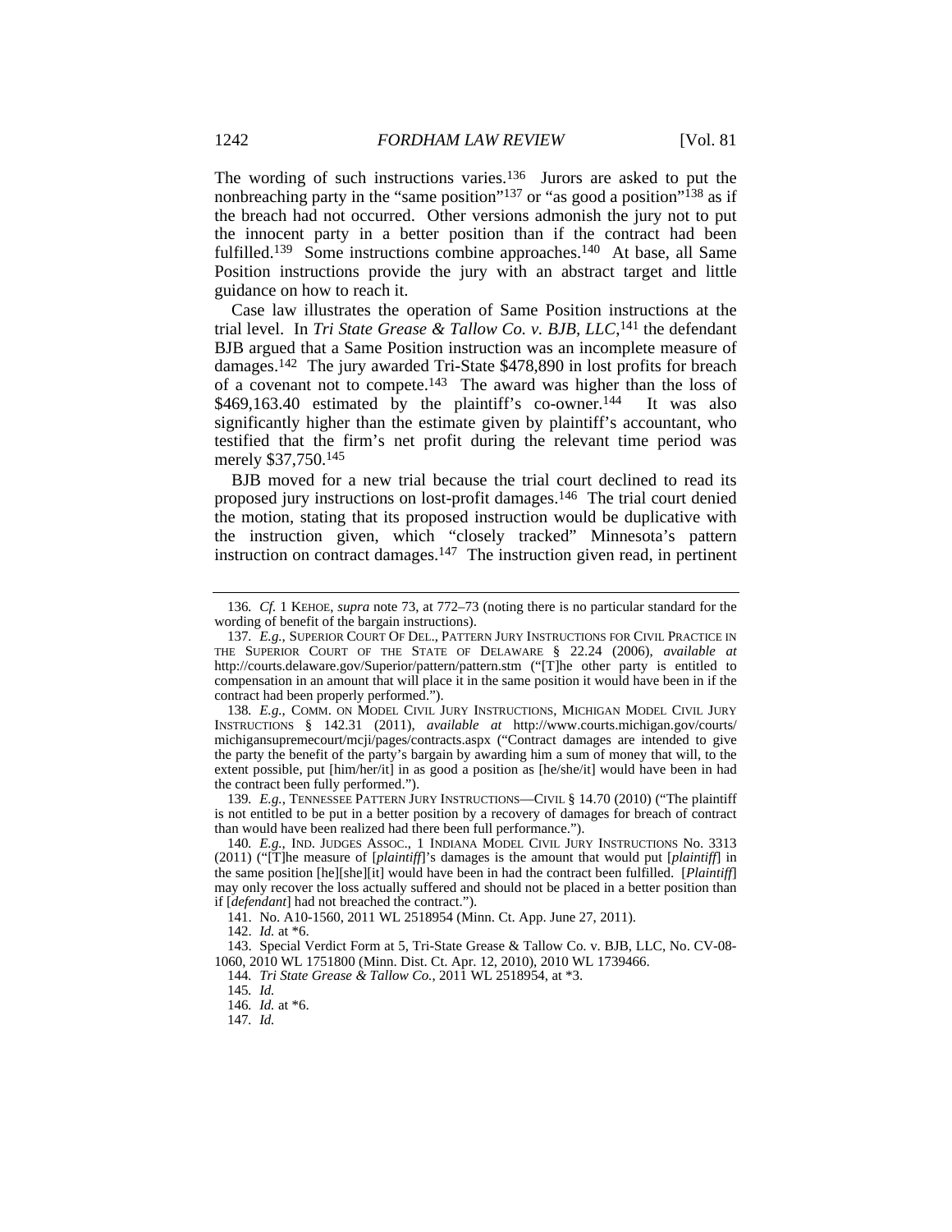The wording of such instructions varies.[136] Jurors are asked to put the nonbreaching party in the "same position"[137] or "as good a position"[138] as if the breach had not occurred. Other versions admonish the jury not to put the innocent party in a better position than if the contract had been fulfilled.[139] Some instructions combine approaches.[140] At base, all Same Position instructions provide the jury with an abstract target and little guidance on how to reach it.

Case law illustrates the operation of Same Position instructions at the trial level. In *Tri State Grease & Tallow Co. v. BJB, LLC*,[141] the defendant BJB argued that a Same Position instruction was an incomplete measure of damages.[142] The jury awarded Tri-State $478,890 in lost profits for breach of a covenant not to compete.[143] The award was higher than the loss of $469,163.40 estimated by the plaintiff's co-owner.[144] It was also significantly higher than the estimate given by plaintiff's accountant, who testified that the firm's net profit during the relevant time period was merely $37,750.[145]

BJB moved for a new trial because the trial court declined to read its proposed jury instructions on lost-profit damages.[146] The trial court denied the motion, stating that its proposed instruction would be duplicative with the instruction given, which "closely tracked" Minnesota's pattern instruction on contract damages.[147] The instruction given read, in pertinent

---

136. *Cf.* 1 KEHOE, *supra* note 73, at 772–73 (noting there is no particular standard for the wording of benefit of the bargain instructions).

137. *E.g.*, SUPERIOR COURT OF DEL., PATTERN JURY INSTRUCTIONS FOR CIVIL PRACTICE IN THE SUPERIOR COURT OF THE STATE OF DELAWARE § 22.24 (2006), *available at* http://courts.delaware.gov/Superior/pattern/pattern.stm ("[T]he other party is entitled to compensation in an amount that will place it in the same position it would have been in if the contract had been properly performed.").

138. *E.g.*, COMM. ON MODEL CIVIL JURY INSTRUCTIONS, MICHIGAN MODEL CIVIL JURY INSTRUCTIONS § 142.31 (2011), *available at* http://www.courts.michigan.gov/courts/michigansupremecourt/mcji/pages/contracts.aspx ("Contract damages are intended to give the party the benefit of the party's bargain by awarding him a sum of money that will, to the extent possible, put [him/her/it] in as good a position as [he/she/it] would have been in had the contract been fully performed.").

139. *E.g.*, TENNESSEE PATTERN JURY INSTRUCTIONS—CIVIL § 14.70 (2010) ("The plaintiff is not entitled to be put in a better position by a recovery of damages for breach of contract than would have been realized had there been full performance.").

140. *E.g.*, IND. JUDGES ASSOC., 1 INDIANA MODEL CIVIL JURY INSTRUCTIONS No. 3313 (2011) ("[T]he measure of [*plaintiff*]'s damages is the amount that would put [*plaintiff*] in the same position [he][she][it] would have been in had the contract been fulfilled. [*Plaintiff*] may only recover the loss actually suffered and should not be placed in a better position than if [*defendant*] had not breached the contract.").

141. No. A10-1560, 2011 WL 2518954 (Minn. Ct. App. June 27, 2011).

142. *Id.* at *6.

143. Special Verdict Form at 5, Tri-State Grease & Tallow Co. v. BJB, LLC, No. CV-08-1060, 2010 WL 1751800 (Minn. Dist. Ct. Apr. 12, 2010), 2010 WL 1739466.

144. *Tri State Grease & Tallow Co.*, 2011 WL 2518954, at *3.

145. *Id.*

146. *Id.* at *6.

147. *Id.*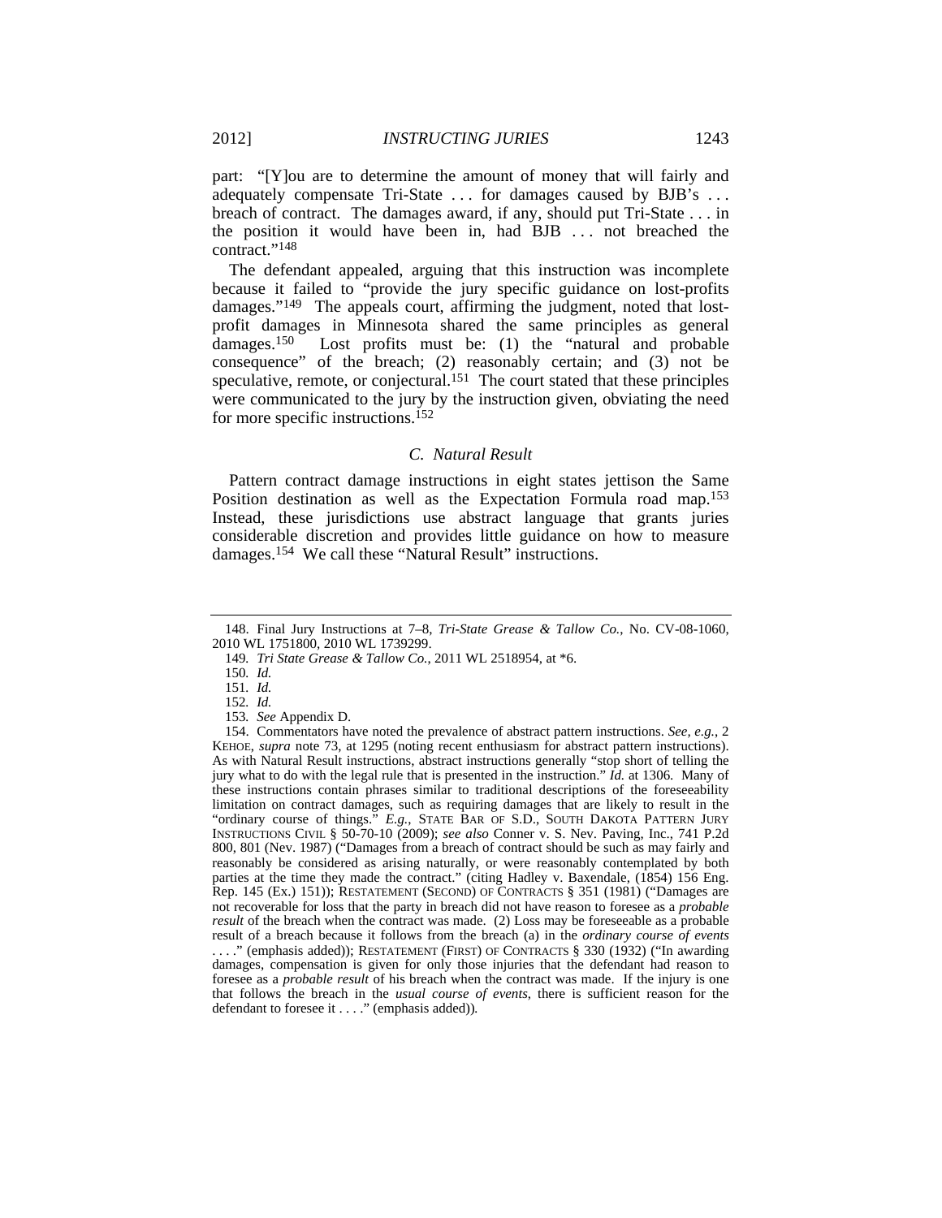part: "[Y]ou are to determine the amount of money that will fairly and adequately compensate Tri-State . . . for damages caused by BJB's . . . breach of contract. The damages award, if any, should put Tri-State . . . in the position it would have been in, had BJB . . . not breached the contract."[148]

The defendant appealed, arguing that this instruction was incomplete because it failed to "provide the jury specific guidance on lost-profits damages."[149] The appeals court, affirming the judgment, noted that lost-profit damages in Minnesota shared the same principles as general damages.[150] Lost profits must be: (1) the "natural and probable consequence" of the breach; (2) reasonably certain; and (3) not be speculative, remote, or conjectural.[151] The court stated that these principles were communicated to the jury by the instruction given, obviating the need for more specific instructions.[152]

### *C. Natural Result*

Pattern contract damage instructions in eight states jettison the Same Position destination as well as the Expectation Formula road map.[153] Instead, these jurisdictions use abstract language that grants juries considerable discretion and provides little guidance on how to measure damages.[154] We call these "Natural Result" instructions.

---

148. Final Jury Instructions at 7–8, *Tri-State Grease & Tallow Co.*, No. CV-08-1060, 2010 WL 1751800, 2010 WL 1739299.

149. *Tri State Grease & Tallow Co.*, 2011 WL 2518954, at *6.

150. *Id.*

151. *Id.*

152. *Id.*

153. *See* Appendix D.

154. Commentators have noted the prevalence of abstract pattern instructions. *See, e.g.*, 2 KEHOE, *supra* note 73, at 1295 (noting recent enthusiasm for abstract pattern instructions). As with Natural Result instructions, abstract instructions generally "stop short of telling the jury what to do with the legal rule that is presented in the instruction." *Id.* at 1306. Many of these instructions contain phrases similar to traditional descriptions of the foreseeability limitation on contract damages, such as requiring damages that are likely to result in the "ordinary course of things." *E.g.*, STATE BAR OF S.D., SOUTH DAKOTA PATTERN JURY INSTRUCTIONS CIVIL § 50-70-10 (2009); *see also* Conner v. S. Nev. Paving, Inc., 741 P.2d 800, 801 (Nev. 1987) ("Damages from a breach of contract should be such as may fairly and reasonably be considered as arising naturally, or were reasonably contemplated by both parties at the time they made the contract." (citing Hadley v. Baxendale, (1854) 156 Eng. Rep. 145 (Ex.) 151)); RESTATEMENT (SECOND) OF CONTRACTS § 351 (1981) ("Damages are not recoverable for loss that the party in breach did not have reason to foresee as a *probable result* of the breach when the contract was made. (2) Loss may be foreseeable as a probable result of a breach because it follows from the breach (a) in the *ordinary course of events* . . . ." (emphasis added)); RESTATEMENT (FIRST) OF CONTRACTS § 330 (1932) ("In awarding damages, compensation is given for only those injuries that the defendant had reason to foresee as a *probable result* of his breach when the contract was made. If the injury is one that follows the breach in the *usual course of events*, there is sufficient reason for the defendant to foresee it . . . ." (emphasis added)).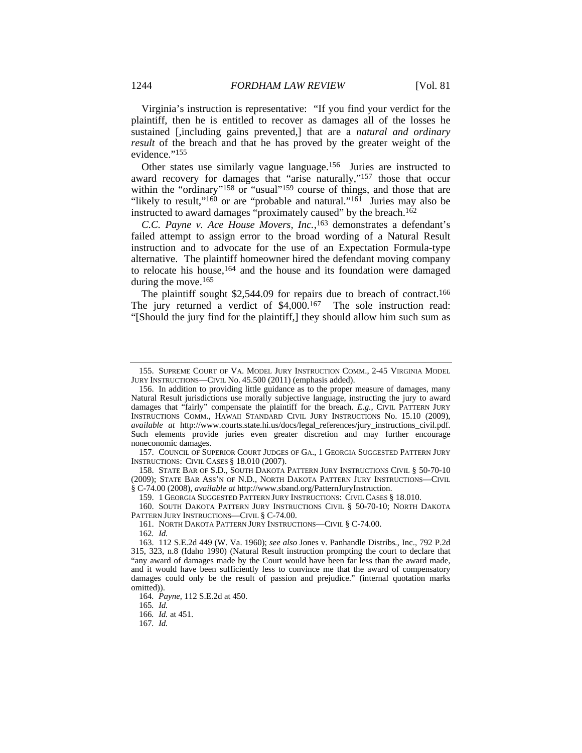Virginia's instruction is representative: "If you find your verdict for the plaintiff, then he is entitled to recover as damages all of the losses he sustained [,including gains prevented,] that are a *natural and ordinary result* of the breach and that he has proved by the greater weight of the evidence."[155]

Other states use similarly vague language.[156] Juries are instructed to award recovery for damages that "arise naturally,"[157] those that occur within the "ordinary"[158] or "usual"[159] course of things, and those that are "likely to result,"[160] or are "probable and natural."[161] Juries may also be instructed to award damages "proximately caused" by the breach.[162]

*C.C. Payne v. Ace House Movers, Inc.*,[163] demonstrates a defendant's failed attempt to assign error to the broad wording of a Natural Result instruction and to advocate for the use of an Expectation Formula-type alternative. The plaintiff homeowner hired the defendant moving company to relocate his house,[164] and the house and its foundation were damaged during the move.[165]

The plaintiff sought $2,544.09 for repairs due to breach of contract.[166] The jury returned a verdict of $4,000.[167] The sole instruction read: "[Should the jury find for the plaintiff,] they should allow him such sum as

---

155. SUPREME COURT OF VA. MODEL JURY INSTRUCTION COMM., 2-45 VIRGINIA MODEL JURY INSTRUCTIONS—CIVIL No. 45.500 (2011) (emphasis added).

156. In addition to providing little guidance as to the proper measure of damages, many Natural Result jurisdictions use morally subjective language, instructing the jury to award damages that "fairly" compensate the plaintiff for the breach. *E.g.*, CIVIL PATTERN JURY INSTRUCTIONS COMM., HAWAII STANDARD CIVIL JURY INSTRUCTIONS No. 15.10 (2009), *available at* http://www.courts.state.hi.us/docs/legal_references/jury_instructions_civil.pdf. Such elements provide juries even greater discretion and may further encourage noneconomic damages.

157. COUNCIL OF SUPERIOR COURT JUDGES OF GA., 1 GEORGIA SUGGESTED PATTERN JURY INSTRUCTIONS: CIVIL CASES § 18.010 (2007).

158. STATE BAR OF S.D., SOUTH DAKOTA PATTERN JURY INSTRUCTIONS CIVIL § 50-70-10 (2009); STATE BAR ASS'N OF N.D., NORTH DAKOTA PATTERN JURY INSTRUCTIONS—CIVIL § C-74.00 (2008), *available at* http://www.sband.org/PatternJuryInstruction.

159. 1 GEORGIA SUGGESTED PATTERN JURY INSTRUCTIONS: CIVIL CASES § 18.010.

160. SOUTH DAKOTA PATTERN JURY INSTRUCTIONS CIVIL § 50-70-10; NORTH DAKOTA PATTERN JURY INSTRUCTIONS—CIVIL § C-74.00.

161. NORTH DAKOTA PATTERN JURY INSTRUCTIONS—CIVIL § C-74.00.

162. *Id.*

163. 112 S.E.2d 449 (W. Va. 1960); *see also* Jones v. Panhandle Distribs., Inc., 792 P.2d 315, 323, n.8 (Idaho 1990) (Natural Result instruction prompting the court to declare that "any award of damages made by the Court would have been far less than the award made, and it would have been sufficiently less to convince me that the award of compensatory damages could only be the result of passion and prejudice." (internal quotation marks omitted)).

164. *Payne*, 112 S.E.2d at 450.

165. *Id.*

166. *Id.* at 451.

167. *Id.*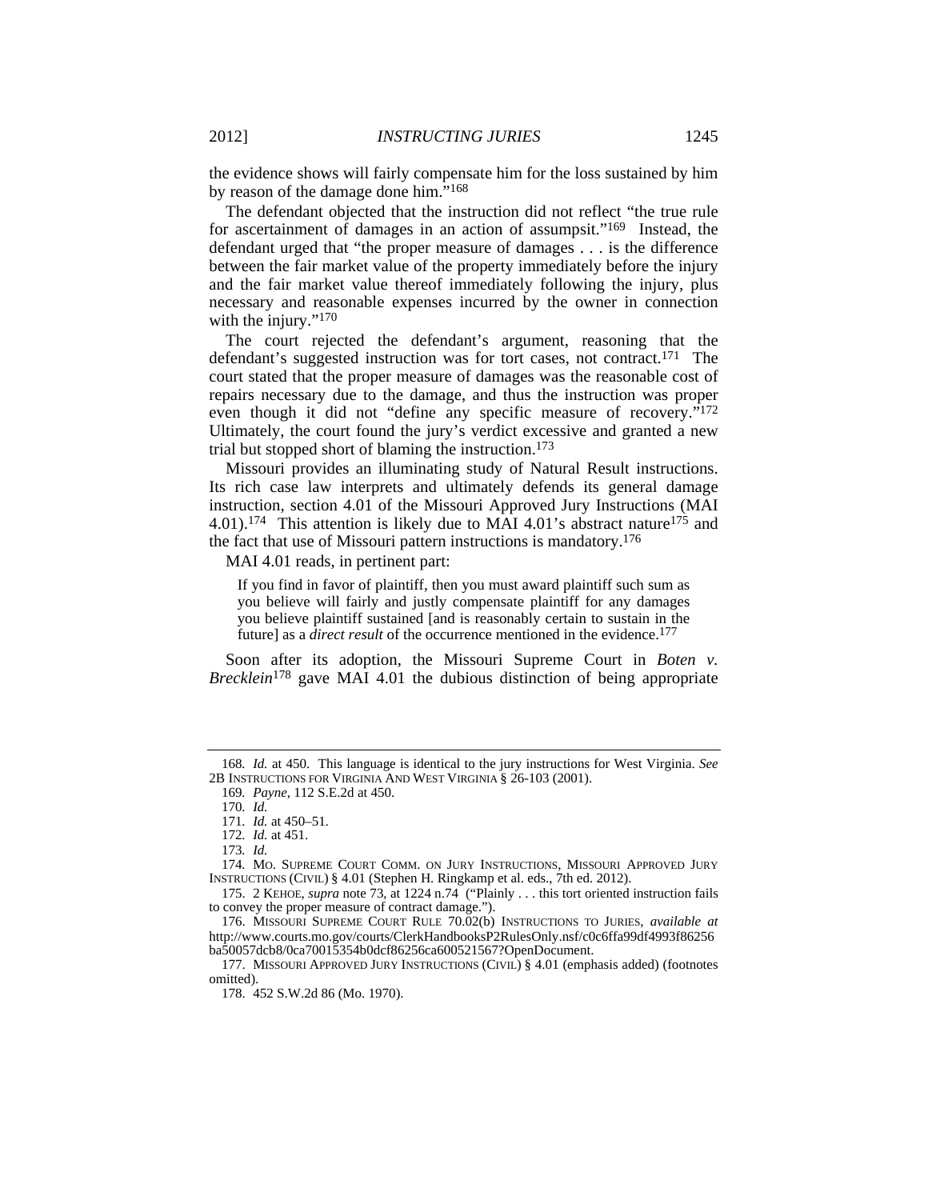the evidence shows will fairly compensate him for the loss sustained by him by reason of the damage done him."[168]

The defendant objected that the instruction did not reflect "the true rule for ascertainment of damages in an action of assumpsit."[169] Instead, the defendant urged that "the proper measure of damages . . . is the difference between the fair market value of the property immediately before the injury and the fair market value thereof immediately following the injury, plus necessary and reasonable expenses incurred by the owner in connection with the injury."[170]

The court rejected the defendant's argument, reasoning that the defendant's suggested instruction was for tort cases, not contract.[171] The court stated that the proper measure of damages was the reasonable cost of repairs necessary due to the damage, and thus the instruction was proper even though it did not "define any specific measure of recovery."[172] Ultimately, the court found the jury's verdict excessive and granted a new trial but stopped short of blaming the instruction.[173]

Missouri provides an illuminating study of Natural Result instructions. Its rich case law interprets and ultimately defends its general damage instruction, section 4.01 of the Missouri Approved Jury Instructions (MAI 4.01).[174] This attention is likely due to MAI 4.01's abstract nature[175] and the fact that use of Missouri pattern instructions is mandatory.[176]

MAI 4.01 reads, in pertinent part:

> If you find in favor of plaintiff, then you must award plaintiff such sum as you believe will fairly and justly compensate plaintiff for any damages you believe plaintiff sustained [and is reasonably certain to sustain in the future] as a *direct result* of the occurrence mentioned in the evidence.[177]

Soon after its adoption, the Missouri Supreme Court in *Boten v. Brecklein*[178] gave MAI 4.01 the dubious distinction of being appropriate

---

168. *Id.* at 450. This language is identical to the jury instructions for West Virginia. *See* 2B INSTRUCTIONS FOR VIRGINIA AND WEST VIRGINIA § 26-103 (2001).

169. *Payne*, 112 S.E.2d at 450.

170. *Id.*

171. *Id.* at 450–51.

172. *Id.* at 451.

173. *Id.*

174. MO. SUPREME COURT COMM. ON JURY INSTRUCTIONS, MISSOURI APPROVED JURY INSTRUCTIONS (CIVIL) § 4.01 (Stephen H. Ringkamp et al. eds., 7th ed. 2012).

175. 2 KEHOE, *supra* note 73, at 1224 n.74 ("Plainly . . . this tort oriented instruction fails to convey the proper measure of contract damage.").

176. MISSOURI SUPREME COURT RULE 70.02(b) INSTRUCTIONS TO JURIES, *available at* http://www.courts.mo.gov/courts/ClerkHandbooksP2RulesOnly.nsf/c0c6ffa99df4993f86256ba50057dcb8/0ca70015354b0dcf86256ca600521567?OpenDocument.

177. MISSOURI APPROVED JURY INSTRUCTIONS (CIVIL) § 4.01 (emphasis added) (footnotes omitted).

178. 452 S.W.2d 86 (Mo. 1970).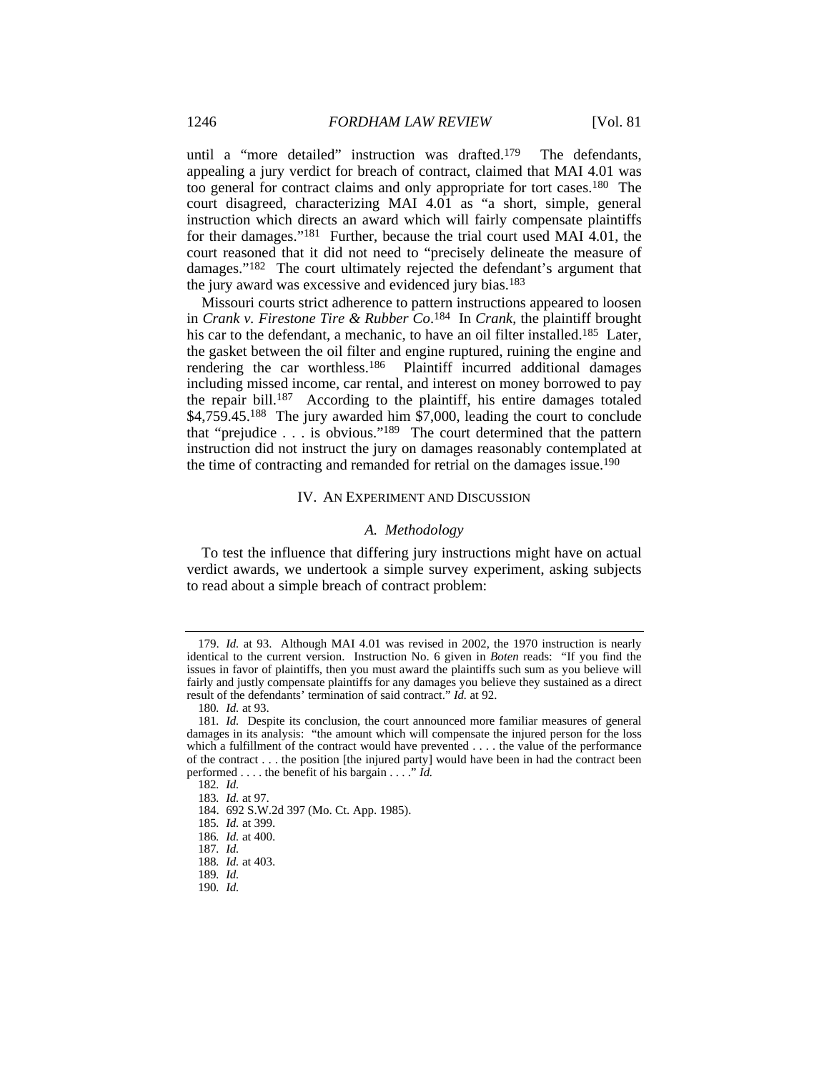until a "more detailed" instruction was drafted.[179] The defendants, appealing a jury verdict for breach of contract, claimed that MAI 4.01 was too general for contract claims and only appropriate for tort cases.[180] The court disagreed, characterizing MAI 4.01 as "a short, simple, general instruction which directs an award which will fairly compensate plaintiffs for their damages."[181] Further, because the trial court used MAI 4.01, the court reasoned that it did not need to "precisely delineate the measure of damages."[182] The court ultimately rejected the defendant's argument that the jury award was excessive and evidenced jury bias.[183]

Missouri courts strict adherence to pattern instructions appeared to loosen in *Crank v. Firestone Tire & Rubber Co*.[184] In *Crank*, the plaintiff brought his car to the defendant, a mechanic, to have an oil filter installed.[185] Later, the gasket between the oil filter and engine ruptured, ruining the engine and rendering the car worthless.[186] Plaintiff incurred additional damages including missed income, car rental, and interest on money borrowed to pay the repair bill.[187] According to the plaintiff, his entire damages totaled $4,759.45.[188] The jury awarded him $7,000, leading the court to conclude that "prejudice . . . is obvious."[189] The court determined that the pattern instruction did not instruct the jury on damages reasonably contemplated at the time of contracting and remanded for retrial on the damages issue.[190]

## IV. An Experiment and Discussion

### *A. Methodology*

To test the influence that differing jury instructions might have on actual verdict awards, we undertook a simple survey experiment, asking subjects to read about a simple breach of contract problem:

---

179. *Id.* at 93. Although MAI 4.01 was revised in 2002, the 1970 instruction is nearly identical to the current version. Instruction No. 6 given in *Boten* reads: "If you find the issues in favor of plaintiffs, then you must award the plaintiffs such sum as you believe will fairly and justly compensate plaintiffs for any damages you believe they sustained as a direct result of the defendants' termination of said contract." *Id.* at 92.

180. *Id.* at 93.

181. *Id.* Despite its conclusion, the court announced more familiar measures of general damages in its analysis: "the amount which will compensate the injured person for the loss which a fulfillment of the contract would have prevented . . . . the value of the performance of the contract . . . the position [the injured party] would have been in had the contract been performed . . . . the benefit of his bargain . . . ." *Id.*

182. *Id.*

183. *Id.* at 97.

184. 692 S.W.2d 397 (Mo. Ct. App. 1985).

185. *Id.* at 399.

186. *Id.* at 400.

187. *Id.*

188. *Id.* at 403.

189. *Id.*

190. *Id.*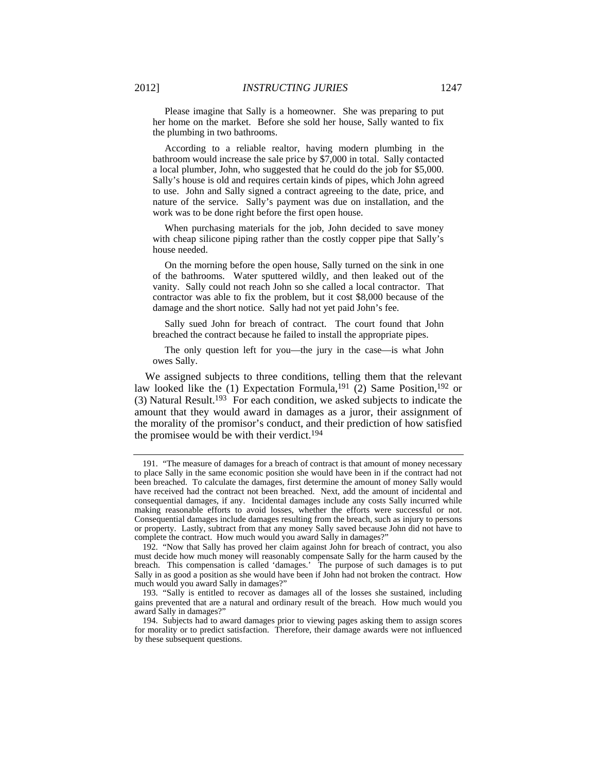> Please imagine that Sally is a homeowner. She was preparing to put her home on the market. Before she sold her house, Sally wanted to fix the plumbing in two bathrooms.
>
> According to a reliable realtor, having modern plumbing in the bathroom would increase the sale price by $7,000 in total. Sally contacted a local plumber, John, who suggested that he could do the job for $5,000. Sally's house is old and requires certain kinds of pipes, which John agreed to use. John and Sally signed a contract agreeing to the date, price, and nature of the service. Sally's payment was due on installation, and the work was to be done right before the first open house.
>
> When purchasing materials for the job, John decided to save money with cheap silicone piping rather than the costly copper pipe that Sally's house needed.
>
> On the morning before the open house, Sally turned on the sink in one of the bathrooms. Water sputtered wildly, and then leaked out of the vanity. Sally could not reach John so she called a local contractor. That contractor was able to fix the problem, but it cost $8,000 because of the damage and the short notice. Sally had not yet paid John's fee.
>
> Sally sued John for breach of contract. The court found that John breached the contract because he failed to install the appropriate pipes.
>
> The only question left for you—the jury in the case—is what John owes Sally.

We assigned subjects to three conditions, telling them that the relevant law looked like the (1) Expectation Formula,[191] (2) Same Position,[192] or (3) Natural Result.[193] For each condition, we asked subjects to indicate the amount that they would award in damages as a juror, their assignment of the morality of the promisor's conduct, and their prediction of how satisfied the promisee would be with their verdict.[194]

---

191. "The measure of damages for a breach of contract is that amount of money necessary to place Sally in the same economic position she would have been in if the contract had not been breached. To calculate the damages, first determine the amount of money Sally would have received had the contract not been breached. Next, add the amount of incidental and consequential damages, if any. Incidental damages include any costs Sally incurred while making reasonable efforts to avoid losses, whether the efforts were successful or not. Consequential damages include damages resulting from the breach, such as injury to persons or property. Lastly, subtract from that any money Sally saved because John did not have to complete the contract. How much would you award Sally in damages?"

192. "Now that Sally has proved her claim against John for breach of contract, you also must decide how much money will reasonably compensate Sally for the harm caused by the breach. This compensation is called 'damages.' The purpose of such damages is to put Sally in as good a position as she would have been if John had not broken the contract. How much would you award Sally in damages?"

193. "Sally is entitled to recover as damages all of the losses she sustained, including gains prevented that are a natural and ordinary result of the breach. How much would you award Sally in damages?"

194. Subjects had to award damages prior to viewing pages asking them to assign scores for morality or to predict satisfaction. Therefore, their damage awards were not influenced by these subsequent questions.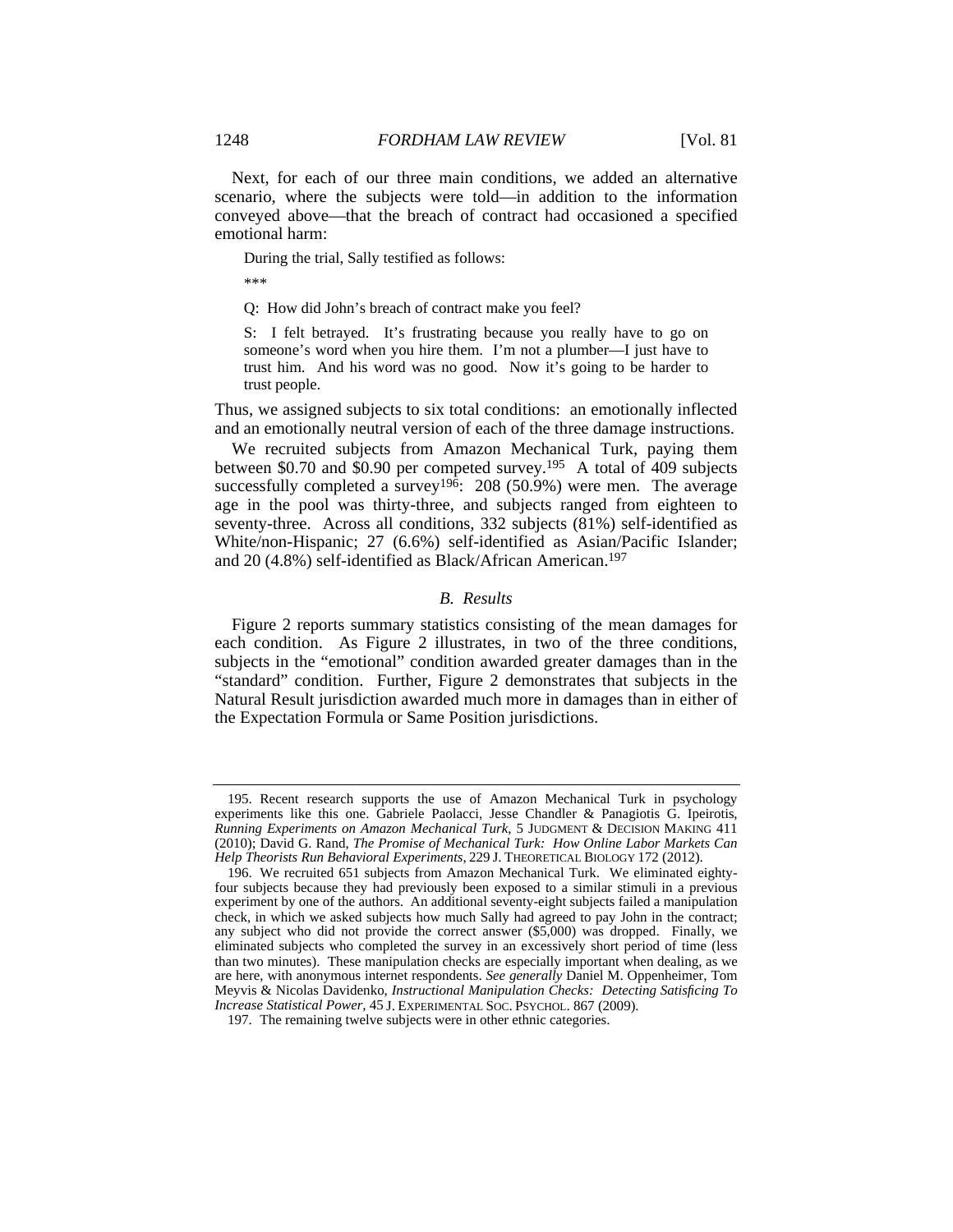Next, for each of our three main conditions, we added an alternative scenario, where the subjects were told—in addition to the information conveyed above—that the breach of contract had occasioned a specified emotional harm:

> During the trial, Sally testified as follows:
>
> ***
>
> Q: How did John's breach of contract make you feel?
>
> S: I felt betrayed. It's frustrating because you really have to go on someone's word when you hire them. I'm not a plumber—I just have to trust him. And his word was no good. Now it's going to be harder to trust people.

Thus, we assigned subjects to six total conditions: an emotionally inflected and an emotionally neutral version of each of the three damage instructions.

We recruited subjects from Amazon Mechanical Turk, paying them between $0.70 and $0.90 per competed survey.[195] A total of 409 subjects successfully completed a survey[196]: 208 (50.9%) were men. The average age in the pool was thirty-three, and subjects ranged from eighteen to seventy-three. Across all conditions, 332 subjects (81%) self-identified as White/non-Hispanic; 27 (6.6%) self-identified as Asian/Pacific Islander; and 20 (4.8%) self-identified as Black/African American.[197]

### *B. Results*

Figure 2 reports summary statistics consisting of the mean damages for each condition. As Figure 2 illustrates, in two of the three conditions, subjects in the "emotional" condition awarded greater damages than in the "standard" condition. Further, Figure 2 demonstrates that subjects in the Natural Result jurisdiction awarded much more in damages than in either of the Expectation Formula or Same Position jurisdictions.

---

195. Recent research supports the use of Amazon Mechanical Turk in psychology experiments like this one. Gabriele Paolacci, Jesse Chandler & Panagiotis G. Ipeirotis, *Running Experiments on Amazon Mechanical Turk*, 5 JUDGMENT & DECISION MAKING 411 (2010); David G. Rand, *The Promise of Mechanical Turk: How Online Labor Markets Can Help Theorists Run Behavioral Experiments*, 229 J. THEORETICAL BIOLOGY 172 (2012).

196. We recruited 651 subjects from Amazon Mechanical Turk. We eliminated eighty-four subjects because they had previously been exposed to a similar stimuli in a previous experiment by one of the authors. An additional seventy-eight subjects failed a manipulation check, in which we asked subjects how much Sally had agreed to pay John in the contract; any subject who did not provide the correct answer ($5,000) was dropped. Finally, we eliminated subjects who completed the survey in an excessively short period of time (less than two minutes). These manipulation checks are especially important when dealing, as we are here, with anonymous internet respondents. *See generally* Daniel M. Oppenheimer, Tom Meyvis & Nicolas Davidenko, *Instructional Manipulation Checks: Detecting Satisficing To Increase Statistical Power*, 45 J. EXPERIMENTAL SOC. PSYCHOL. 867 (2009).

197. The remaining twelve subjects were in other ethnic categories.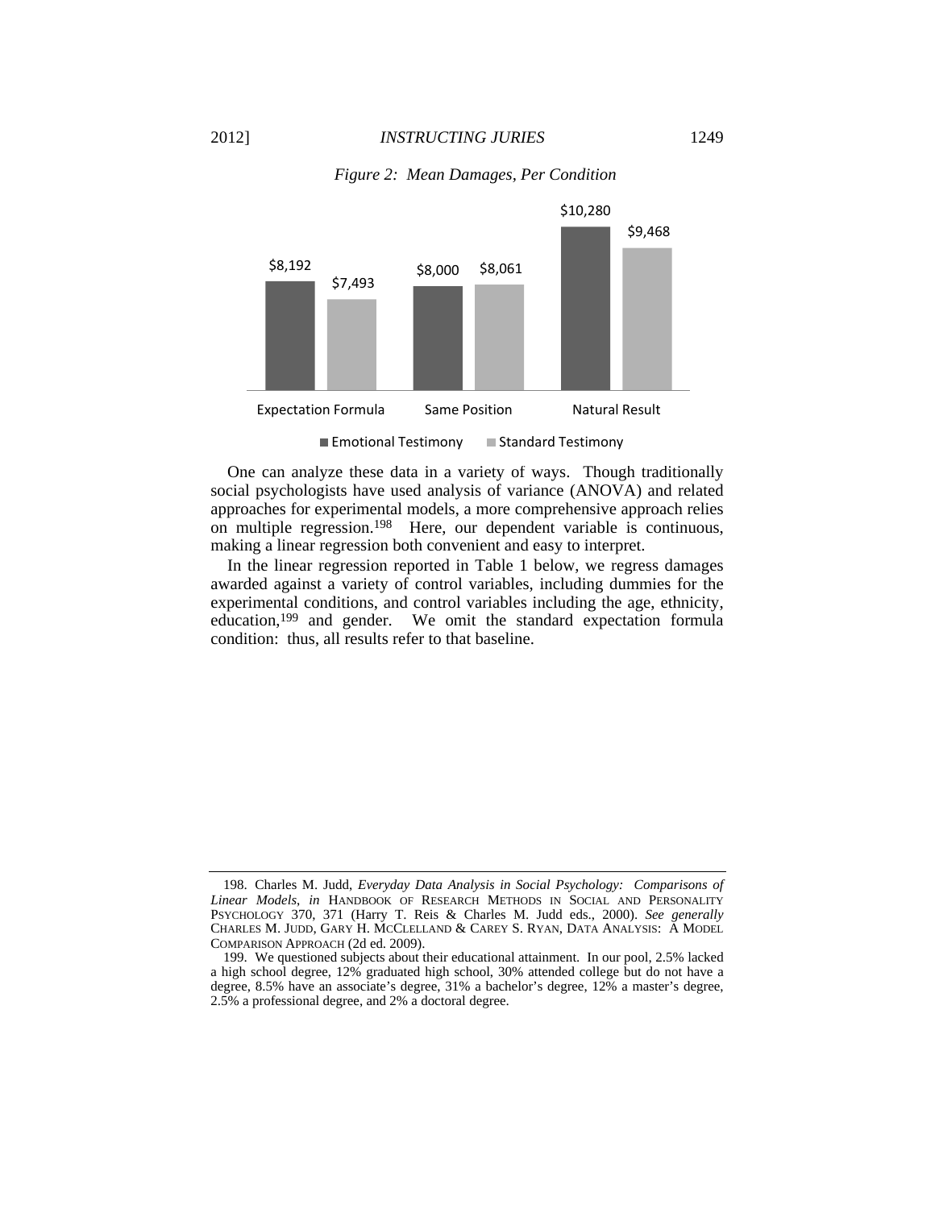*Figure 2: Mean Damages, Per Condition*

| | Emotional Testimony | Standard Testimony |
|---|---|---|
| Expectation Formula | $8,192 | $7,493 |
| Same Position | $8,000 | $8,061 |
| Natural Result | $10,280 | $9,468 |

One can analyze these data in a variety of ways. Though traditionally social psychologists have used analysis of variance (ANOVA) and related approaches for experimental models, a more comprehensive approach relies on multiple regression.[198] Here, our dependent variable is continuous, making a linear regression both convenient and easy to interpret.

In the linear regression reported in Table 1 below, we regress damages awarded against a variety of control variables, including dummies for the experimental conditions, and control variables including the age, ethnicity, education,[199] and gender. We omit the standard expectation formula condition: thus, all results refer to that baseline.

---

198. Charles M. Judd, *Everyday Data Analysis in Social Psychology: Comparisons of Linear Models*, *in* HANDBOOK OF RESEARCH METHODS IN SOCIAL AND PERSONALITY PSYCHOLOGY 370, 371 (Harry T. Reis & Charles M. Judd eds., 2000). *See generally* CHARLES M. JUDD, GARY H. MCCLELLAND & CAREY S. RYAN, DATA ANALYSIS: A MODEL COMPARISON APPROACH (2d ed. 2009).

199. We questioned subjects about their educational attainment. In our pool, 2.5% lacked a high school degree, 12% graduated high school, 30% attended college but do not have a degree, 8.5% have an associate's degree, 31% a bachelor's degree, 12% a master's degree, 2.5% a professional degree, and 2% a doctoral degree.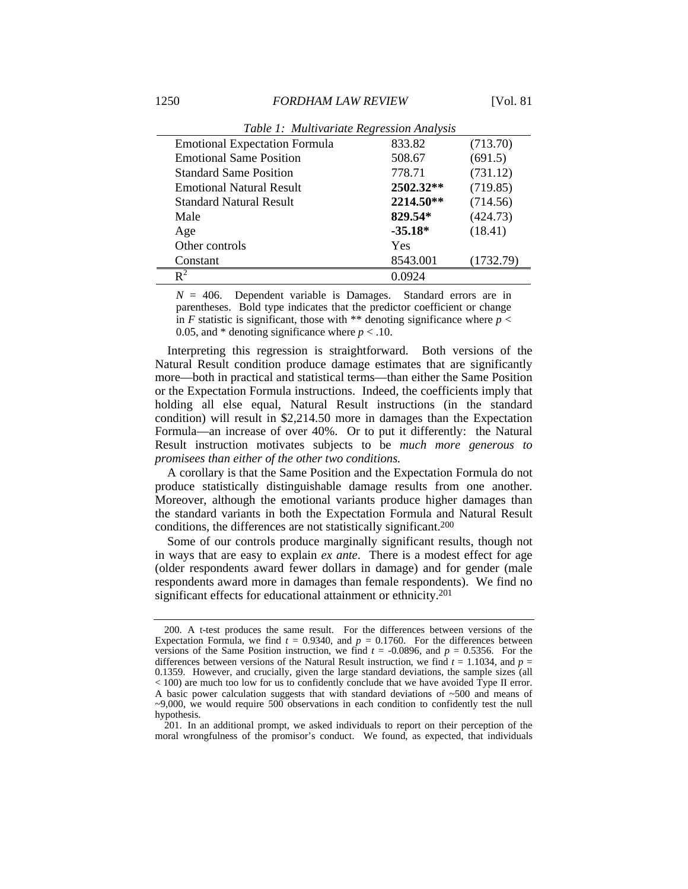*Table 1: Multivariate Regression Analysis*

| | | |
|---|---|---|
| Emotional Expectation Formula | 833.82 | (713.70) |
| Emotional Same Position | 508.67 | (691.5) |
| Standard Same Position | 778.71 | (731.12) |
| Emotional Natural Result | **2502.32**** | (719.85) |
| Standard Natural Result | **2214.50**** | (714.56) |
| Male | **829.54*** | (424.73) |
| Age | **-35.18*** | (18.41) |
| Other controls | Yes | |
| Constant | 8543.001 | (1732.79) |
| $R^2$ | 0.0924 | |

*N* = 406. Dependent variable is Damages. Standard errors are in parentheses. Bold type indicates that the predictor coefficient or change in *F* statistic is significant, those with ** denoting significance where $p < 0.05$, and * denoting significance where $p < .10$.

Interpreting this regression is straightforward. Both versions of the Natural Result condition produce damage estimates that are significantly more—both in practical and statistical terms—than either the Same Position or the Expectation Formula instructions. Indeed, the coefficients imply that holding all else equal, Natural Result instructions (in the standard condition) will result in $2,214.50 more in damages than the Expectation Formula—an increase of over 40%. Or to put it differently: the Natural Result instruction motivates subjects to be *much more generous to promisees than either of the other two conditions.*

A corollary is that the Same Position and the Expectation Formula do not produce statistically distinguishable damage results from one another. Moreover, although the emotional variants produce higher damages than the standard variants in both the Expectation Formula and Natural Result conditions, the differences are not statistically significant.[200]

Some of our controls produce marginally significant results, though not in ways that are easy to explain *ex ante*. There is a modest effect for age (older respondents award fewer dollars in damage) and for gender (male respondents award more in damages than female respondents). We find no significant effects for educational attainment or ethnicity.[201]

---

200. A t-test produces the same result. For the differences between versions of the Expectation Formula, we find $t = 0.9340$, and $p = 0.1760$. For the differences between versions of the Same Position instruction, we find $t = -0.0896$, and $p = 0.5356$. For the differences between versions of the Natural Result instruction, we find $t = 1.1034$, and $p = 0.1359$. However, and crucially, given the large standard deviations, the sample sizes (all < 100) are much too low for us to confidently conclude that we have avoided Type II error. A basic power calculation suggests that with standard deviations of ~500 and means of ~9,000, we would require 500 observations in each condition to confidently test the null hypothesis.

201. In an additional prompt, we asked individuals to report on their perception of the moral wrongfulness of the promisor's conduct. We found, as expected, that individuals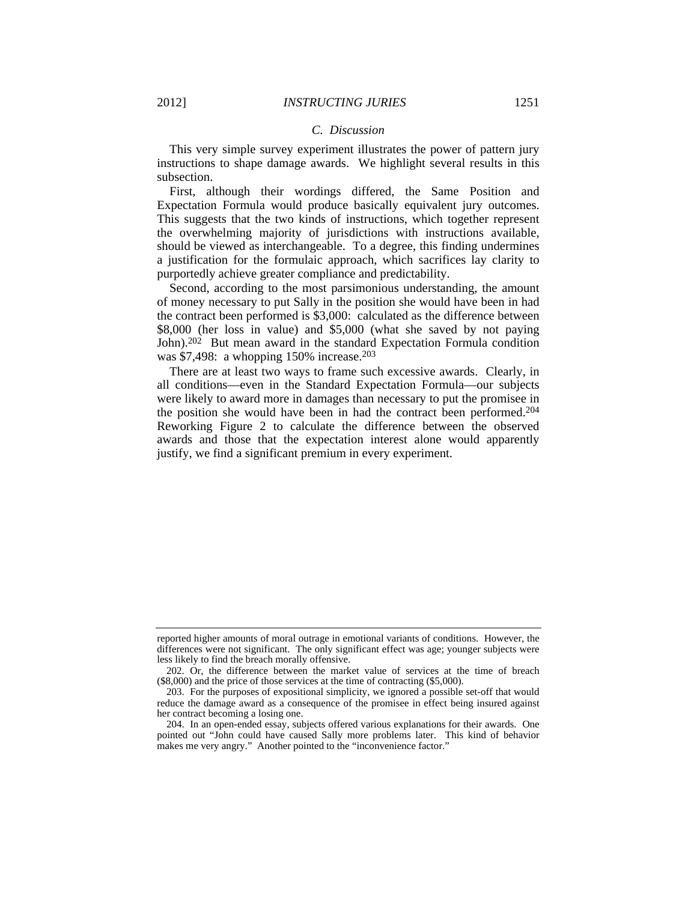### C. Discussion

This very simple survey experiment illustrates the power of pattern jury instructions to shape damage awards. We highlight several results in this subsection.

First, although their wordings differed, the Same Position and Expectation Formula would produce basically equivalent jury outcomes. This suggests that the two kinds of instructions, which together represent the overwhelming majority of jurisdictions with instructions available, should be viewed as interchangeable. To a degree, this finding undermines a justification for the formulaic approach, which sacrifices lay clarity to purportedly achieve greater compliance and predictability.

Second, according to the most parsimonious understanding, the amount of money necessary to put Sally in the position she would have been in had the contract been performed is $3,000: calculated as the difference between $8,000 (her loss in value) and $5,000 (what she saved by not paying John).[202] But mean award in the standard Expectation Formula condition was $7,498: a whopping 150% increase.[203]

There are at least two ways to frame such excessive awards. Clearly, in all conditions—even in the Standard Expectation Formula—our subjects were likely to award more in damages than necessary to put the promisee in the position she would have been in had the contract been performed.[204] Reworking Figure 2 to calculate the difference between the observed awards and those that the expectation interest alone would apparently justify, we find a significant premium in every experiment.

---

reported higher amounts of moral outrage in emotional variants of conditions. However, the differences were not significant. The only significant effect was age; younger subjects were less likely to find the breach morally offensive.

202. Or, the difference between the market value of services at the time of breach ($8,000) and the price of those services at the time of contracting ($5,000).

203. For the purposes of expositional simplicity, we ignored a possible set-off that would reduce the damage award as a consequence of the promisee in effect being insured against her contract becoming a losing one.

204. In an open-ended essay, subjects offered various explanations for their awards. One pointed out "John could have caused Sally more problems later. This kind of behavior makes me very angry." Another pointed to the "inconvenience factor."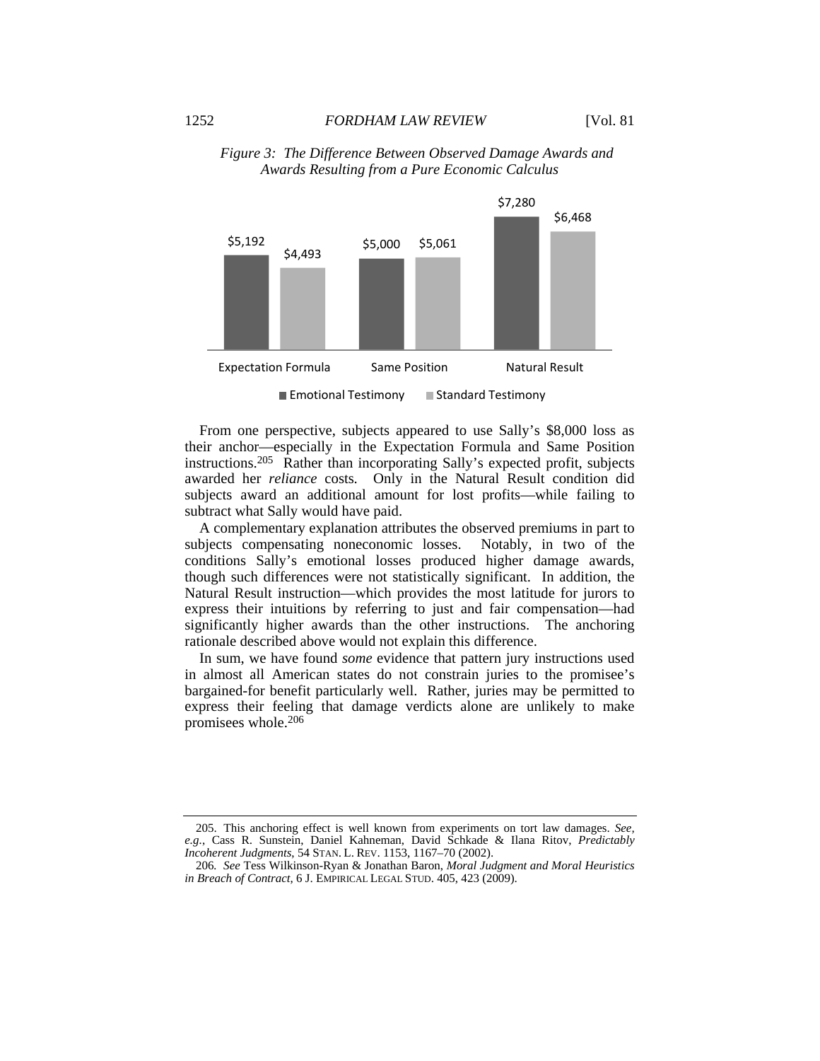*Figure 3: The Difference Between Observed Damage Awards and Awards Resulting from a Pure Economic Calculus*

| | Emotional Testimony | Standard Testimony |
|---|---|---|
| Expectation Formula | $5,192 | $4,493 |
| Same Position | $5,000 | $5,061 |
| Natural Result | $7,280 | $6,468 |

From one perspective, subjects appeared to use Sally's $8,000 loss as their anchor—especially in the Expectation Formula and Same Position instructions.[205] Rather than incorporating Sally's expected profit, subjects awarded her *reliance* costs. Only in the Natural Result condition did subjects award an additional amount for lost profits—while failing to subtract what Sally would have paid.

A complementary explanation attributes the observed premiums in part to subjects compensating noneconomic losses. Notably, in two of the conditions Sally's emotional losses produced higher damage awards, though such differences were not statistically significant. In addition, the Natural Result instruction—which provides the most latitude for jurors to express their intuitions by referring to just and fair compensation—had significantly higher awards than the other instructions. The anchoring rationale described above would not explain this difference.

In sum, we have found *some* evidence that pattern jury instructions used in almost all American states do not constrain juries to the promisee's bargained-for benefit particularly well. Rather, juries may be permitted to express their feeling that damage verdicts alone are unlikely to make promisees whole.[206]

---

205. This anchoring effect is well known from experiments on tort law damages. *See, e.g.*, Cass R. Sunstein, Daniel Kahneman, David Schkade & Ilana Ritov, *Predictably Incoherent Judgments*, 54 STAN. L. REV. 1153, 1167–70 (2002).

206. *See* Tess Wilkinson-Ryan & Jonathan Baron, *Moral Judgment and Moral Heuristics in Breach of Contract*, 6 J. EMPIRICAL LEGAL STUD. 405, 423 (2009).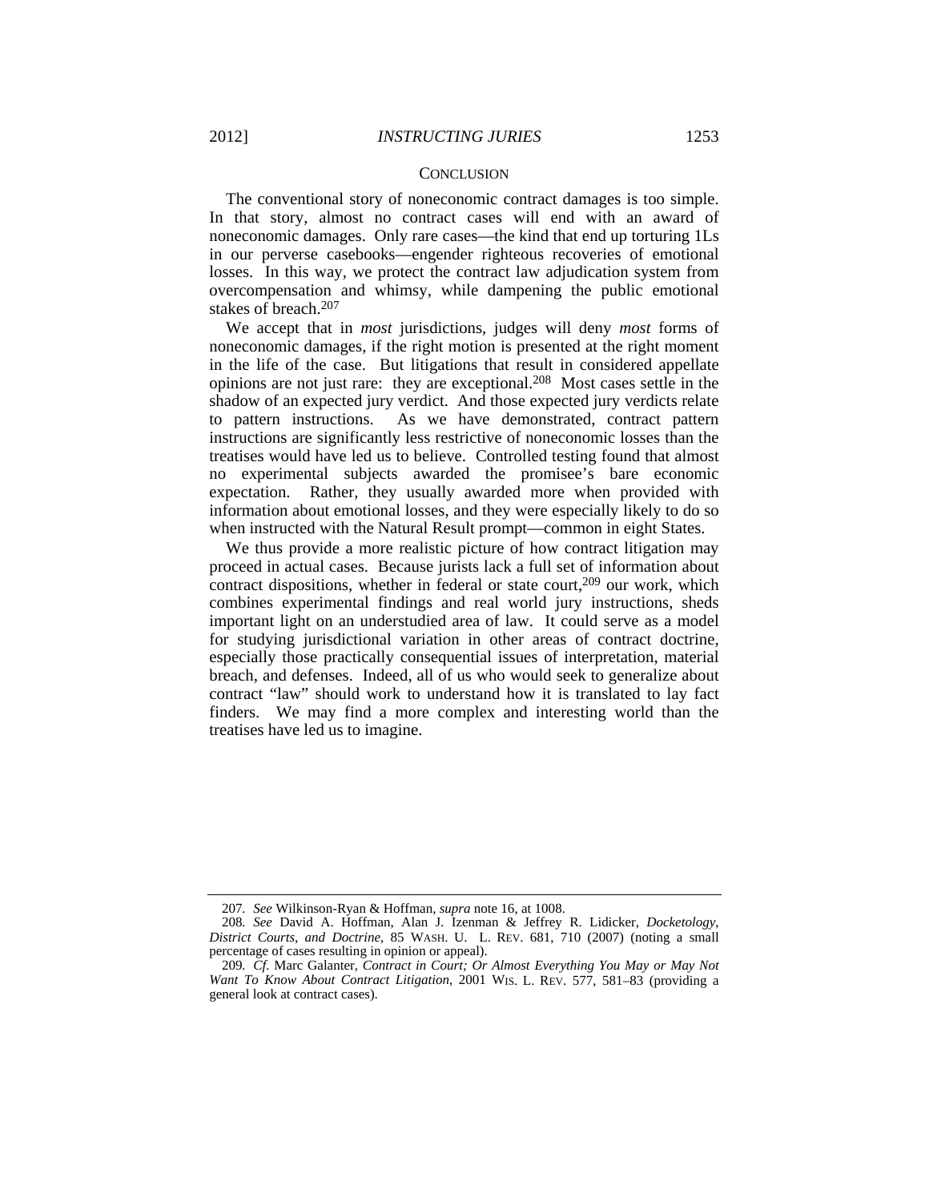## CONCLUSION

The conventional story of noneconomic contract damages is too simple. In that story, almost no contract cases will end with an award of noneconomic damages. Only rare cases—the kind that end up torturing 1Ls in our perverse casebooks—engender righteous recoveries of emotional losses. In this way, we protect the contract law adjudication system from overcompensation and whimsy, while dampening the public emotional stakes of breach.[207]

We accept that in *most* jurisdictions, judges will deny *most* forms of noneconomic damages, if the right motion is presented at the right moment in the life of the case. But litigations that result in considered appellate opinions are not just rare: they are exceptional.[208] Most cases settle in the shadow of an expected jury verdict. And those expected jury verdicts relate to pattern instructions. As we have demonstrated, contract pattern instructions are significantly less restrictive of noneconomic losses than the treatises would have led us to believe. Controlled testing found that almost no experimental subjects awarded the promisee's bare economic expectation. Rather, they usually awarded more when provided with information about emotional losses, and they were especially likely to do so when instructed with the Natural Result prompt—common in eight States.

We thus provide a more realistic picture of how contract litigation may proceed in actual cases. Because jurists lack a full set of information about contract dispositions, whether in federal or state court,[209] our work, which combines experimental findings and real world jury instructions, sheds important light on an understudied area of law. It could serve as a model for studying jurisdictional variation in other areas of contract doctrine, especially those practically consequential issues of interpretation, material breach, and defenses. Indeed, all of us who would seek to generalize about contract "law" should work to understand how it is translated to lay fact finders. We may find a more complex and interesting world than the treatises have led us to imagine.

---

207. *See* Wilkinson-Ryan & Hoffman, *supra* note 16, at 1008.

208. *See* David A. Hoffman, Alan J. Izenman & Jeffrey R. Lidicker, *Docketology, District Courts, and Doctrine*, 85 WASH. U. L. REV. 681, 710 (2007) (noting a small percentage of cases resulting in opinion or appeal).

209. *Cf*. Marc Galanter, *Contract in Court; Or Almost Everything You May or May Not Want To Know About Contract Litigation*, 2001 WIS. L. REV. 577, 581–83 (providing a general look at contract cases).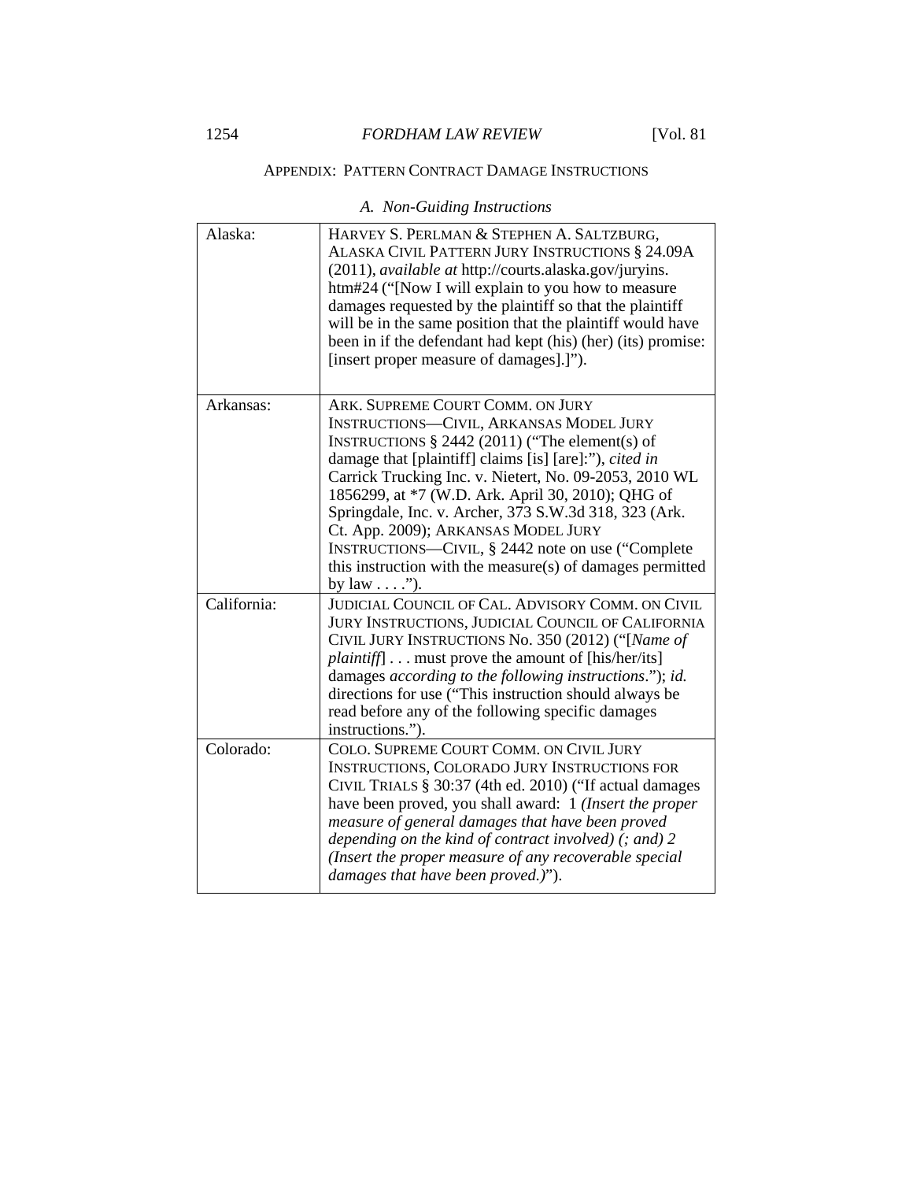## APPENDIX: PATTERN CONTRACT DAMAGE INSTRUCTIONS

### *A. Non-Guiding Instructions*

| | |
|---|---|
| Alaska: | HARVEY S. PERLMAN & STEPHEN A. SALTZBURG, ALASKA CIVIL PATTERN JURY INSTRUCTIONS § 24.09A (2011), *available at* http://courts.alaska.gov/juryins.htm#24 ("[Now I will explain to you how to measure damages requested by the plaintiff so that the plaintiff will be in the same position that the plaintiff would have been in if the defendant had kept (his) (her) (its) promise: [insert proper measure of damages].]"). |
| Arkansas: | ARK. SUPREME COURT COMM. ON JURY INSTRUCTIONS—CIVIL, ARKANSAS MODEL JURY INSTRUCTIONS § 2442 (2011) ("The element(s) of damage that [plaintiff] claims [is] [are]:"), *cited in* Carrick Trucking Inc. v. Nietert, No. 09-2053, 2010 WL 1856299, at *7 (W.D. Ark. April 30, 2010); QHG of Springdale, Inc. v. Archer, 373 S.W.3d 318, 323 (Ark. Ct. App. 2009); ARKANSAS MODEL JURY INSTRUCTIONS—CIVIL, § 2442 note on use ("Complete this instruction with the measure(s) of damages permitted by law . . . ."). |
| California: | JUDICIAL COUNCIL OF CAL. ADVISORY COMM. ON CIVIL JURY INSTRUCTIONS, JUDICIAL COUNCIL OF CALIFORNIA CIVIL JURY INSTRUCTIONS No. 350 (2012) ("[*Name of plaintiff*] . . . must prove the amount of [his/her/its] damages *according to the following instructions*."); *id.* directions for use ("This instruction should always be read before any of the following specific damages instructions."). |
| Colorado: | COLO. SUPREME COURT COMM. ON CIVIL JURY INSTRUCTIONS, COLORADO JURY INSTRUCTIONS FOR CIVIL TRIALS § 30:37 (4th ed. 2010) ("If actual damages have been proved, you shall award: 1 *(Insert the proper measure of general damages that have been proved depending on the kind of contract involved) (; and) 2 (Insert the proper measure of any recoverable special damages that have been proved.)*"). |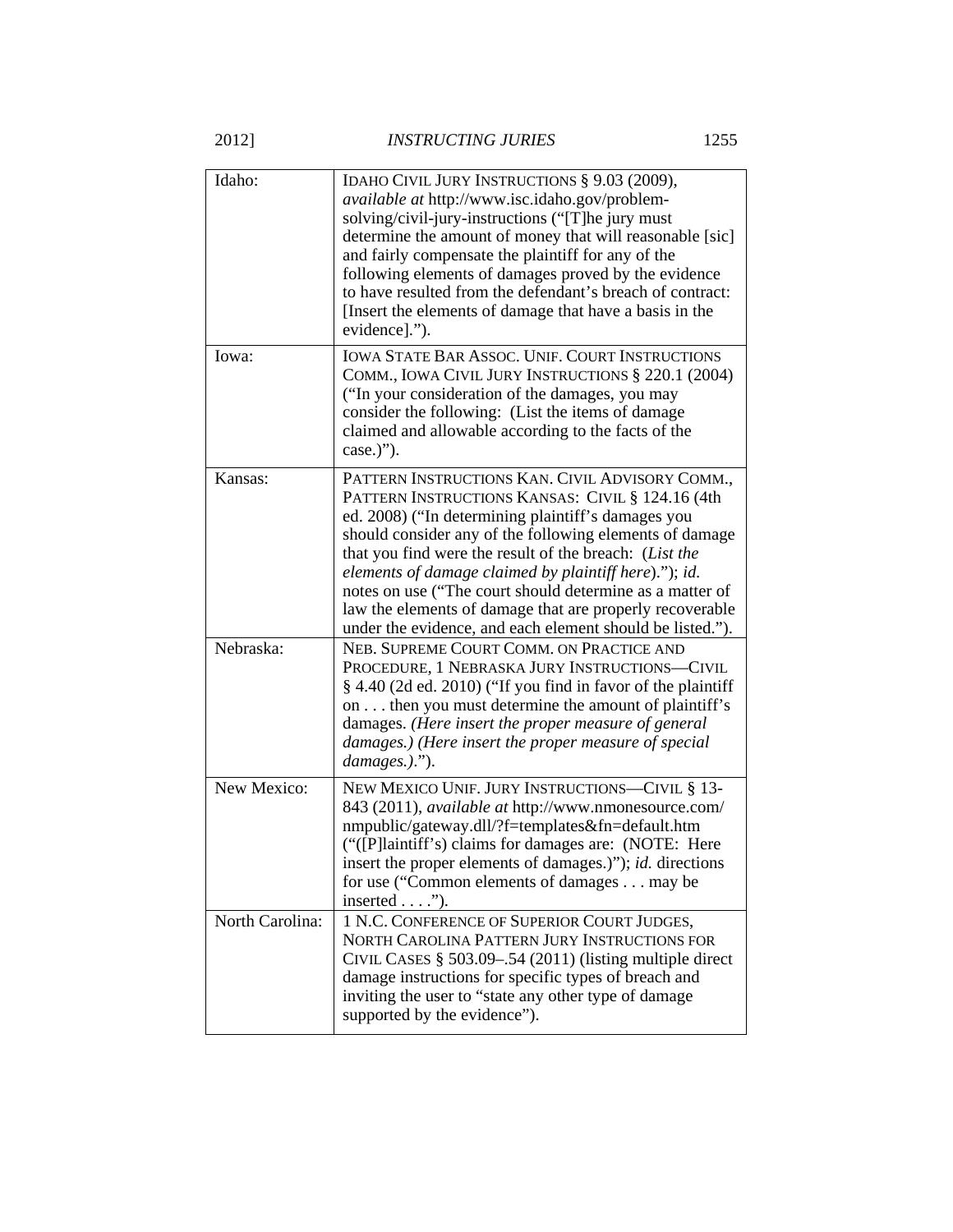| | |
|---|---|
| Idaho: | IDAHO CIVIL JURY INSTRUCTIONS § 9.03 (2009), *available at* http://www.isc.idaho.gov/problem-solving/civil-jury-instructions ("[T]he jury must determine the amount of money that will reasonable [sic] and fairly compensate the plaintiff for any of the following elements of damages proved by the evidence to have resulted from the defendant's breach of contract: [Insert the elements of damage that have a basis in the evidence]."). |
| Iowa: | IOWA STATE BAR ASSOC. UNIF. COURT INSTRUCTIONS COMM., IOWA CIVIL JURY INSTRUCTIONS § 220.1 (2004) ("In your consideration of the damages, you may consider the following: (List the items of damage claimed and allowable according to the facts of the case.)"). |
| Kansas: | PATTERN INSTRUCTIONS KAN. CIVIL ADVISORY COMM., PATTERN INSTRUCTIONS KANSAS: CIVIL § 124.16 (4th ed. 2008) ("In determining plaintiff's damages you should consider any of the following elements of damage that you find were the result of the breach: (*List the elements of damage claimed by plaintiff here*)."); *id.* notes on use ("The court should determine as a matter of law the elements of damage that are properly recoverable under the evidence, and each element should be listed."). |
| Nebraska: | NEB. SUPREME COURT COMM. ON PRACTICE AND PROCEDURE, 1 NEBRASKA JURY INSTRUCTIONS—CIVIL § 4.40 (2d ed. 2010) ("If you find in favor of the plaintiff on . . . then you must determine the amount of plaintiff's damages. *(Here insert the proper measure of general damages.) (Here insert the proper measure of special damages.)*."). |
| New Mexico: | NEW MEXICO UNIF. JURY INSTRUCTIONS—CIVIL § 13-843 (2011), *available at* http://www.nmonesource.com/nmpublic/gateway.dll/?f=templates&fn=default.htm ("([P]laintiff's) claims for damages are: (NOTE: Here insert the proper elements of damages.)"); *id.* directions for use ("Common elements of damages . . . may be inserted . . . ."). |
| North Carolina: | 1 N.C. CONFERENCE OF SUPERIOR COURT JUDGES, NORTH CAROLINA PATTERN JURY INSTRUCTIONS FOR CIVIL CASES § 503.09–.54 (2011) (listing multiple direct damage instructions for specific types of breach and inviting the user to "state any other type of damage supported by the evidence"). |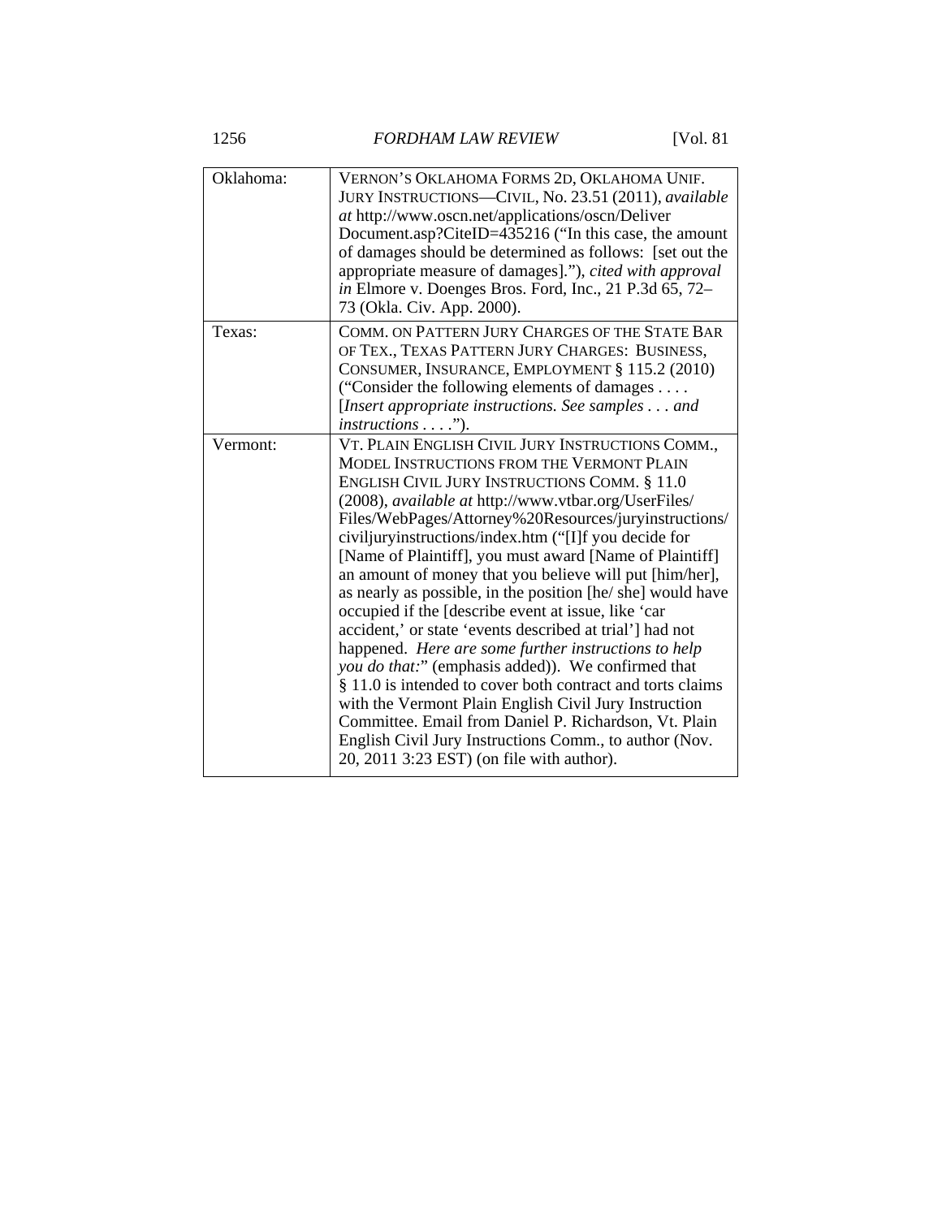| | |
|---|---|
| Oklahoma: | VERNON'S OKLAHOMA FORMS 2D, OKLAHOMA UNIF. JURY INSTRUCTIONS—CIVIL, No. 23.51 (2011), *available at* http://www.oscn.net/applications/oscn/DeliverDocument.asp?CiteID=435216 ("In this case, the amount of damages should be determined as follows: [set out the appropriate measure of damages]."), *cited with approval in* Elmore v. Doenges Bros. Ford, Inc., 21 P.3d 65, 72–73 (Okla. Civ. App. 2000). |
| Texas: | COMM. ON PATTERN JURY CHARGES OF THE STATE BAR OF TEX., TEXAS PATTERN JURY CHARGES: BUSINESS, CONSUMER, INSURANCE, EMPLOYMENT § 115.2 (2010) ("Consider the following elements of damages . . . . [*Insert appropriate instructions. See samples . . . and instructions . . . .*"). |
| Vermont: | VT. PLAIN ENGLISH CIVIL JURY INSTRUCTIONS COMM., MODEL INSTRUCTIONS FROM THE VERMONT PLAIN ENGLISH CIVIL JURY INSTRUCTIONS COMM. § 11.0 (2008), *available at* http://www.vtbar.org/UserFiles/Files/WebPages/Attorney%20Resources/juryinstructions/civiljuryinstructions/index.htm ("[I]f you decide for [Name of Plaintiff], you must award [Name of Plaintiff] an amount of money that you believe will put [him/her], as nearly as possible, in the position [he/ she] would have occupied if the [describe event at issue, like 'car accident,' or state 'events described at trial'] had not happened. *Here are some further instructions to help you do that:*" (emphasis added)). We confirmed that § 11.0 is intended to cover both contract and torts claims with the Vermont Plain English Civil Jury Instruction Committee. Email from Daniel P. Richardson, Vt. Plain English Civil Jury Instructions Comm., to author (Nov. 20, 2011 3:23 EST) (on file with author). |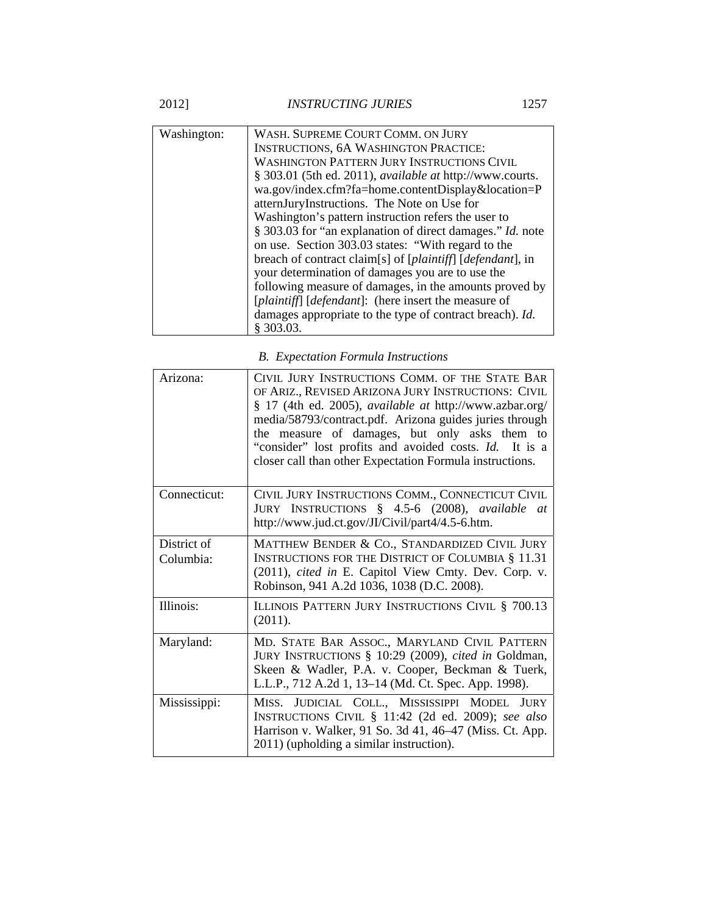| | |
|---|---|
| Washington: | WASH. SUPREME COURT COMM. ON JURY INSTRUCTIONS, 6A WASHINGTON PRACTICE: WASHINGTON PATTERN JURY INSTRUCTIONS CIVIL § 303.01 (5th ed. 2011), *available at* http://www.courts.wa.gov/index.cfm?fa=home.contentDisplay&location=PatternJuryInstructions. The Note on Use for Washington's pattern instruction refers the user to § 303.03 for "an explanation of direct damages." *Id.* note on use. Section 303.03 states: "With regard to the breach of contract claim[s] of [*plaintiff*] [*defendant*], in your determination of damages you are to use the following measure of damages, in the amounts proved by [*plaintiff*] [*defendant*]: (here insert the measure of damages appropriate to the type of contract breach). *Id.* § 303.03. |

### *B. Expectation Formula Instructions*

| | |
|---|---|
| Arizona: | CIVIL JURY INSTRUCTIONS COMM. OF THE STATE BAR OF ARIZ., REVISED ARIZONA JURY INSTRUCTIONS: CIVIL § 17 (4th ed. 2005), *available at* http://www.azbar.org/media/58793/contract.pdf. Arizona guides juries through the measure of damages, but only asks them to "consider" lost profits and avoided costs. *Id.* It is a closer call than other Expectation Formula instructions. |
| Connecticut: | CIVIL JURY INSTRUCTIONS COMM., CONNECTICUT CIVIL JURY INSTRUCTIONS § 4.5-6 (2008), *available at* http://www.jud.ct.gov/JI/Civil/part4/4.5-6.htm. |
| District of Columbia: | MATTHEW BENDER & CO., STANDARDIZED CIVIL JURY INSTRUCTIONS FOR THE DISTRICT OF COLUMBIA § 11.31 (2011), *cited in* E. Capitol View Cmty. Dev. Corp. v. Robinson, 941 A.2d 1036, 1038 (D.C. 2008). |
| Illinois: | ILLINOIS PATTERN JURY INSTRUCTIONS CIVIL § 700.13 (2011). |
| Maryland: | MD. STATE BAR ASSOC., MARYLAND CIVIL PATTERN JURY INSTRUCTIONS § 10:29 (2009), *cited in* Goldman, Skeen & Wadler, P.A. v. Cooper, Beckman & Tuerk, L.L.P., 712 A.2d 1, 13–14 (Md. Ct. Spec. App. 1998). |
| Mississippi: | MISS. JUDICIAL COLL., MISSISSIPPI MODEL JURY INSTRUCTIONS CIVIL § 11:42 (2d ed. 2009); *see also* Harrison v. Walker, 91 So. 3d 41, 46–47 (Miss. Ct. App. 2011) (upholding a similar instruction). |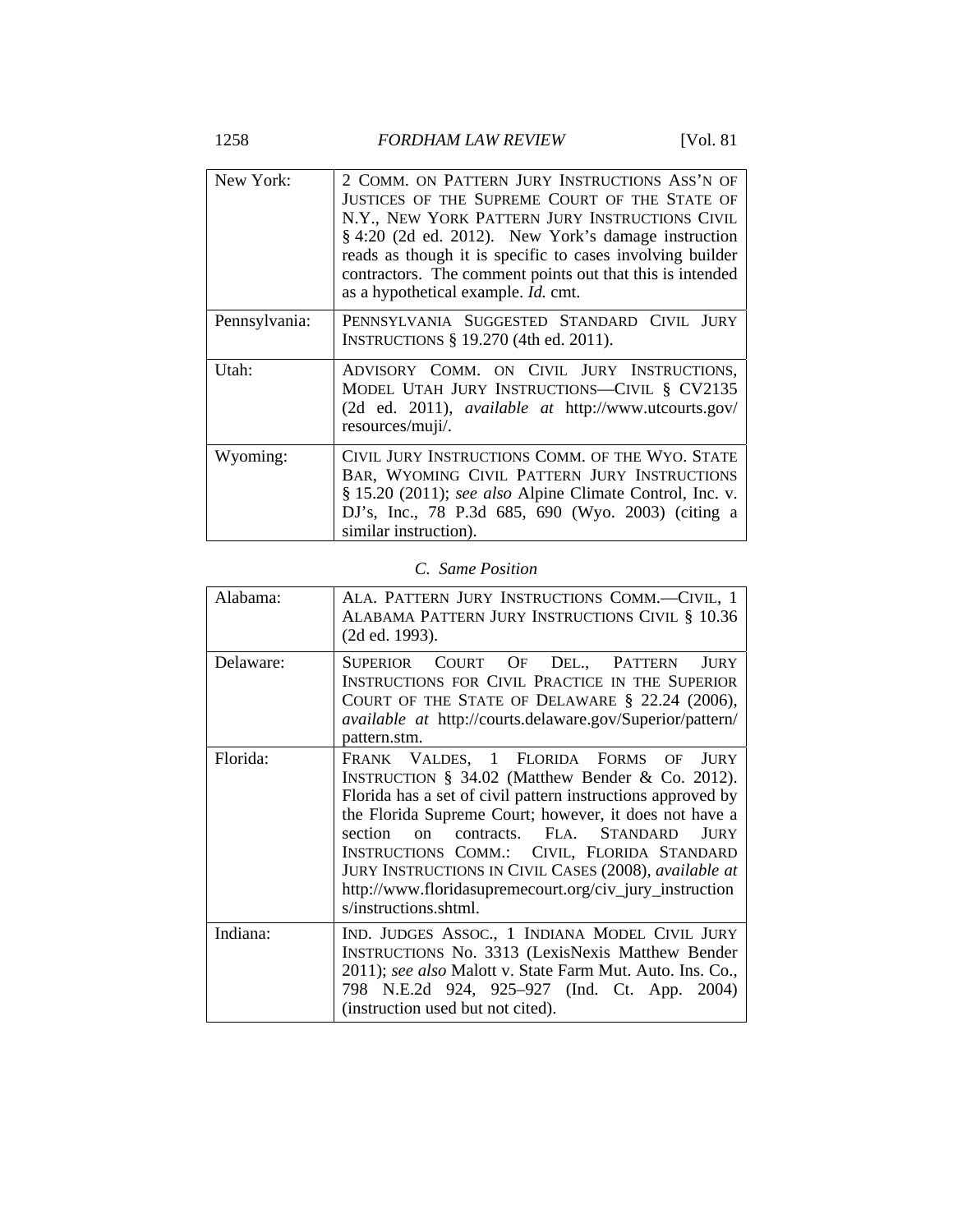| | |
|---|---|
| New York: | 2 COMM. ON PATTERN JURY INSTRUCTIONS ASS'N OF JUSTICES OF THE SUPREME COURT OF THE STATE OF N.Y., NEW YORK PATTERN JURY INSTRUCTIONS CIVIL § 4:20 (2d ed. 2012). New York's damage instruction reads as though it is specific to cases involving builder contractors. The comment points out that this is intended as a hypothetical example. *Id.* cmt. |
| Pennsylvania: | PENNSYLVANIA SUGGESTED STANDARD CIVIL JURY INSTRUCTIONS § 19.270 (4th ed. 2011). |
| Utah: | ADVISORY COMM. ON CIVIL JURY INSTRUCTIONS, MODEL UTAH JURY INSTRUCTIONS—CIVIL § CV2135 (2d ed. 2011), *available at* http://www.utcourts.gov/resources/muji/. |
| Wyoming: | CIVIL JURY INSTRUCTIONS COMM. OF THE WYO. STATE BAR, WYOMING CIVIL PATTERN JURY INSTRUCTIONS § 15.20 (2011); *see also* Alpine Climate Control, Inc. v. DJ's, Inc., 78 P.3d 685, 690 (Wyo. 2003) (citing a similar instruction). |

### *C. Same Position*

| | |
|---|---|
| Alabama: | ALA. PATTERN JURY INSTRUCTIONS COMM.—CIVIL, 1 ALABAMA PATTERN JURY INSTRUCTIONS CIVIL § 10.36 (2d ed. 1993). |
| Delaware: | SUPERIOR COURT OF DEL., PATTERN JURY INSTRUCTIONS FOR CIVIL PRACTICE IN THE SUPERIOR COURT OF THE STATE OF DELAWARE § 22.24 (2006), *available at* http://courts.delaware.gov/Superior/pattern/pattern.stm. |
| Florida: | FRANK VALDES, 1 FLORIDA FORMS OF JURY INSTRUCTION § 34.02 (Matthew Bender & Co. 2012). Florida has a set of civil pattern instructions approved by the Florida Supreme Court; however, it does not have a section on contracts. FLA. STANDARD JURY INSTRUCTIONS COMM.: CIVIL, FLORIDA STANDARD JURY INSTRUCTIONS IN CIVIL CASES (2008), *available at* http://www.floridasupremecourt.org/civ_jury_instructions/instructions.shtml. |
| Indiana: | IND. JUDGES ASSOC., 1 INDIANA MODEL CIVIL JURY INSTRUCTIONS No. 3313 (LexisNexis Matthew Bender 2011); *see also* Malott v. State Farm Mut. Auto. Ins. Co., 798 N.E.2d 924, 925–927 (Ind. Ct. App. 2004) (instruction used but not cited). |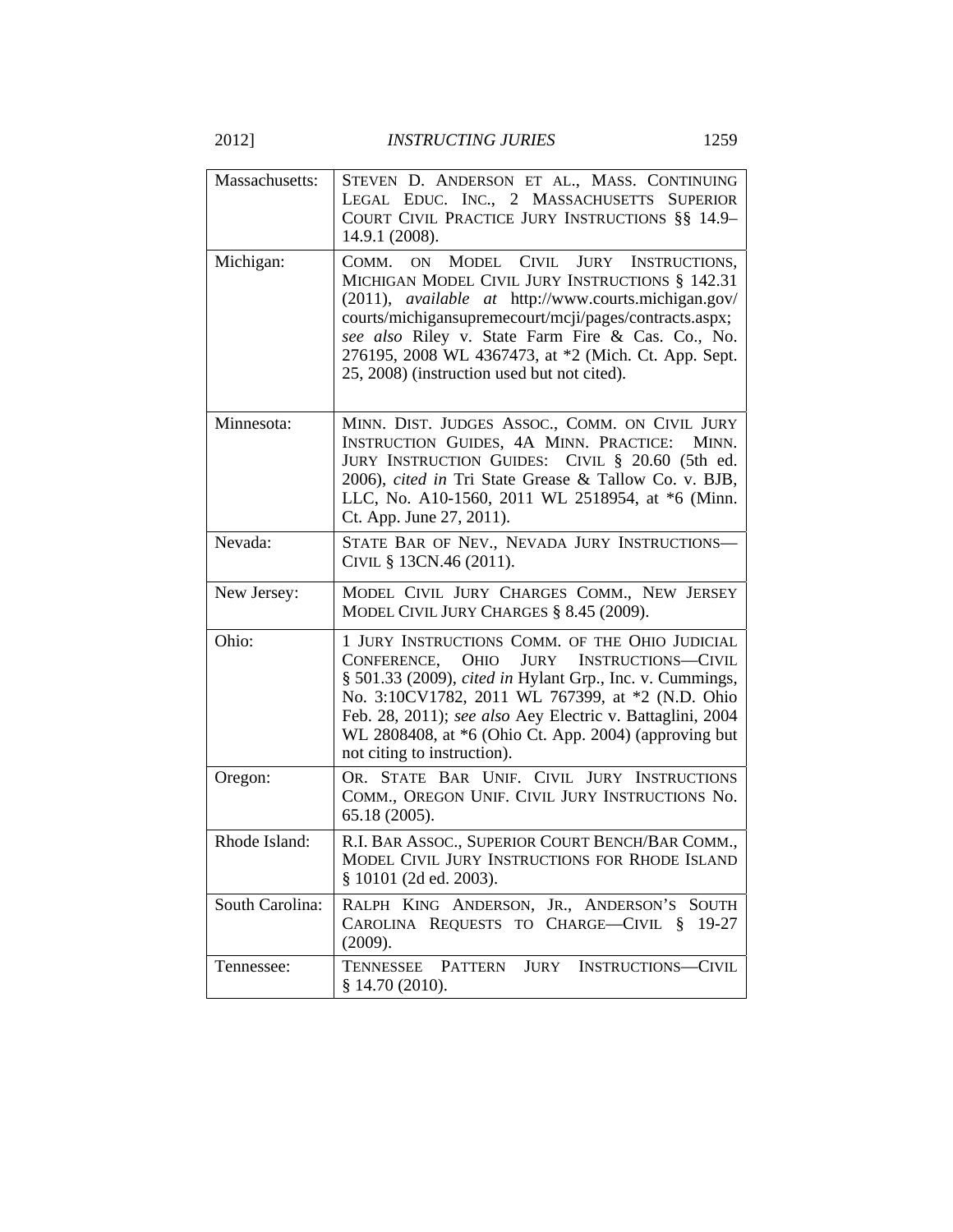| | |
|---|---|
| Massachusetts: | STEVEN D. ANDERSON ET AL., MASS. CONTINUING LEGAL EDUC. INC., 2 MASSACHUSETTS SUPERIOR COURT CIVIL PRACTICE JURY INSTRUCTIONS §§ 14.9–14.9.1 (2008). |
| Michigan: | COMM. ON MODEL CIVIL JURY INSTRUCTIONS, MICHIGAN MODEL CIVIL JURY INSTRUCTIONS § 142.31 (2011), *available at* http://www.courts.michigan.gov/courts/michigansupremecourt/mcji/pages/contracts.aspx; *see also* Riley v. State Farm Fire & Cas. Co., No. 276195, 2008 WL 4367473, at *2 (Mich. Ct. App. Sept. 25, 2008) (instruction used but not cited). |
| Minnesota: | MINN. DIST. JUDGES ASSOC., COMM. ON CIVIL JURY INSTRUCTION GUIDES, 4A MINN. PRACTICE: MINN. JURY INSTRUCTION GUIDES: CIVIL § 20.60 (5th ed. 2006), *cited in* Tri State Grease & Tallow Co. v. BJB, LLC, No. A10-1560, 2011 WL 2518954, at *6 (Minn. Ct. App. June 27, 2011). |
| Nevada: | STATE BAR OF NEV., NEVADA JURY INSTRUCTIONS—CIVIL § 13CN.46 (2011). |
| New Jersey: | MODEL CIVIL JURY CHARGES COMM., NEW JERSEY MODEL CIVIL JURY CHARGES § 8.45 (2009). |
| Ohio: | 1 JURY INSTRUCTIONS COMM. OF THE OHIO JUDICIAL CONFERENCE, OHIO JURY INSTRUCTIONS—CIVIL § 501.33 (2009), *cited in* Hylant Grp., Inc. v. Cummings, No. 3:10CV1782, 2011 WL 767399, at *2 (N.D. Ohio Feb. 28, 2011); *see also* Aey Electric v. Battaglini, 2004 WL 2808408, at *6 (Ohio Ct. App. 2004) (approving but not citing to instruction). |
| Oregon: | OR. STATE BAR UNIF. CIVIL JURY INSTRUCTIONS COMM., OREGON UNIF. CIVIL JURY INSTRUCTIONS No. 65.18 (2005). |
| Rhode Island: | R.I. BAR ASSOC., SUPERIOR COURT BENCH/BAR COMM., MODEL CIVIL JURY INSTRUCTIONS FOR RHODE ISLAND § 10101 (2d ed. 2003). |
| South Carolina: | RALPH KING ANDERSON, JR., ANDERSON'S SOUTH CAROLINA REQUESTS TO CHARGE—CIVIL § 19-27 (2009). |
| Tennessee: | TENNESSEE PATTERN JURY INSTRUCTIONS—CIVIL § 14.70 (2010). |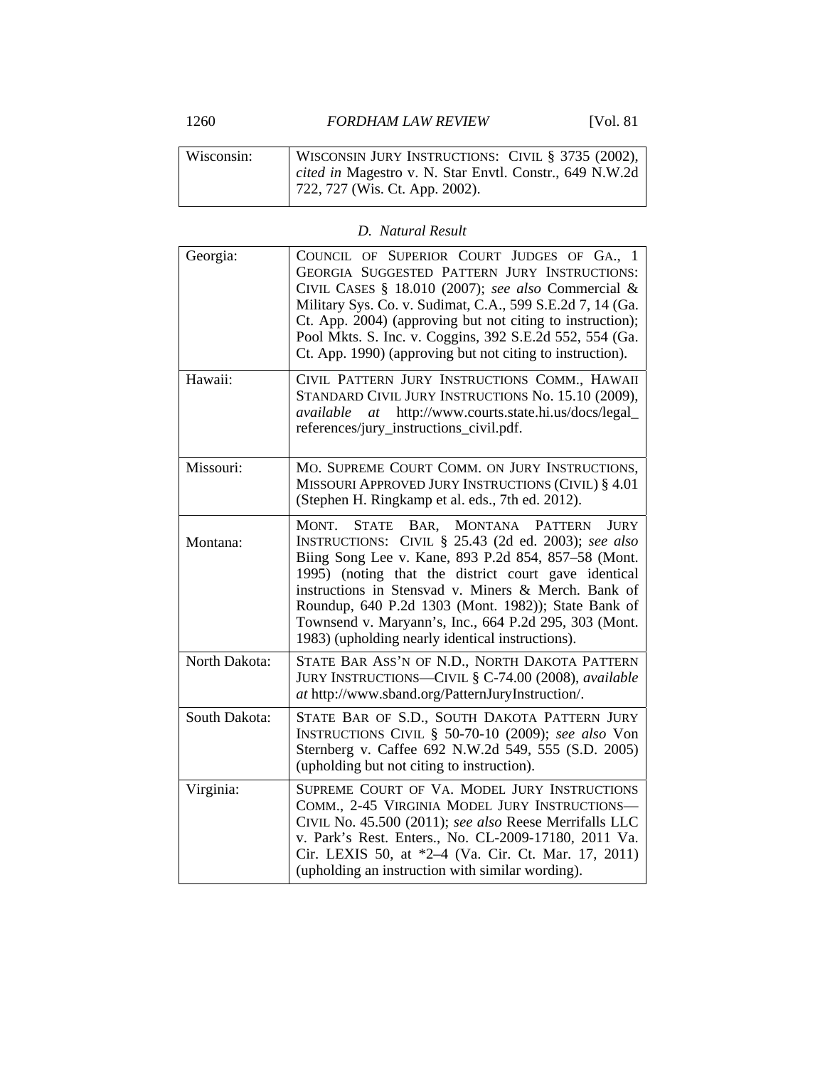| | |
|---|---|
| Wisconsin: | WISCONSIN JURY INSTRUCTIONS: CIVIL § 3735 (2002), *cited in* Magestro v. N. Star Envtl. Constr., 649 N.W.2d 722, 727 (Wis. Ct. App. 2002). |

### *D. Natural Result*

| | |
|---|---|
| Georgia: | COUNCIL OF SUPERIOR COURT JUDGES OF GA., 1 GEORGIA SUGGESTED PATTERN JURY INSTRUCTIONS: CIVIL CASES § 18.010 (2007); *see also* Commercial & Military Sys. Co. v. Sudimat, C.A., 599 S.E.2d 7, 14 (Ga. Ct. App. 2004) (approving but not citing to instruction); Pool Mkts. S. Inc. v. Coggins, 392 S.E.2d 552, 554 (Ga. Ct. App. 1990) (approving but not citing to instruction). |
| Hawaii: | CIVIL PATTERN JURY INSTRUCTIONS COMM., HAWAII STANDARD CIVIL JURY INSTRUCTIONS No. 15.10 (2009), *available at* http://www.courts.state.hi.us/docs/legal_references/jury_instructions_civil.pdf. |
| Missouri: | MO. SUPREME COURT COMM. ON JURY INSTRUCTIONS, MISSOURI APPROVED JURY INSTRUCTIONS (CIVIL) § 4.01 (Stephen H. Ringkamp et al. eds., 7th ed. 2012). |
| Montana: | MONT. STATE BAR, MONTANA PATTERN JURY INSTRUCTIONS: CIVIL § 25.43 (2d ed. 2003); *see also* Biing Song Lee v. Kane, 893 P.2d 854, 857–58 (Mont. 1995) (noting that the district court gave identical instructions in Stensvad v. Miners & Merch. Bank of Roundup, 640 P.2d 1303 (Mont. 1982)); State Bank of Townsend v. Maryann's, Inc., 664 P.2d 295, 303 (Mont. 1983) (upholding nearly identical instructions). |
| North Dakota: | STATE BAR ASS'N OF N.D., NORTH DAKOTA PATTERN JURY INSTRUCTIONS—CIVIL § C-74.00 (2008), *available at* http://www.sband.org/PatternJuryInstruction/. |
| South Dakota: | STATE BAR OF S.D., SOUTH DAKOTA PATTERN JURY INSTRUCTIONS CIVIL § 50-70-10 (2009); *see also* Von Sternberg v. Caffee 692 N.W.2d 549, 555 (S.D. 2005) (upholding but not citing to instruction). |
| Virginia: | SUPREME COURT OF VA. MODEL JURY INSTRUCTIONS COMM., 2-45 VIRGINIA MODEL JURY INSTRUCTIONS—CIVIL No. 45.500 (2011); *see also* Reese Merrifalls LLC v. Park's Rest. Enters., No. CL-2009-17180, 2011 Va. Cir. LEXIS 50, at *2–4 (Va. Cir. Ct. Mar. 17, 2011) (upholding an instruction with similar wording). |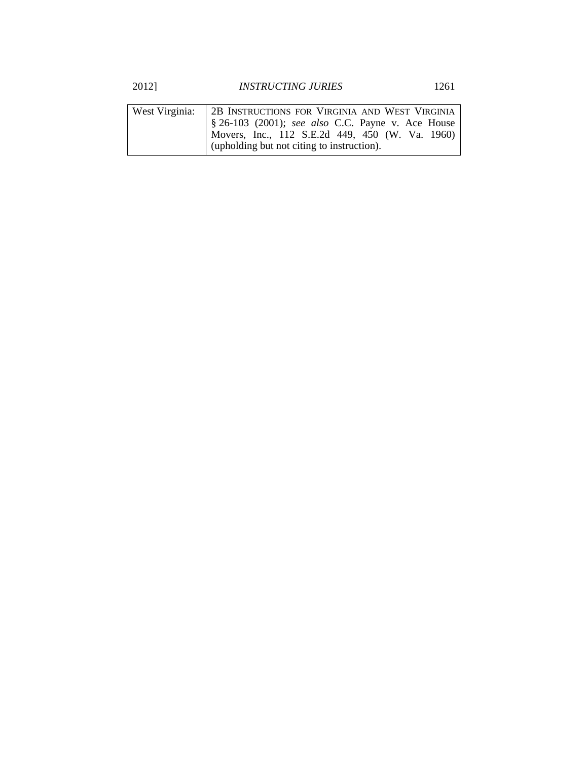| | |
|---|---|
| West Virginia: | 2B INSTRUCTIONS FOR VIRGINIA AND WEST VIRGINIA § 26-103 (2001); *see also* C.C. Payne v. Ace House Movers, Inc., 112 S.E.2d 449, 450 (W. Va. 1960) (upholding but not citing to instruction). |